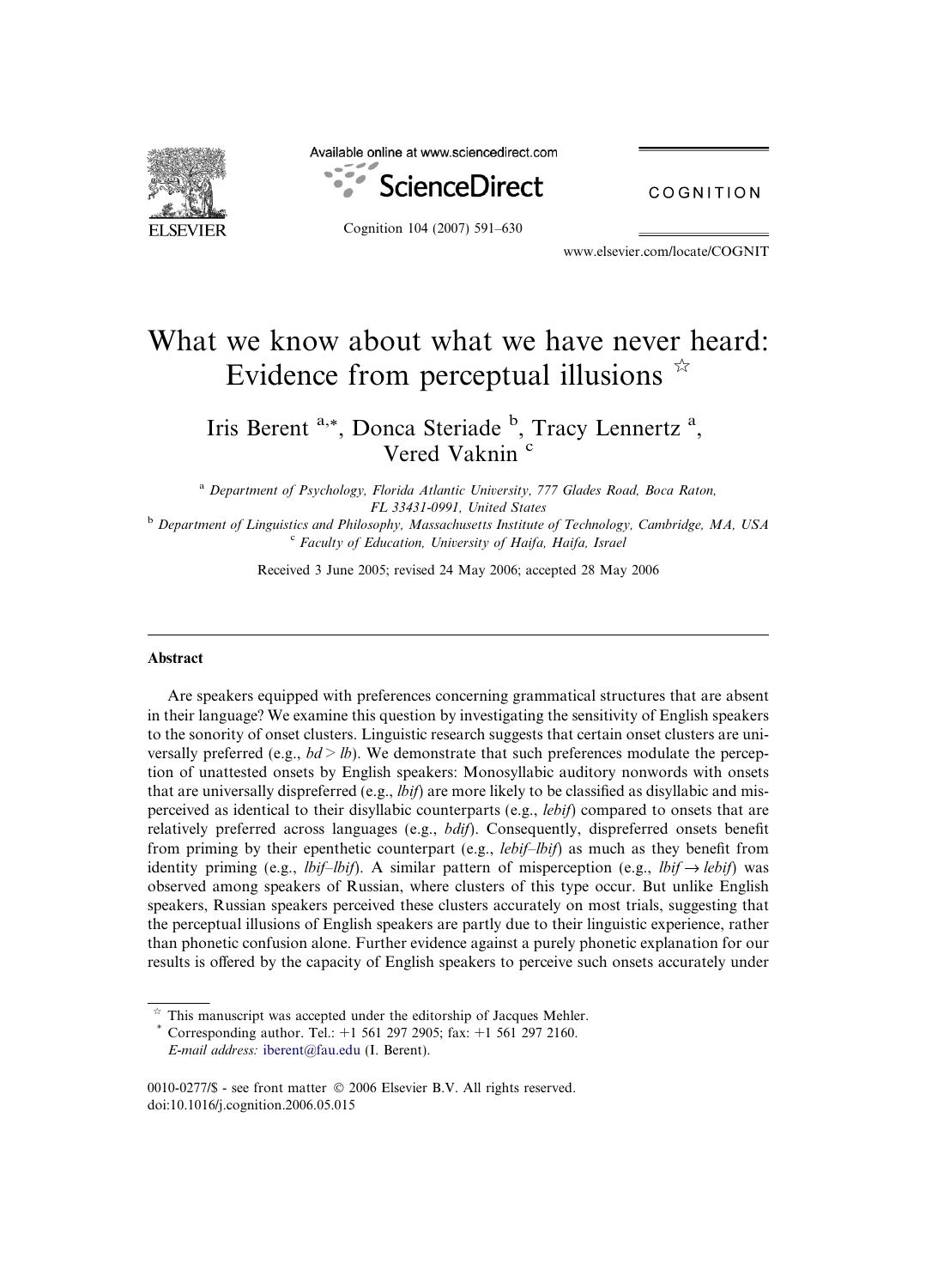# What we know about what we have never heard: Evidence from perceptual illusions ☆

Iris Berent [a,*], Donca Steriade [b], Tracy Lennertz [a], Vered Vaknin [c]

[a] Department of Psychology, Florida Atlantic University, 777 Glades Road, Boca Raton, FL 33431-0991, United States

[b] Department of Linguistics and Philosophy, Massachusetts Institute of Technology, Cambridge, MA, USA

[c] Faculty of Education, University of Haifa, Haifa, Israel

Received 3 June 2005; revised 24 May 2006; accepted 28 May 2006

## Abstract

Are speakers equipped with preferences concerning grammatical structures that are absent in their language? We examine this question by investigating the sensitivity of English speakers to the sonority of onset clusters. Linguistic research suggests that certain onset clusters are universally preferred (e.g., *bd* > *lb*). We demonstrate that such preferences modulate the perception of unattested onsets by English speakers: Monosyllabic auditory nonwords with onsets that are universally dispreferred (e.g., *lbif*) are more likely to be classified as disyllabic and misperceived as identical to their disyllabic counterparts (e.g., *lebif*) compared to onsets that are relatively preferred across languages (e.g., *bdif*). Consequently, dispreferred onsets benefit from priming by their epenthetic counterpart (e.g., *lebif–lbif*) as much as they benefit from identity priming (e.g., *lbif–lbif*). A similar pattern of misperception (e.g., *lbif* → *lebif*) was observed among speakers of Russian, where clusters of this type occur. But unlike English speakers, Russian speakers perceived these clusters accurately on most trials, suggesting that the perceptual illusions of English speakers are partly due to their linguistic experience, rather than phonetic confusion alone. Further evidence against a purely phonetic explanation for our results is offered by the capacity of English speakers to perceive such onsets accurately under

☆ This manuscript was accepted under the editorship of Jacques Mehler.

\* Corresponding author. Tel.: +1 561 297 2905; fax: +1 561 297 2160. *E-mail address:* iberent@fau.edu (I. Berent).

0010-0277/$ - see front matter © 2006 Elsevier B.V. All rights reserved.
doi:10.1016/j.cognition.2006.05.015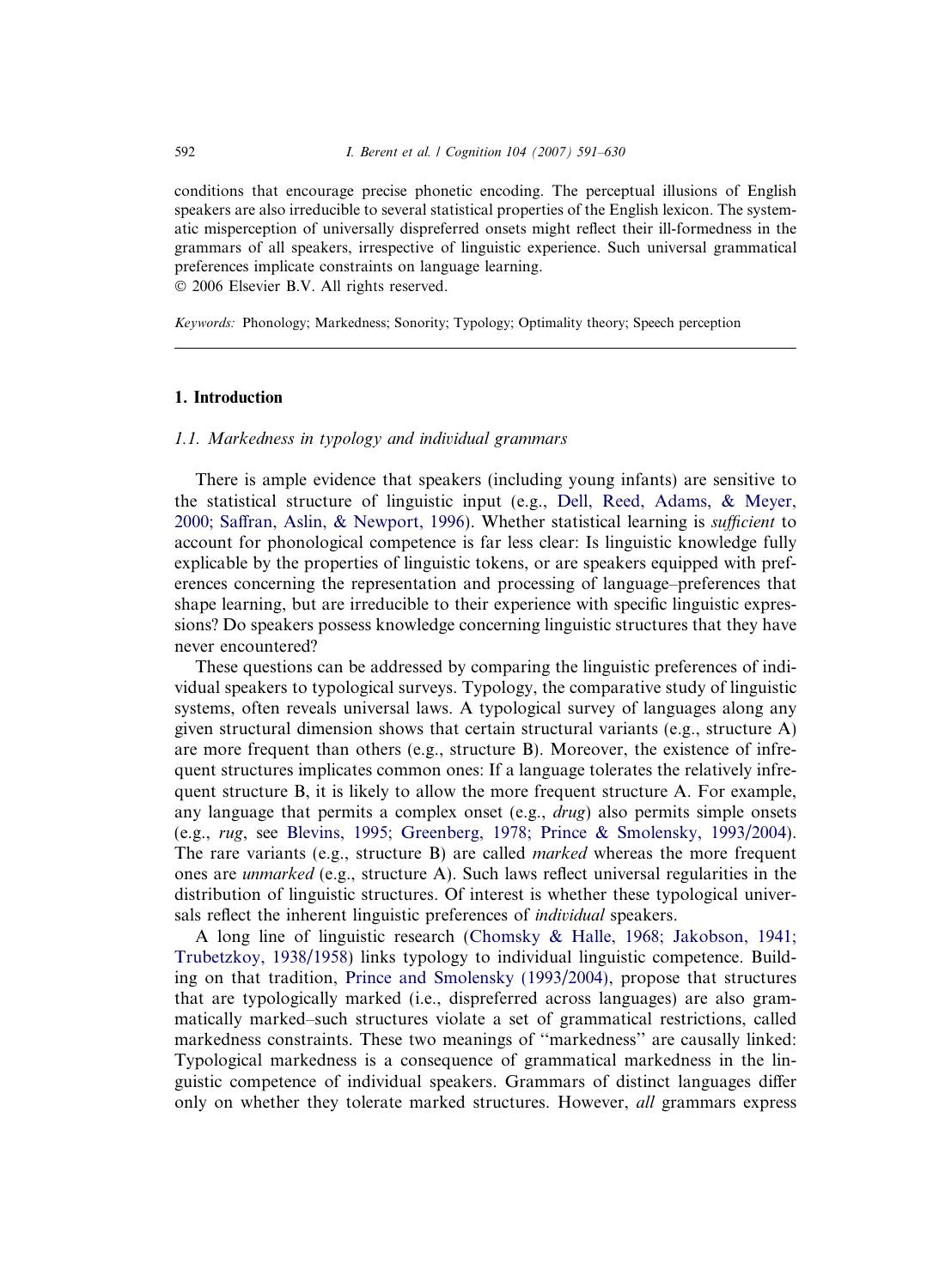conditions that encourage precise phonetic encoding. The perceptual illusions of English speakers are also irreducible to several statistical properties of the English lexicon. The systematic misperception of universally dispreferred onsets might reflect their ill-formedness in the grammars of all speakers, irrespective of linguistic experience. Such universal grammatical preferences implicate constraints on language learning.
© 2006 Elsevier B.V. All rights reserved.

*Keywords:* Phonology; Markedness; Sonority; Typology; Optimality theory; Speech perception

## 1. Introduction

### *1.1. Markedness in typology and individual grammars*

There is ample evidence that speakers (including young infants) are sensitive to the statistical structure of linguistic input (e.g., Dell, Reed, Adams, & Meyer, 2000; Saffran, Aslin, & Newport, 1996). Whether statistical learning is *sufficient* to account for phonological competence is far less clear: Is linguistic knowledge fully explicable by the properties of linguistic tokens, or are speakers equipped with preferences concerning the representation and processing of language–preferences that shape learning, but are irreducible to their experience with specific linguistic expressions? Do speakers possess knowledge concerning linguistic structures that they have never encountered?

These questions can be addressed by comparing the linguistic preferences of individual speakers to typological surveys. Typology, the comparative study of linguistic systems, often reveals universal laws. A typological survey of languages along any given structural dimension shows that certain structural variants (e.g., structure A) are more frequent than others (e.g., structure B). Moreover, the existence of infrequent structures implicates common ones: If a language tolerates the relatively infrequent structure B, it is likely to allow the more frequent structure A. For example, any language that permits a complex onset (e.g., *drug*) also permits simple onsets (e.g., *rug*, see Blevins, 1995; Greenberg, 1978; Prince & Smolensky, 1993/2004). The rare variants (e.g., structure B) are called *marked* whereas the more frequent ones are *unmarked* (e.g., structure A). Such laws reflect universal regularities in the distribution of linguistic structures. Of interest is whether these typological universals reflect the inherent linguistic preferences of *individual* speakers.

A long line of linguistic research (Chomsky & Halle, 1968; Jakobson, 1941; Trubetzkoy, 1938/1958) links typology to individual linguistic competence. Building on that tradition, Prince and Smolensky (1993/2004), propose that structures that are typologically marked (i.e., dispreferred across languages) are also grammatically marked–such structures violate a set of grammatical restrictions, called markedness constraints. These two meanings of ''markedness'' are causally linked: Typological markedness is a consequence of grammatical markedness in the linguistic competence of individual speakers. Grammars of distinct languages differ only on whether they tolerate marked structures. However, *all* grammars express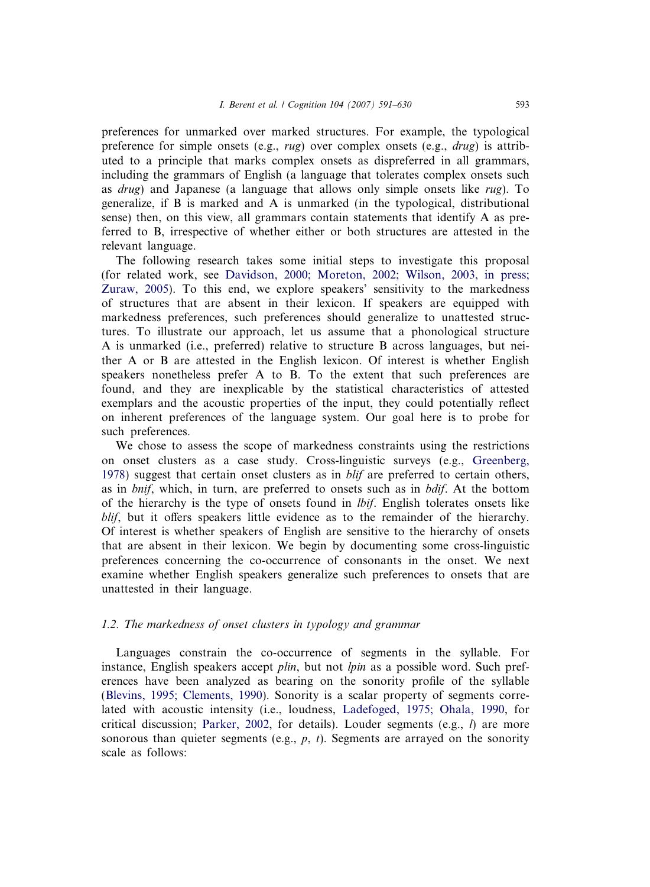preferences for unmarked over marked structures. For example, the typological preference for simple onsets (e.g., *rug*) over complex onsets (e.g., *drug*) is attributed to a principle that marks complex onsets as dispreferred in all grammars, including the grammars of English (a language that tolerates complex onsets such as *drug*) and Japanese (a language that allows only simple onsets like *rug*). To generalize, if B is marked and A is unmarked (in the typological, distributional sense) then, on this view, all grammars contain statements that identify A as preferred to B, irrespective of whether either or both structures are attested in the relevant language.

The following research takes some initial steps to investigate this proposal (for related work, see Davidson, 2000; Moreton, 2002; Wilson, 2003, in press; Zuraw, 2005). To this end, we explore speakers' sensitivity to the markedness of structures that are absent in their lexicon. If speakers are equipped with markedness preferences, such preferences should generalize to unattested structures. To illustrate our approach, let us assume that a phonological structure A is unmarked (i.e., preferred) relative to structure B across languages, but neither A or B are attested in the English lexicon. Of interest is whether English speakers nonetheless prefer A to B. To the extent that such preferences are found, and they are inexplicable by the statistical characteristics of attested exemplars and the acoustic properties of the input, they could potentially reflect on inherent preferences of the language system. Our goal here is to probe for such preferences.

We chose to assess the scope of markedness constraints using the restrictions on onset clusters as a case study. Cross-linguistic surveys (e.g., Greenberg, 1978) suggest that certain onset clusters as in *blif* are preferred to certain others, as in *bnif*, which, in turn, are preferred to onsets such as in *bdif*. At the bottom of the hierarchy is the type of onsets found in *lbif*. English tolerates onsets like *blif*, but it offers speakers little evidence as to the remainder of the hierarchy. Of interest is whether speakers of English are sensitive to the hierarchy of onsets that are absent in their lexicon. We begin by documenting some cross-linguistic preferences concerning the co-occurrence of consonants in the onset. We next examine whether English speakers generalize such preferences to onsets that are unattested in their language.

### 1.2. The markedness of onset clusters in typology and grammar

Languages constrain the co-occurrence of segments in the syllable. For instance, English speakers accept *plin*, but not *lpin* as a possible word. Such preferences have been analyzed as bearing on the sonority profile of the syllable (Blevins, 1995; Clements, 1990). Sonority is a scalar property of segments correlated with acoustic intensity (i.e., loudness, Ladefoged, 1975; Ohala, 1990, for critical discussion; Parker, 2002, for details). Louder segments (e.g., *l*) are more sonorous than quieter segments (e.g., *p*, *t*). Segments are arrayed on the sonority scale as follows: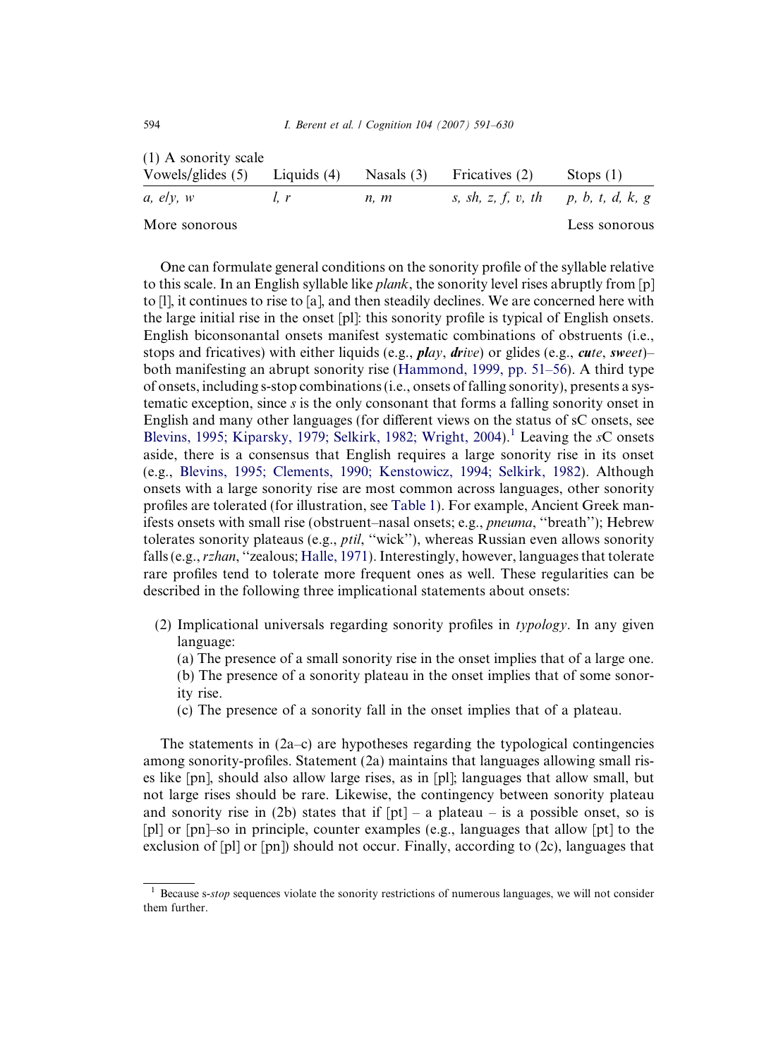(1) A sonority scale

| Vowels/glides (5) | Liquids (4) | Nasals (3) | Fricatives (2) | Stops (1) |
|---|---|---|---|---|
| *a, e/y, w* | *l, r* | *n, m* | *s, sh, z, f, v, th* | *p, b, t, d, k, g* |
| More sonorous | | | | Less sonorous |

One can formulate general conditions on the sonority profile of the syllable relative to this scale. In an English syllable like *plank*, the sonority level rises abruptly from [p] to [l], it continues to rise to [a], and then steadily declines. We are concerned here with the large initial rise in the onset [pl]: this sonority profile is typical of English onsets. English biconsonantal onsets manifest systematic combinations of obstruents (i.e., stops and fricatives) with either liquids (e.g., ***pl**ay*, ***dr**ive*) or glides (e.g., ***cu**te*, ***sw**eet*)– both manifesting an abrupt sonority rise (Hammond, 1999, pp. 51–56). A third type of onsets, including s-stop combinations (i.e., onsets of falling sonority), presents a systematic exception, since *s* is the only consonant that forms a falling sonority onset in English and many other languages (for different views on the status of sC onsets, see Blevins, 1995; Kiparsky, 1979; Selkirk, 1982; Wright, 2004).[1] Leaving the *s*C onsets aside, there is a consensus that English requires a large sonority rise in its onset (e.g., Blevins, 1995; Clements, 1990; Kenstowicz, 1994; Selkirk, 1982). Although onsets with a large sonority rise are most common across languages, other sonority profiles are tolerated (for illustration, see Table 1). For example, Ancient Greek manifests onsets with small rise (obstruent–nasal onsets; e.g., *pneuma*, ''breath''); Hebrew tolerates sonority plateaus (e.g., *ptil*, ''wick''), whereas Russian even allows sonority falls (e.g., *rzhan*, ''zealous; Halle, 1971). Interestingly, however, languages that tolerate rare profiles tend to tolerate more frequent ones as well. These regularities can be described in the following three implicational statements about onsets:

(2) Implicational universals regarding sonority profiles in *typology*. In any given language:
(a) The presence of a small sonority rise in the onset implies that of a large one.
(b) The presence of a sonority plateau in the onset implies that of some sonority rise.
(c) The presence of a sonority fall in the onset implies that of a plateau.

The statements in (2a–c) are hypotheses regarding the typological contingencies among sonority-profiles. Statement (2a) maintains that languages allowing small rises like [pn], should also allow large rises, as in [pl]; languages that allow small, but not large rises should be rare. Likewise, the contingency between sonority plateau and sonority rise in (2b) states that if [pt] – a plateau – is a possible onset, so is [pl] or [pn]–so in principle, counter examples (e.g., languages that allow [pt] to the exclusion of [pl] or [pn]) should not occur. Finally, according to (2c), languages that

[1] Because s-*stop* sequences violate the sonority restrictions of numerous languages, we will not consider them further.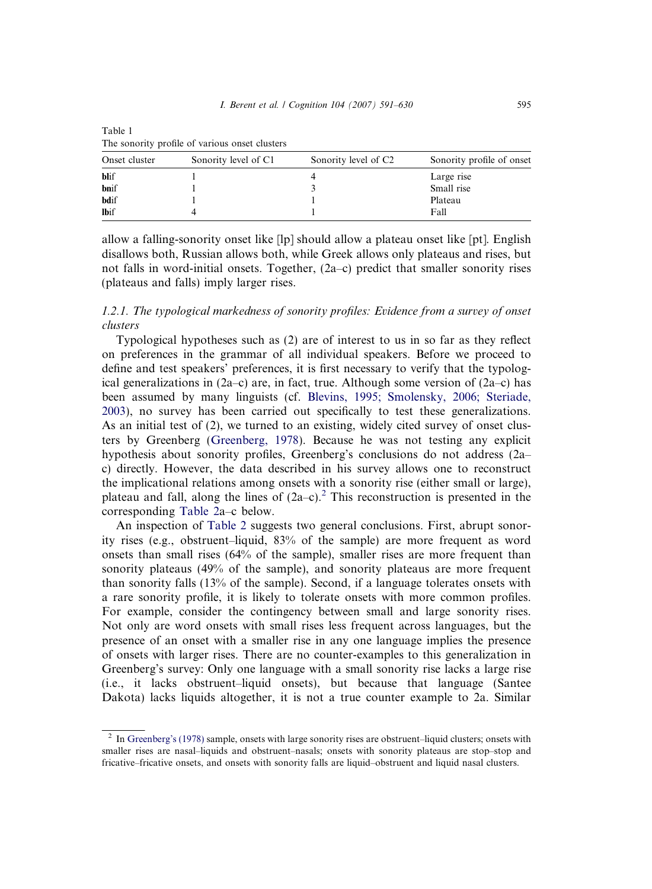Table 1
The sonority profile of various onset clusters

| Onset cluster | Sonority level of C1 | Sonority level of C2 | Sonority profile of onset |
|---|---|---|---|
| **bl**if | 1 | 4 | Large rise |
| **bn**if | 1 | 3 | Small rise |
| **bd**if | 1 | 1 | Plateau |
| **lb**if | 4 | 1 | Fall |

allow a falling-sonority onset like [lp] should allow a plateau onset like [pt]. English disallows both, Russian allows both, while Greek allows only plateaus and rises, but not falls in word-initial onsets. Together, (2a–c) predict that smaller sonority rises (plateaus and falls) imply larger rises.

### *1.2.1. The typological markedness of sonority profiles: Evidence from a survey of onset clusters*

Typological hypotheses such as (2) are of interest to us in so far as they reflect on preferences in the grammar of all individual speakers. Before we proceed to define and test speakers' preferences, it is first necessary to verify that the typological generalizations in (2a–c) are, in fact, true. Although some version of (2a–c) has been assumed by many linguists (cf. Blevins, 1995; Smolensky, 2006; Steriade, 2003), no survey has been carried out specifically to test these generalizations. As an initial test of (2), we turned to an existing, widely cited survey of onset clusters by Greenberg (Greenberg, 1978). Because he was not testing any explicit hypothesis about sonority profiles, Greenberg's conclusions do not address (2a–c) directly. However, the data described in his survey allows one to reconstruct the implicational relations among onsets with a sonority rise (either small or large), plateau and fall, along the lines of (2a–c).[2] This reconstruction is presented in the corresponding Table 2a–c below.

An inspection of Table 2 suggests two general conclusions. First, abrupt sonority rises (e.g., obstruent–liquid, 83% of the sample) are more frequent as word onsets than small rises (64% of the sample), smaller rises are more frequent than sonority plateaus (49% of the sample), and sonority plateaus are more frequent than sonority falls (13% of the sample). Second, if a language tolerates onsets with a rare sonority profile, it is likely to tolerate onsets with more common profiles. For example, consider the contingency between small and large sonority rises. Not only are word onsets with small rises less frequent across languages, but the presence of an onset with a smaller rise in any one language implies the presence of onsets with larger rises. There are no counter-examples to this generalization in Greenberg's survey: Only one language with a small sonority rise lacks a large rise (i.e., it lacks obstruent–liquid onsets), but because that language (Santee Dakota) lacks liquids altogether, it is not a true counter example to 2a. Similar

[2] In Greenberg's (1978) sample, onsets with large sonority rises are obstruent–liquid clusters; onsets with smaller rises are nasal–liquids and obstruent–nasals; onsets with sonority plateaus are stop–stop and fricative–fricative onsets, and onsets with sonority falls are liquid–obstruent and liquid nasal clusters.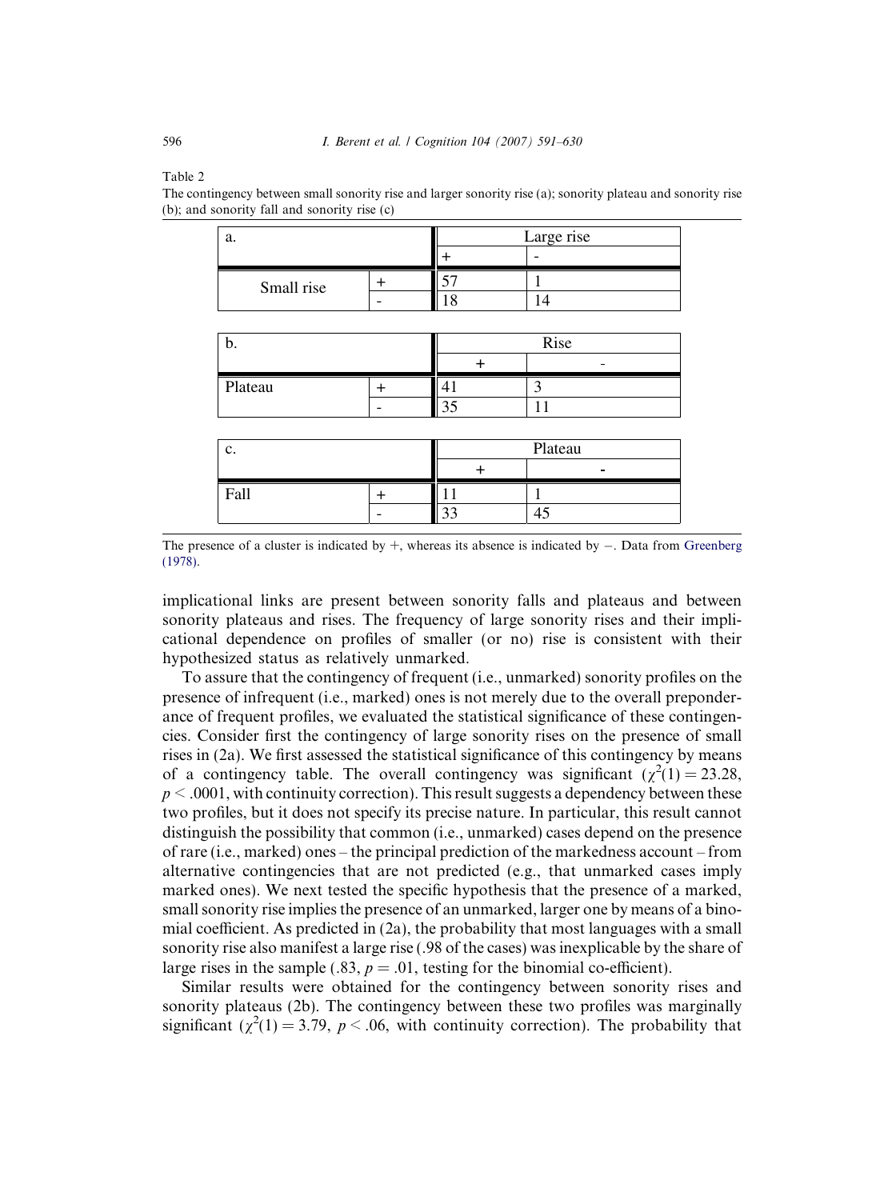Table 2

The contingency between small sonority rise and larger sonority rise (a); sonority plateau and sonority rise (b); and sonority fall and sonority rise (c)

| a. | | Large rise | |
|---|---|---|---|
| | | + | - |
| Small rise | + | 57 | 1 |
| | - | 18 | 14 |

| b. | | Rise | |
|---|---|---|---|
| | | + | - |
| Plateau | + | 41 | 3 |
| | - | 35 | 11 |

| c. | | Plateau | |
|---|---|---|---|
| | | + | - |
| Fall | + | 11 | 1 |
| | - | 33 | 45 |

The presence of a cluster is indicated by +, whereas its absence is indicated by −. Data from Greenberg (1978).

implicational links are present between sonority falls and plateaus and between sonority plateaus and rises. The frequency of large sonority rises and their implicational dependence on profiles of smaller (or no) rise is consistent with their hypothesized status as relatively unmarked.

To assure that the contingency of frequent (i.e., unmarked) sonority profiles on the presence of infrequent (i.e., marked) ones is not merely due to the overall preponderance of frequent profiles, we evaluated the statistical significance of these contingencies. Consider first the contingency of large sonority rises on the presence of small rises in (2a). We first assessed the statistical significance of this contingency by means of a contingency table. The overall contingency was significant ($\chi^2(1) = 23.28$, $p < .0001$, with continuity correction). This result suggests a dependency between these two profiles, but it does not specify its precise nature. In particular, this result cannot distinguish the possibility that common (i.e., unmarked) cases depend on the presence of rare (i.e., marked) ones – the principal prediction of the markedness account – from alternative contingencies that are not predicted (e.g., that unmarked cases imply marked ones). We next tested the specific hypothesis that the presence of a marked, small sonority rise implies the presence of an unmarked, larger one by means of a binomial coefficient. As predicted in (2a), the probability that most languages with a small sonority rise also manifest a large rise (.98 of the cases) was inexplicable by the share of large rises in the sample (.83, $p = .01$, testing for the binomial co-efficient).

Similar results were obtained for the contingency between sonority rises and sonority plateaus (2b). The contingency between these two profiles was marginally significant ($\chi^2(1) = 3.79$, $p < .06$, with continuity correction). The probability that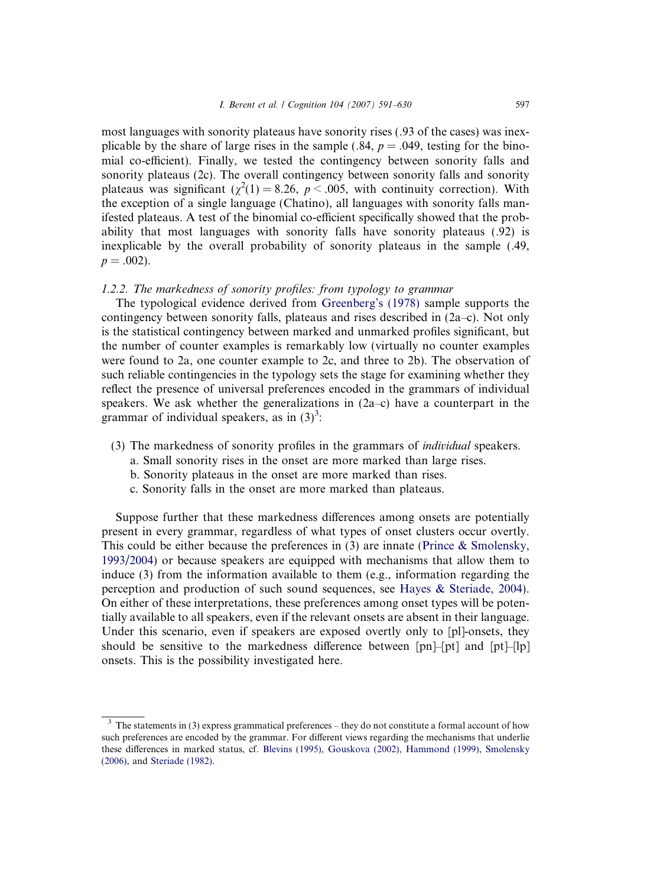most languages with sonority plateaus have sonority rises (.93 of the cases) was inexplicable by the share of large rises in the sample (.84, $p = .049$, testing for the binomial co-efficient). Finally, we tested the contingency between sonority falls and sonority plateaus (2c). The overall contingency between sonority falls and sonority plateaus was significant ($\chi^2(1) = 8.26$, $p < .005$, with continuity correction). With the exception of a single language (Chatino), all languages with sonority falls manifested plateaus. A test of the binomial co-efficient specifically showed that the probability that most languages with sonority falls have sonority plateaus (.92) is inexplicable by the overall probability of sonority plateaus in the sample (.49, $p = .002$).

### 1.2.2. The markedness of sonority profiles: from typology to grammar

The typological evidence derived from Greenberg's (1978) sample supports the contingency between sonority falls, plateaus and rises described in (2a–c). Not only is the statistical contingency between marked and unmarked profiles significant, but the number of counter examples is remarkably low (virtually no counter examples were found to 2a, one counter example to 2c, and three to 2b). The observation of such reliable contingencies in the typology sets the stage for examining whether they reflect the presence of universal preferences encoded in the grammars of individual speakers. We ask whether the generalizations in (2a–c) have a counterpart in the grammar of individual speakers, as in (3)[3]:

(3) The markedness of sonority profiles in the grammars of *individual* speakers.
  a. Small sonority rises in the onset are more marked than large rises.
  b. Sonority plateaus in the onset are more marked than rises.
  c. Sonority falls in the onset are more marked than plateaus.

Suppose further that these markedness differences among onsets are potentially present in every grammar, regardless of what types of onset clusters occur overtly. This could be either because the preferences in (3) are innate (Prince & Smolensky, 1993/2004) or because speakers are equipped with mechanisms that allow them to induce (3) from the information available to them (e.g., information regarding the perception and production of such sound sequences, see Hayes & Steriade, 2004). On either of these interpretations, these preferences among onset types will be potentially available to all speakers, even if the relevant onsets are absent in their language. Under this scenario, even if speakers are exposed overtly only to [pl]-onsets, they should be sensitive to the markedness difference between [pn]–[pt] and [pt]–[lp] onsets. This is the possibility investigated here.

---

[3] The statements in (3) express grammatical preferences – they do not constitute a formal account of how such preferences are encoded by the grammar. For different views regarding the mechanisms that underlie these differences in marked status, cf. Blevins (1995), Gouskova (2002), Hammond (1999), Smolensky (2006), and Steriade (1982).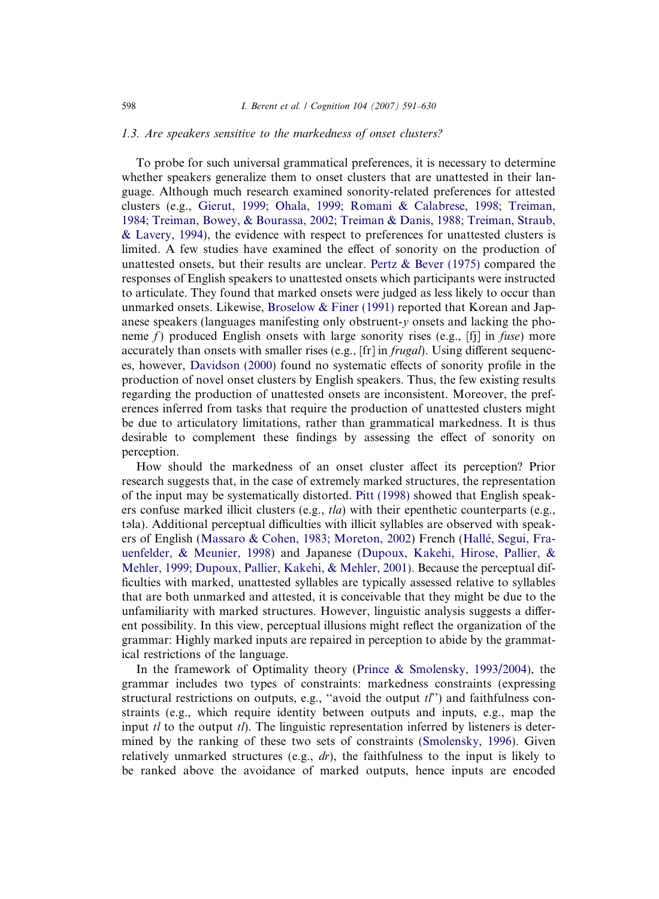### 1.3. Are speakers sensitive to the markedness of onset clusters?

To probe for such universal grammatical preferences, it is necessary to determine whether speakers generalize them to onset clusters that are unattested in their language. Although much research examined sonority-related preferences for attested clusters (e.g., Gierut, 1999; Ohala, 1999; Romani & Calabrese, 1998; Treiman, 1984; Treiman, Bowey, & Bourassa, 2002; Treiman & Danis, 1988; Treiman, Straub, & Lavery, 1994), the evidence with respect to preferences for unattested clusters is limited. A few studies have examined the effect of sonority on the production of unattested onsets, but their results are unclear. Pertz & Bever (1975) compared the responses of English speakers to unattested onsets which participants were instructed to articulate. They found that marked onsets were judged as less likely to occur than unmarked onsets. Likewise, Broselow & Finer (1991) reported that Korean and Japanese speakers (languages manifesting only obstruent-*y* onsets and lacking the phoneme *f*) produced English onsets with large sonority rises (e.g., [fj] in *fuse*) more accurately than onsets with smaller rises (e.g., [fr] in *frugal*). Using different sequences, however, Davidson (2000) found no systematic effects of sonority profile in the production of novel onset clusters by English speakers. Thus, the few existing results regarding the production of unattested onsets are inconsistent. Moreover, the preferences inferred from tasks that require the production of unattested clusters might be due to articulatory limitations, rather than grammatical markedness. It is thus desirable to complement these findings by assessing the effect of sonority on perception.

How should the markedness of an onset cluster affect its perception? Prior research suggests that, in the case of extremely marked structures, the representation of the input may be systematically distorted. Pitt (1998) showed that English speakers confuse marked illicit clusters (e.g., *tla*) with their epenthetic counterparts (e.g., təla). Additional perceptual difficulties with illicit syllables are observed with speakers of English (Massaro & Cohen, 1983; Moreton, 2002) French (Hallé, Segui, Frauenfelder, & Meunier, 1998) and Japanese (Dupoux, Kakehi, Hirose, Pallier, & Mehler, 1999; Dupoux, Pallier, Kakehi, & Mehler, 2001). Because the perceptual difficulties with marked, unattested syllables are typically assessed relative to syllables that are both unmarked and attested, it is conceivable that they might be due to the unfamiliarity with marked structures. However, linguistic analysis suggests a different possibility. In this view, perceptual illusions might reflect the organization of the grammar: Highly marked inputs are repaired in perception to abide by the grammatical restrictions of the language.

In the framework of Optimality theory (Prince & Smolensky, 1993/2004), the grammar includes two types of constraints: markedness constraints (expressing structural restrictions on outputs, e.g., "avoid the output *tl*") and faithfulness constraints (e.g., which require identity between outputs and inputs, e.g., map the input *tl* to the output *tl*). The linguistic representation inferred by listeners is determined by the ranking of these two sets of constraints (Smolensky, 1996). Given relatively unmarked structures (e.g., *dr*), the faithfulness to the input is likely to be ranked above the avoidance of marked outputs, hence inputs are encoded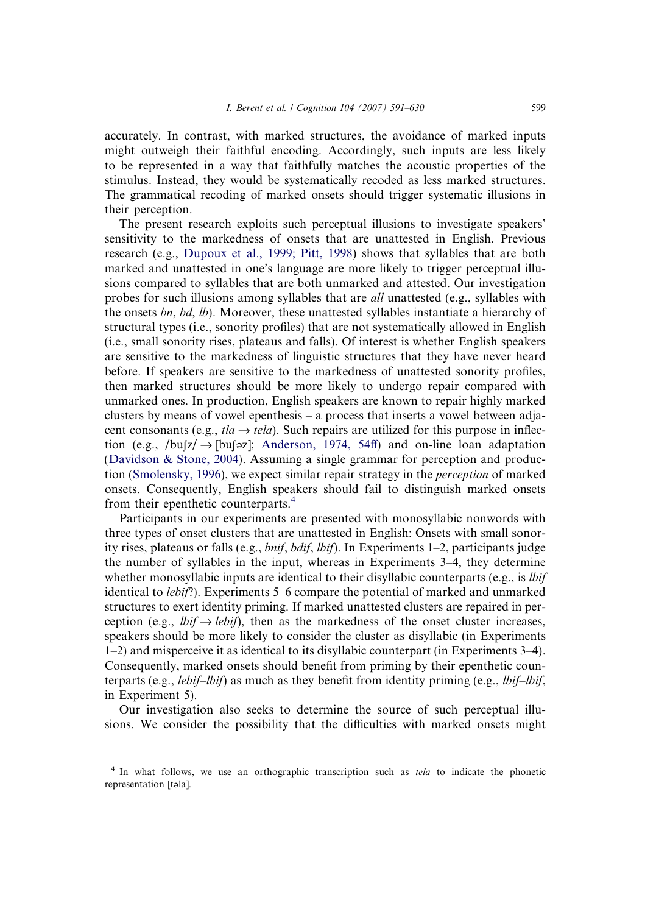accurately. In contrast, with marked structures, the avoidance of marked inputs might outweigh their faithful encoding. Accordingly, such inputs are less likely to be represented in a way that faithfully matches the acoustic properties of the stimulus. Instead, they would be systematically recoded as less marked structures. The grammatical recoding of marked onsets should trigger systematic illusions in their perception.

The present research exploits such perceptual illusions to investigate speakers' sensitivity to the markedness of onsets that are unattested in English. Previous research (e.g., Dupoux et al., 1999; Pitt, 1998) shows that syllables that are both marked and unattested in one's language are more likely to trigger perceptual illusions compared to syllables that are both unmarked and attested. Our investigation probes for such illusions among syllables that are *all* unattested (e.g., syllables with the onsets *bn*, *bd*, *lb*). Moreover, these unattested syllables instantiate a hierarchy of structural types (i.e., sonority profiles) that are not systematically allowed in English (i.e., small sonority rises, plateaus and falls). Of interest is whether English speakers are sensitive to the markedness of linguistic structures that they have never heard before. If speakers are sensitive to the markedness of unattested sonority profiles, then marked structures should be more likely to undergo repair compared with unmarked ones. In production, English speakers are known to repair highly marked clusters by means of vowel epenthesis – a process that inserts a vowel between adjacent consonants (e.g., *tla* → *tela*). Such repairs are utilized for this purpose in inflection (e.g., /buʃz/ → [buʃəz]; Anderson, 1974, 54ff) and on-line loan adaptation (Davidson & Stone, 2004). Assuming a single grammar for perception and production (Smolensky, 1996), we expect similar repair strategy in the *perception* of marked onsets. Consequently, English speakers should fail to distinguish marked onsets from their epenthetic counterparts.[4]

Participants in our experiments are presented with monosyllabic nonwords with three types of onset clusters that are unattested in English: Onsets with small sonority rises, plateaus or falls (e.g., *bnif*, *bdif*, *lbif*). In Experiments 1–2, participants judge the number of syllables in the input, whereas in Experiments 3–4, they determine whether monosyllabic inputs are identical to their disyllabic counterparts (e.g., is *lbif* identical to *lebif*?). Experiments 5–6 compare the potential of marked and unmarked structures to exert identity priming. If marked unattested clusters are repaired in perception (e.g., *lbif* → *lebif*), then as the markedness of the onset cluster increases, speakers should be more likely to consider the cluster as disyllabic (in Experiments 1–2) and misperceive it as identical to its disyllabic counterpart (in Experiments 3–4). Consequently, marked onsets should benefit from priming by their epenthetic counterparts (e.g., *lebif–lbif*) as much as they benefit from identity priming (e.g., *lbif–lbif*, in Experiment 5).

Our investigation also seeks to determine the source of such perceptual illusions. We consider the possibility that the difficulties with marked onsets might

---

[4] In what follows, we use an orthographic transcription such as *tela* to indicate the phonetic representation [təla].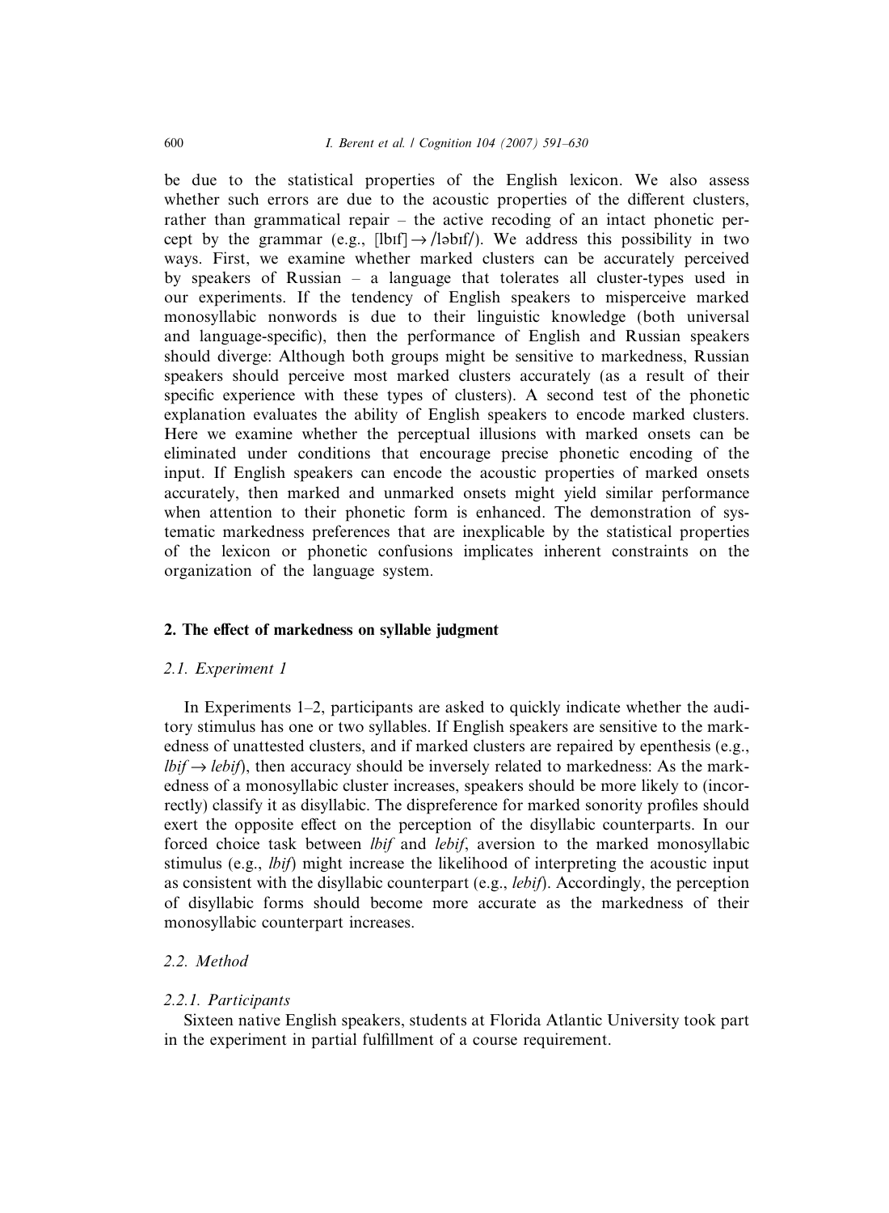be due to the statistical properties of the English lexicon. We also assess whether such errors are due to the acoustic properties of the different clusters, rather than grammatical repair – the active recoding of an intact phonetic percept by the grammar (e.g., [lbɪf] → /ləbɪf/). We address this possibility in two ways. First, we examine whether marked clusters can be accurately perceived by speakers of Russian – a language that tolerates all cluster-types used in our experiments. If the tendency of English speakers to misperceive marked monosyllabic nonwords is due to their linguistic knowledge (both universal and language-specific), then the performance of English and Russian speakers should diverge: Although both groups might be sensitive to markedness, Russian speakers should perceive most marked clusters accurately (as a result of their specific experience with these types of clusters). A second test of the phonetic explanation evaluates the ability of English speakers to encode marked clusters. Here we examine whether the perceptual illusions with marked onsets can be eliminated under conditions that encourage precise phonetic encoding of the input. If English speakers can encode the acoustic properties of marked onsets accurately, then marked and unmarked onsets might yield similar performance when attention to their phonetic form is enhanced. The demonstration of systematic markedness preferences that are inexplicable by the statistical properties of the lexicon or phonetic confusions implicates inherent constraints on the organization of the language system.

## 2. The effect of markedness on syllable judgment

### 2.1. Experiment 1

In Experiments 1–2, participants are asked to quickly indicate whether the auditory stimulus has one or two syllables. If English speakers are sensitive to the markedness of unattested clusters, and if marked clusters are repaired by epenthesis (e.g., *lbif* → *lebif*), then accuracy should be inversely related to markedness: As the markedness of a monosyllabic cluster increases, speakers should be more likely to (incorrectly) classify it as disyllabic. The dispreference for marked sonority profiles should exert the opposite effect on the perception of the disyllabic counterparts. In our forced choice task between *lbif* and *lebif*, aversion to the marked monosyllabic stimulus (e.g., *lbif*) might increase the likelihood of interpreting the acoustic input as consistent with the disyllabic counterpart (e.g., *lebif*). Accordingly, the perception of disyllabic forms should become more accurate as the markedness of their monosyllabic counterpart increases.

### 2.2. Method

#### 2.2.1. Participants

Sixteen native English speakers, students at Florida Atlantic University took part in the experiment in partial fulfillment of a course requirement.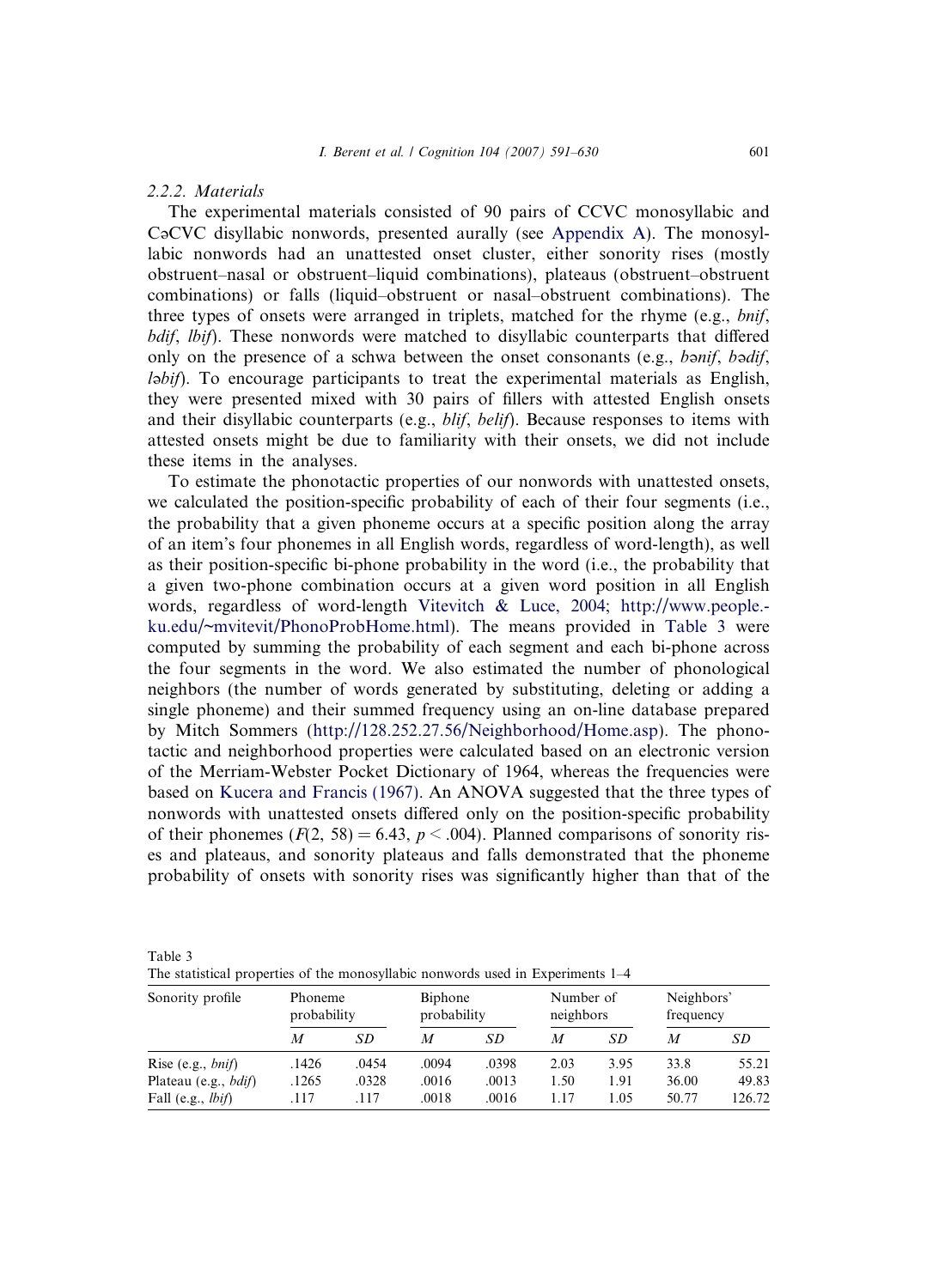### 2.2.2. Materials

The experimental materials consisted of 90 pairs of CCVC monosyllabic and CəCVC disyllabic nonwords, presented aurally (see Appendix A). The monosyllabic nonwords had an unattested onset cluster, either sonority rises (mostly obstruent–nasal or obstruent–liquid combinations), plateaus (obstruent–obstruent combinations) or falls (liquid–obstruent or nasal–obstruent combinations). The three types of onsets were arranged in triplets, matched for the rhyme (e.g., *bnif*, *bdif*, *lbif*). These nonwords were matched to disyllabic counterparts that differed only on the presence of a schwa between the onset consonants (e.g., *bənif*, *bədif*, *ləbif*). To encourage participants to treat the experimental materials as English, they were presented mixed with 30 pairs of fillers with attested English onsets and their disyllabic counterparts (e.g., *blif*, *belif*). Because responses to items with attested onsets might be due to familiarity with their onsets, we did not include these items in the analyses.

To estimate the phonotactic properties of our nonwords with unattested onsets, we calculated the position-specific probability of each of their four segments (i.e., the probability that a given phoneme occurs at a specific position along the array of an item's four phonemes in all English words, regardless of word-length), as well as their position-specific bi-phone probability in the word (i.e., the probability that a given two-phone combination occurs at a given word position in all English words, regardless of word-length Vitevitch & Luce, 2004; http://www.people.ku.edu/~mvitevit/PhonoProbHome.html). The means provided in Table 3 were computed by summing the probability of each segment and each bi-phone across the four segments in the word. We also estimated the number of phonological neighbors (the number of words generated by substituting, deleting or adding a single phoneme) and their summed frequency using an on-line database prepared by Mitch Sommers (http://128.252.27.56/Neighborhood/Home.asp). The phonotactic and neighborhood properties were calculated based on an electronic version of the Merriam-Webster Pocket Dictionary of 1964, whereas the frequencies were based on Kucera and Francis (1967). An ANOVA suggested that the three types of nonwords with unattested onsets differed only on the position-specific probability of their phonemes ($F(2, 58) = 6.43$, $p < .004$). Planned comparisons of sonority rises and plateaus, and sonority plateaus and falls demonstrated that the phoneme probability of onsets with sonority rises was significantly higher than that of the

Table 3
The statistical properties of the monosyllabic nonwords used in Experiments 1–4

| Sonority profile | Phoneme probability | | Biphone probability | | Number of neighbors | | Neighbors' frequency | |
|---|---|---|---|---|---|---|---|---|
| | *M* | *SD* | *M* | *SD* | *M* | *SD* | *M* | *SD* |
| Rise (e.g., *bnif*) | .1426 | .0454 | .0094 | .0398 | 2.03 | 3.95 | 33.8 | 55.21 |
| Plateau (e.g., *bdif*) | .1265 | .0328 | .0016 | .0013 | 1.50 | 1.91 | 36.00 | 49.83 |
| Fall (e.g., *lbif*) | .117 | .117 | .0018 | .0016 | 1.17 | 1.05 | 50.77 | 126.72 |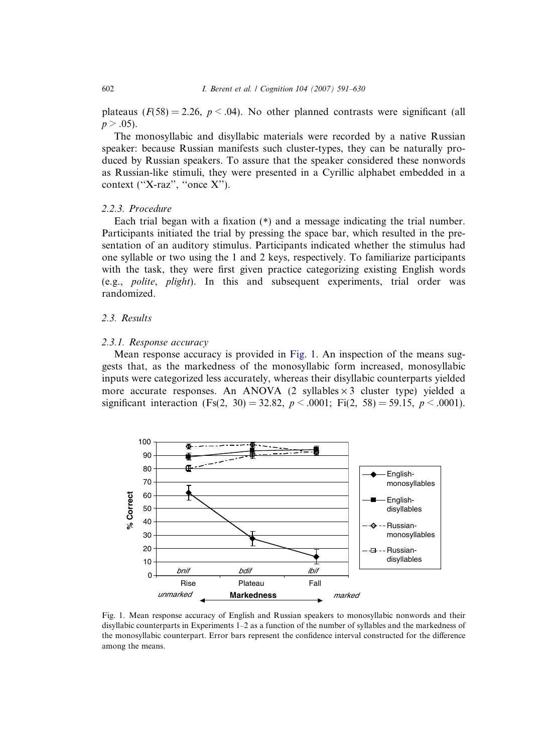plateaus ($F(58) = 2.26$, $p < .04$). No other planned contrasts were significant (all $p > .05$).

The monosyllabic and disyllabic materials were recorded by a native Russian speaker: because Russian manifests such cluster-types, they can be naturally produced by Russian speakers. To assure that the speaker considered these nonwords as Russian-like stimuli, they were presented in a Cyrillic alphabet embedded in a context ("X-raz", "once X").

### 2.2.3. Procedure

Each trial began with a fixation (*) and a message indicating the trial number. Participants initiated the trial by pressing the space bar, which resulted in the presentation of an auditory stimulus. Participants indicated whether the stimulus had one syllable or two using the 1 and 2 keys, respectively. To familiarize participants with the task, they were first given practice categorizing existing English words (e.g., *polite*, *plight*). In this and subsequent experiments, trial order was randomized.

## 2.3. Results

### 2.3.1. Response accuracy

Mean response accuracy is provided in Fig. 1. An inspection of the means suggests that, as the markedness of the monosyllabic form increased, monosyllabic inputs were categorized less accurately, whereas their disyllabic counterparts yielded more accurate responses. An ANOVA (2 syllables × 3 cluster type) yielded a significant interaction ($Fs(2, 30) = 32.82$, $p < .0001$; $Fi(2, 58) = 59.15$, $p < .0001$).

Fig. 1. Mean response accuracy of English and Russian speakers to monosyllabic nonwords and their disyllabic counterparts in Experiments 1–2 as a function of the number of syllables and the markedness of the monosyllabic counterpart. Error bars represent the confidence interval constructed for the difference among the means.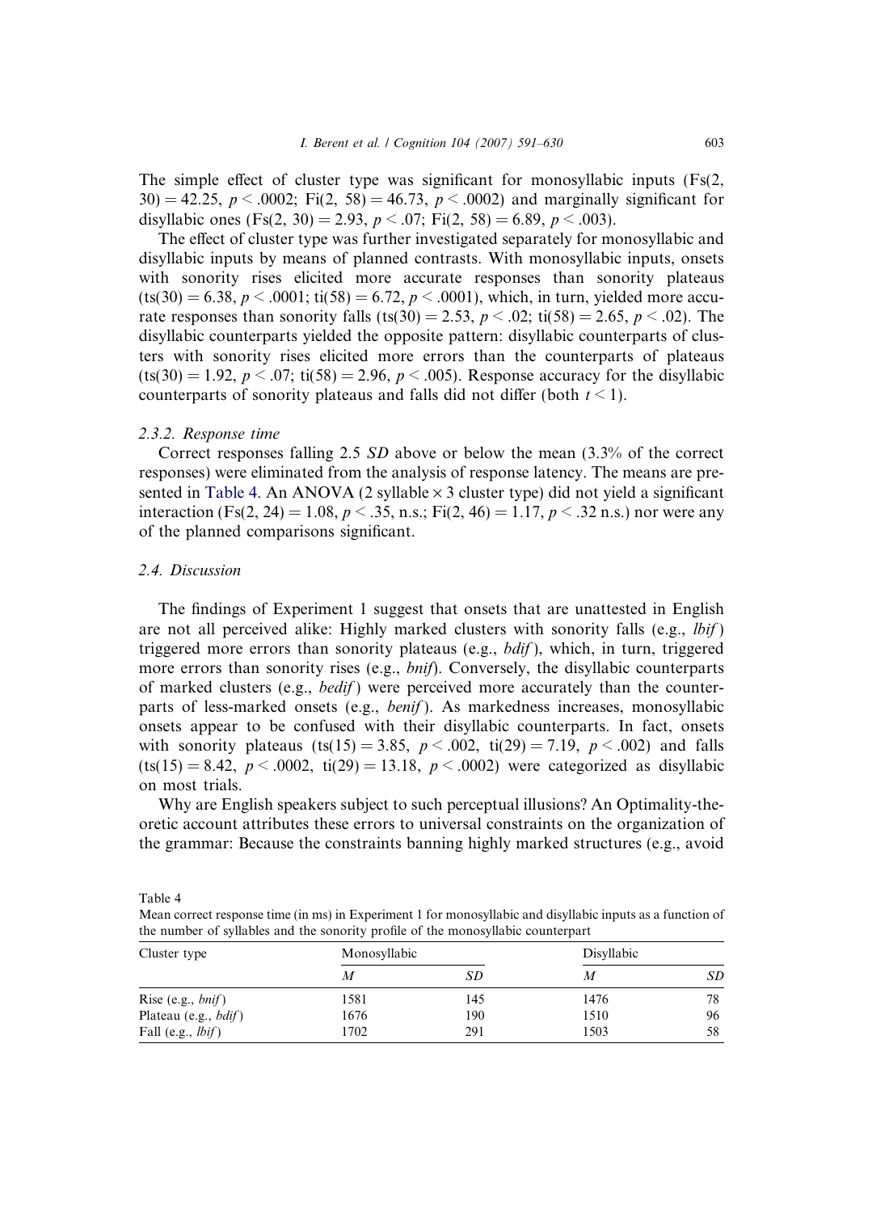The simple effect of cluster type was significant for monosyllabic inputs ($Fs(2, 30) = 42.25$, $p < .0002$; $Fi(2, 58) = 46.73$, $p < .0002$) and marginally significant for disyllabic ones ($Fs(2, 30) = 2.93$, $p < .07$; $Fi(2, 58) = 6.89$, $p < .003$).

The effect of cluster type was further investigated separately for monosyllabic and disyllabic inputs by means of planned contrasts. With monosyllabic inputs, onsets with sonority rises elicited more accurate responses than sonority plateaus ($ts(30) = 6.38$, $p < .0001$; $ti(58) = 6.72$, $p < .0001$), which, in turn, yielded more accurate responses than sonority falls ($ts(30) = 2.53$, $p < .02$; $ti(58) = 2.65$, $p < .02$). The disyllabic counterparts yielded the opposite pattern: disyllabic counterparts of clusters with sonority rises elicited more errors than the counterparts of plateaus ($ts(30) = 1.92$, $p < .07$; $ti(58) = 2.96$, $p < .005$). Response accuracy for the disyllabic counterparts of sonority plateaus and falls did not differ (both $t < 1$).

### 2.3.2. Response time

Correct responses falling 2.5 *SD* above or below the mean (3.3% of the correct responses) were eliminated from the analysis of response latency. The means are presented in Table 4. An ANOVA (2 syllable × 3 cluster type) did not yield a significant interaction ($Fs(2, 24) = 1.08$, $p < .35$, n.s.; $Fi(2, 46) = 1.17$, $p < .32$ n.s.) nor were any of the planned comparisons significant.

## 2.4. Discussion

The findings of Experiment 1 suggest that onsets that are unattested in English are not all perceived alike: Highly marked clusters with sonority falls (e.g., *lbif*) triggered more errors than sonority plateaus (e.g., *bdif*), which, in turn, triggered more errors than sonority rises (e.g., *bnif*). Conversely, the disyllabic counterparts of marked clusters (e.g., *bedif*) were perceived more accurately than the counterparts of less-marked onsets (e.g., *benif*). As markedness increases, monosyllabic onsets appear to be confused with their disyllabic counterparts. In fact, onsets with sonority plateaus ($ts(15) = 3.85$, $p < .002$, $ti(29) = 7.19$, $p < .002$) and falls ($ts(15) = 8.42$, $p < .0002$, $ti(29) = 13.18$, $p < .0002$) were categorized as disyllabic on most trials.

Why are English speakers subject to such perceptual illusions? An Optimality-theoretic account attributes these errors to universal constraints on the organization of the grammar: Because the constraints banning highly marked structures (e.g., avoid

Table 4
Mean correct response time (in ms) in Experiment 1 for monosyllabic and disyllabic inputs as a function of the number of syllables and the sonority profile of the monosyllabic counterpart

| Cluster type | Monosyllabic | | Disyllabic | |
|---|---|---|---|---|
| | *M* | *SD* | *M* | *SD* |
| Rise (e.g., *bnif*) | 1581 | 145 | 1476 | 78 |
| Plateau (e.g., *bdif*) | 1676 | 190 | 1510 | 96 |
| Fall (e.g., *lbif*) | 1702 | 291 | 1503 | 58 |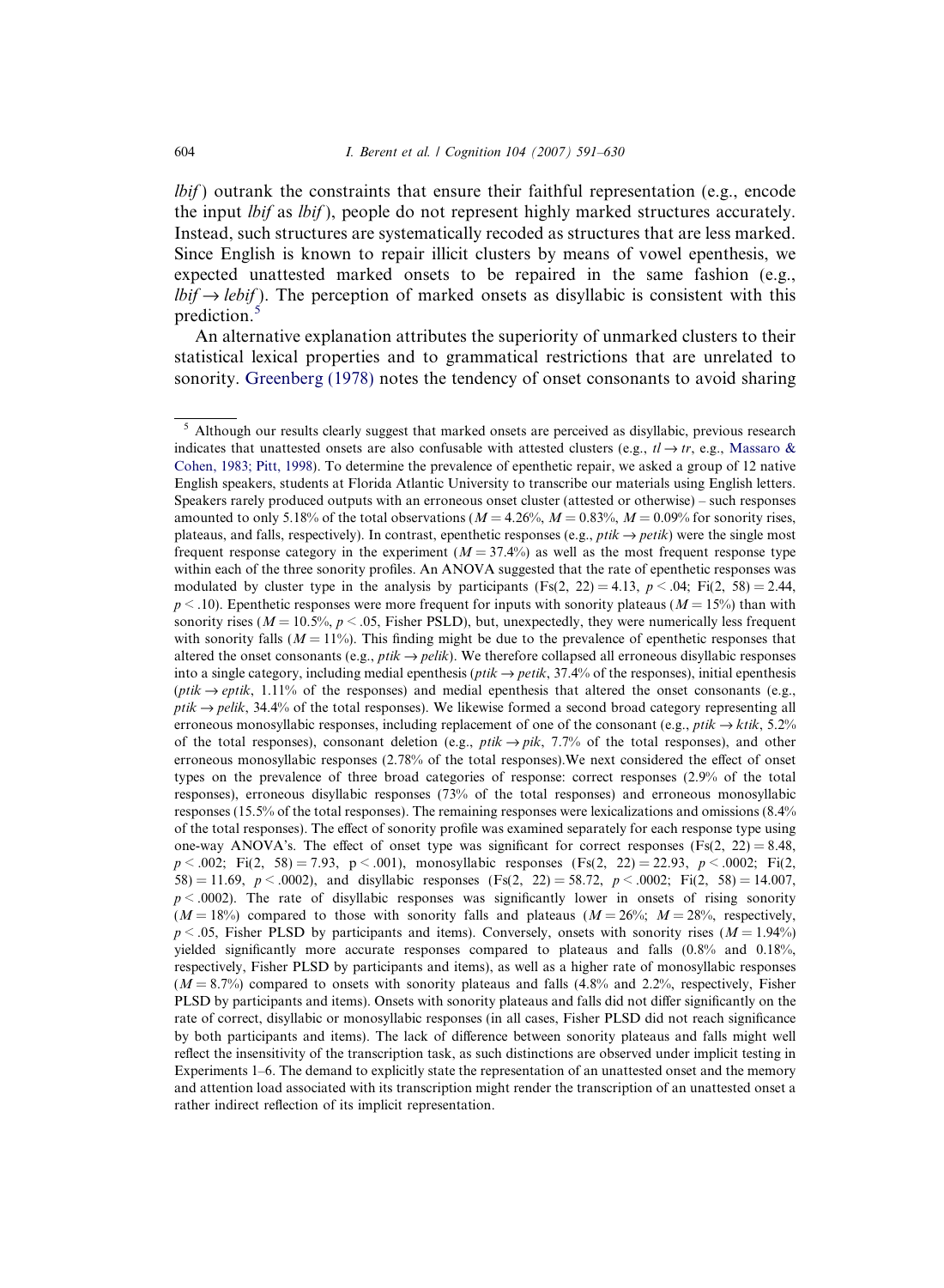*lbif*) outrank the constraints that ensure their faithful representation (e.g., encode the input *lbif* as *lbif*), people do not represent highly marked structures accurately. Instead, such structures are systematically recoded as structures that are less marked. Since English is known to repair illicit clusters by means of vowel epenthesis, we expected unattested marked onsets to be repaired in the same fashion (e.g., *lbif* → *lebif*). The perception of marked onsets as disyllabic is consistent with this prediction.[5]

An alternative explanation attributes the superiority of unmarked clusters to their statistical lexical properties and to grammatical restrictions that are unrelated to sonority. Greenberg (1978) notes the tendency of onset consonants to avoid sharing

---

[5] Although our results clearly suggest that marked onsets are perceived as disyllabic, previous research indicates that unattested onsets are also confusable with attested clusters (e.g., *tl* → *tr*, e.g., Massaro & Cohen, 1983; Pitt, 1998). To determine the prevalence of epenthetic repair, we asked a group of 12 native English speakers, students at Florida Atlantic University to transcribe our materials using English letters. Speakers rarely produced outputs with an erroneous onset cluster (attested or otherwise) – such responses amounted to only 5.18% of the total observations ($M = 4.26\%$, $M = 0.83\%$, $M = 0.09\%$ for sonority rises, plateaus, and falls, respectively). In contrast, epenthetic responses (e.g., *ptik* → *petik*) were the single most frequent response category in the experiment ($M = 37.4\%$) as well as the most frequent response type within each of the three sonority profiles. An ANOVA suggested that the rate of epenthetic responses was modulated by cluster type in the analysis by participants ($Fs(2, 22) = 4.13$, $p < .04$; $Fi(2, 58) = 2.44$, $p < .10$). Epenthetic responses were more frequent for inputs with sonority plateaus ($M = 15\%$) than with sonority rises ($M = 10.5\%$, $p < .05$, Fisher PSLD), but, unexpectedly, they were numerically less frequent with sonority falls ($M = 11\%$). This finding might be due to the prevalence of epenthetic responses that altered the onset consonants (e.g., *ptik* → *pelik*). We therefore collapsed all erroneous disyllabic responses into a single category, including medial epenthesis (*ptik* → *petik*, 37.4% of the responses), initial epenthesis (*ptik* → *eptik*, 1.11% of the responses) and medial epenthesis that altered the onset consonants (e.g., *ptik* → *pelik*, 34.4% of the total responses). We likewise formed a second broad category representing all erroneous monosyllabic responses, including replacement of one of the consonant (e.g., *ptik* → *ktik*, 5.2% of the total responses), consonant deletion (e.g., *ptik* → *pik*, 7.7% of the total responses), and other erroneous monosyllabic responses (2.78% of the total responses).We next considered the effect of onset types on the prevalence of three broad categories of response: correct responses (2.9% of the total responses), erroneous disyllabic responses (73% of the total responses) and erroneous monosyllabic responses (15.5% of the total responses). The remaining responses were lexicalizations and omissions (8.4% of the total responses). The effect of sonority profile was examined separately for each response type using one-way ANOVA's. The effect of onset type was significant for correct responses ($Fs(2, 22) = 8.48$, $p < .002$; $Fi(2, 58) = 7.93$, $p < .001$), monosyllabic responses ($Fs(2, 22) = 22.93$, $p < .0002$; $Fi(2, 58) = 11.69$, $p < .0002$), and disyllabic responses ($Fs(2, 22) = 58.72$, $p < .0002$; $Fi(2, 58) = 14.007$, $p < .0002$). The rate of disyllabic responses was significantly lower in onsets of rising sonority ($M = 18\%$) compared to those with sonority falls and plateaus ($M = 26\%$; $M = 28\%$, respectively, $p < .05$, Fisher PLSD by participants and items). Conversely, onsets with sonority rises ($M = 1.94\%$) yielded significantly more accurate responses compared to plateaus and falls (0.8% and 0.18%, respectively, Fisher PLSD by participants and items), as well as a higher rate of monosyllabic responses ($M = 8.7\%$) compared to onsets with sonority plateaus and falls (4.8% and 2.2%, respectively, Fisher PLSD by participants and items). Onsets with sonority plateaus and falls did not differ significantly on the rate of correct, disyllabic or monosyllabic responses (in all cases, Fisher PLSD did not reach significance by both participants and items). The lack of difference between sonority plateaus and falls might well reflect the insensitivity of the transcription task, as such distinctions are observed under implicit testing in Experiments 1–6. The demand to explicitly state the representation of an unattested onset and the memory and attention load associated with its transcription might render the transcription of an unattested onset a rather indirect reflection of its implicit representation.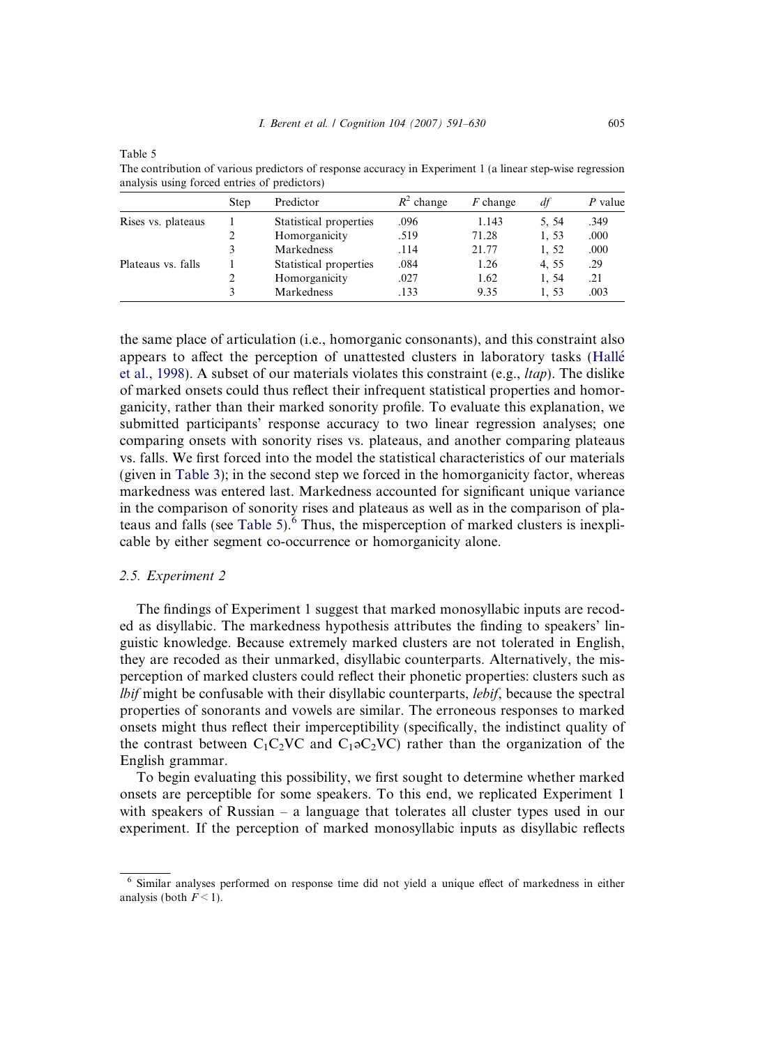Table 5

The contribution of various predictors of response accuracy in Experiment 1 (a linear step-wise regression analysis using forced entries of predictors)

| | Step | Predictor | $R^2$ change | $F$ change | $df$ | $P$ value |
|---|---|---|---|---|---|---|
| Rises vs. plateaus | 1 | Statistical properties | .096 | 1.143 | 5, 54 | .349 |
| | 2 | Homorganicity | .519 | 71.28 | 1, 53 | .000 |
| | 3 | Markedness | .114 | 21.77 | 1, 52 | .000 |
| Plateaus vs. falls | 1 | Statistical properties | .084 | 1.26 | 4, 55 | .29 |
| | 2 | Homorganicity | .027 | 1.62 | 1, 54 | .21 |
| | 3 | Markedness | .133 | 9.35 | 1, 53 | .003 |

the same place of articulation (i.e., homorganic consonants), and this constraint also appears to affect the perception of unattested clusters in laboratory tasks (Hallé et al., 1998). A subset of our materials violates this constraint (e.g., *ltap*). The dislike of marked onsets could thus reflect their infrequent statistical properties and homorganicity, rather than their marked sonority profile. To evaluate this explanation, we submitted participants' response accuracy to two linear regression analyses; one comparing onsets with sonority rises vs. plateaus, and another comparing plateaus vs. falls. We first forced into the model the statistical characteristics of our materials (given in Table 3); in the second step we forced in the homorganicity factor, whereas markedness was entered last. Markedness accounted for significant unique variance in the comparison of sonority rises and plateaus as well as in the comparison of plateaus and falls (see Table 5).[6] Thus, the misperception of marked clusters is inexplicable by either segment co-occurrence or homorganicity alone.

### 2.5. Experiment 2

The findings of Experiment 1 suggest that marked monosyllabic inputs are recoded as disyllabic. The markedness hypothesis attributes the finding to speakers' linguistic knowledge. Because extremely marked clusters are not tolerated in English, they are recoded as their unmarked, disyllabic counterparts. Alternatively, the misperception of marked clusters could reflect their phonetic properties: clusters such as *lbif* might be confusable with their disyllabic counterparts, *lebif*, because the spectral properties of sonorants and vowels are similar. The erroneous responses to marked onsets might thus reflect their imperceptibility (specifically, the indistinct quality of the contrast between $C_1C_2VC$ and $C_1əC_2VC$) rather than the organization of the English grammar.

To begin evaluating this possibility, we first sought to determine whether marked onsets are perceptible for some speakers. To this end, we replicated Experiment 1 with speakers of Russian – a language that tolerates all cluster types used in our experiment. If the perception of marked monosyllabic inputs as disyllabic reflects

[6] Similar analyses performed on response time did not yield a unique effect of markedness in either analysis (both $F < 1$).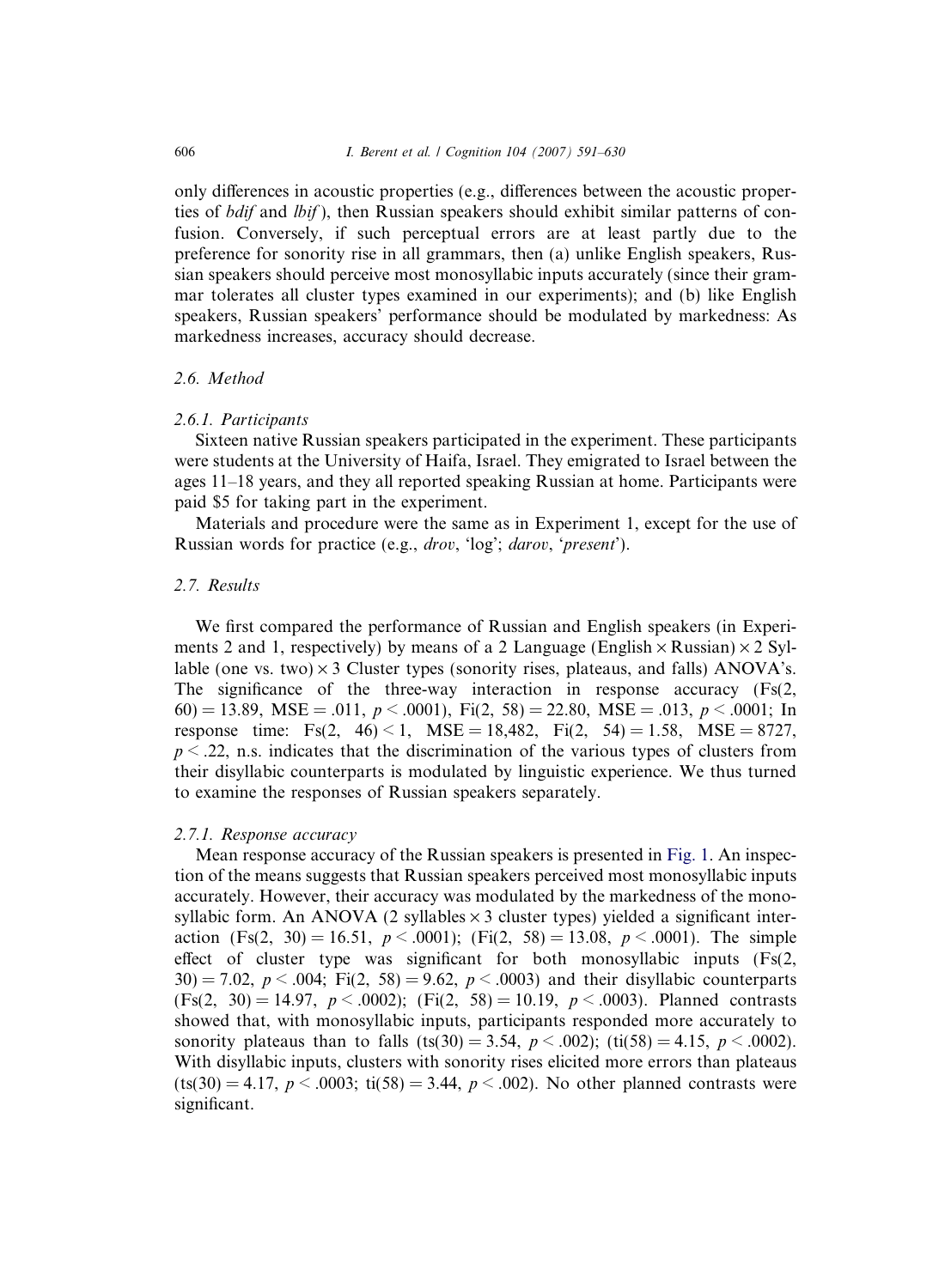only differences in acoustic properties (e.g., differences between the acoustic properties of *bdif* and *lbif*), then Russian speakers should exhibit similar patterns of confusion. Conversely, if such perceptual errors are at least partly due to the preference for sonority rise in all grammars, then (a) unlike English speakers, Russian speakers should perceive most monosyllabic inputs accurately (since their grammar tolerates all cluster types examined in our experiments); and (b) like English speakers, Russian speakers' performance should be modulated by markedness: As markedness increases, accuracy should decrease.

### 2.6. Method

#### 2.6.1. Participants

Sixteen native Russian speakers participated in the experiment. These participants were students at the University of Haifa, Israel. They emigrated to Israel between the ages 11–18 years, and they all reported speaking Russian at home. Participants were paid \$5 for taking part in the experiment.

Materials and procedure were the same as in Experiment 1, except for the use of Russian words for practice (e.g., *drov*, 'log'; *darov*, '*present*').

### 2.7. Results

We first compared the performance of Russian and English speakers (in Experiments 2 and 1, respectively) by means of a 2 Language (English $\times$ Russian) $\times$ 2 Syllable (one vs. two) $\times$ 3 Cluster types (sonority rises, plateaus, and falls) ANOVA's. The significance of the three-way interaction in response accuracy ($Fs(2, 60) = 13.89$, $MSE = .011$, $p < .0001$), $Fi(2, 58) = 22.80$, $MSE = .013$, $p < .0001$; In response time: $Fs(2, 46) < 1$, $MSE = 18{,}482$, $Fi(2, 54) = 1.58$, $MSE = 8727$, $p < .22$, n.s. indicates that the discrimination of the various types of clusters from their disyllabic counterparts is modulated by linguistic experience. We thus turned to examine the responses of Russian speakers separately.

#### 2.7.1. Response accuracy

Mean response accuracy of the Russian speakers is presented in Fig. 1. An inspection of the means suggests that Russian speakers perceived most monosyllabic inputs accurately. However, their accuracy was modulated by the markedness of the monosyllabic form. An ANOVA (2 syllables $\times$ 3 cluster types) yielded a significant interaction ($Fs(2, 30) = 16.51$, $p < .0001$); ($Fi(2, 58) = 13.08$, $p < .0001$). The simple effect of cluster type was significant for both monosyllabic inputs ($Fs(2, 30) = 7.02$, $p < .004$; $Fi(2, 58) = 9.62$, $p < .0003$) and their disyllabic counterparts ($Fs(2, 30) = 14.97$, $p < .0002$); ($Fi(2, 58) = 10.19$, $p < .0003$). Planned contrasts showed that, with monosyllabic inputs, participants responded more accurately to sonority plateaus than to falls ($ts(30) = 3.54$, $p < .002$); ($ti(58) = 4.15$, $p < .0002$). With disyllabic inputs, clusters with sonority rises elicited more errors than plateaus ($ts(30) = 4.17$, $p < .0003$; $ti(58) = 3.44$, $p < .002$). No other planned contrasts were significant.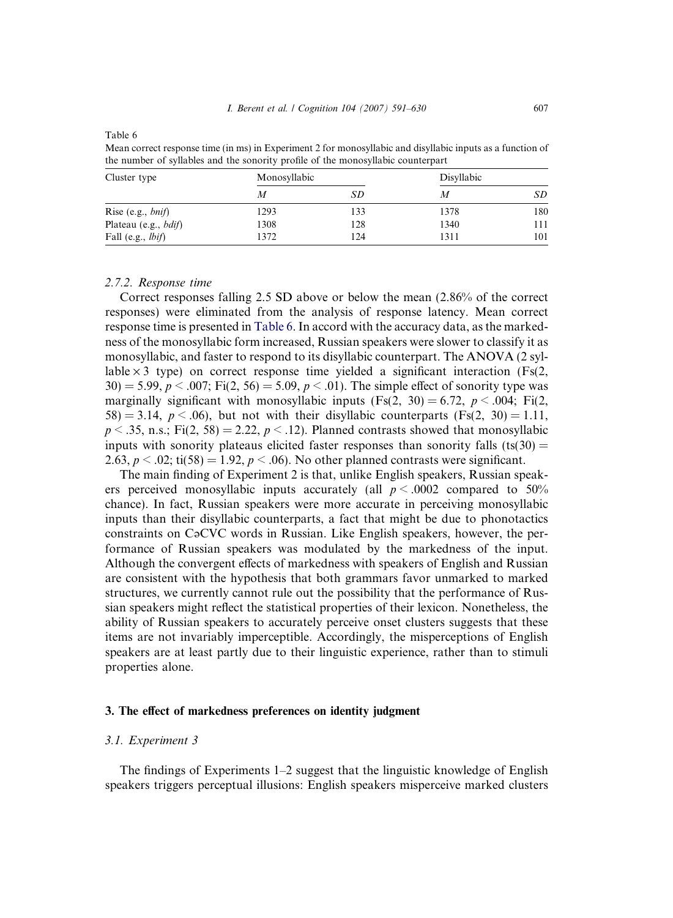Table 6

Mean correct response time (in ms) in Experiment 2 for monosyllabic and disyllabic inputs as a function of the number of syllables and the sonority profile of the monosyllabic counterpart

| Cluster type | Monosyllabic | | Disyllabic | |
|---|---|---|---|---|
| | *M* | *SD* | *M* | *SD* |
| Rise (e.g., *bnif*) | 1293 | 133 | 1378 | 180 |
| Plateau (e.g., *bdif*) | 1308 | 128 | 1340 | 111 |
| Fall (e.g., *lbif*) | 1372 | 124 | 1311 | 101 |

### 2.7.2. Response time

Correct responses falling 2.5 SD above or below the mean (2.86% of the correct responses) were eliminated from the analysis of response latency. Mean correct response time is presented in Table 6. In accord with the accuracy data, as the markedness of the monosyllabic form increased, Russian speakers were slower to classify it as monosyllabic, and faster to respond to its disyllabic counterpart. The ANOVA (2 syllable × 3 type) on correct response time yielded a significant interaction ($Fs(2, 30) = 5.99$, $p < .007$; $Fi(2, 56) = 5.09$, $p < .01$). The simple effect of sonority type was marginally significant with monosyllabic inputs ($Fs(2, 30) = 6.72$, $p < .004$; $Fi(2, 58) = 3.14$, $p < .06$), but not with their disyllabic counterparts ($Fs(2, 30) = 1.11$, $p < .35$, n.s.; $Fi(2, 58) = 2.22$, $p < .12$). Planned contrasts showed that monosyllabic inputs with sonority plateaus elicited faster responses than sonority falls ($ts(30) = 2.63$, $p < .02$; $ti(58) = 1.92$, $p < .06$). No other planned contrasts were significant.

The main finding of Experiment 2 is that, unlike English speakers, Russian speakers perceived monosyllabic inputs accurately (all $p < .0002$ compared to 50% chance). In fact, Russian speakers were more accurate in perceiving monosyllabic inputs than their disyllabic counterparts, a fact that might be due to phonotactics constraints on CəCVC words in Russian. Like English speakers, however, the performance of Russian speakers was modulated by the markedness of the input. Although the convergent effects of markedness with speakers of English and Russian are consistent with the hypothesis that both grammars favor unmarked to marked structures, we currently cannot rule out the possibility that the performance of Russian speakers might reflect the statistical properties of their lexicon. Nonetheless, the ability of Russian speakers to accurately perceive onset clusters suggests that these items are not invariably imperceptible. Accordingly, the misperceptions of English speakers are at least partly due to their linguistic experience, rather than to stimuli properties alone.

## 3. The effect of markedness preferences on identity judgment

### 3.1. Experiment 3

The findings of Experiments 1–2 suggest that the linguistic knowledge of English speakers triggers perceptual illusions: English speakers misperceive marked clusters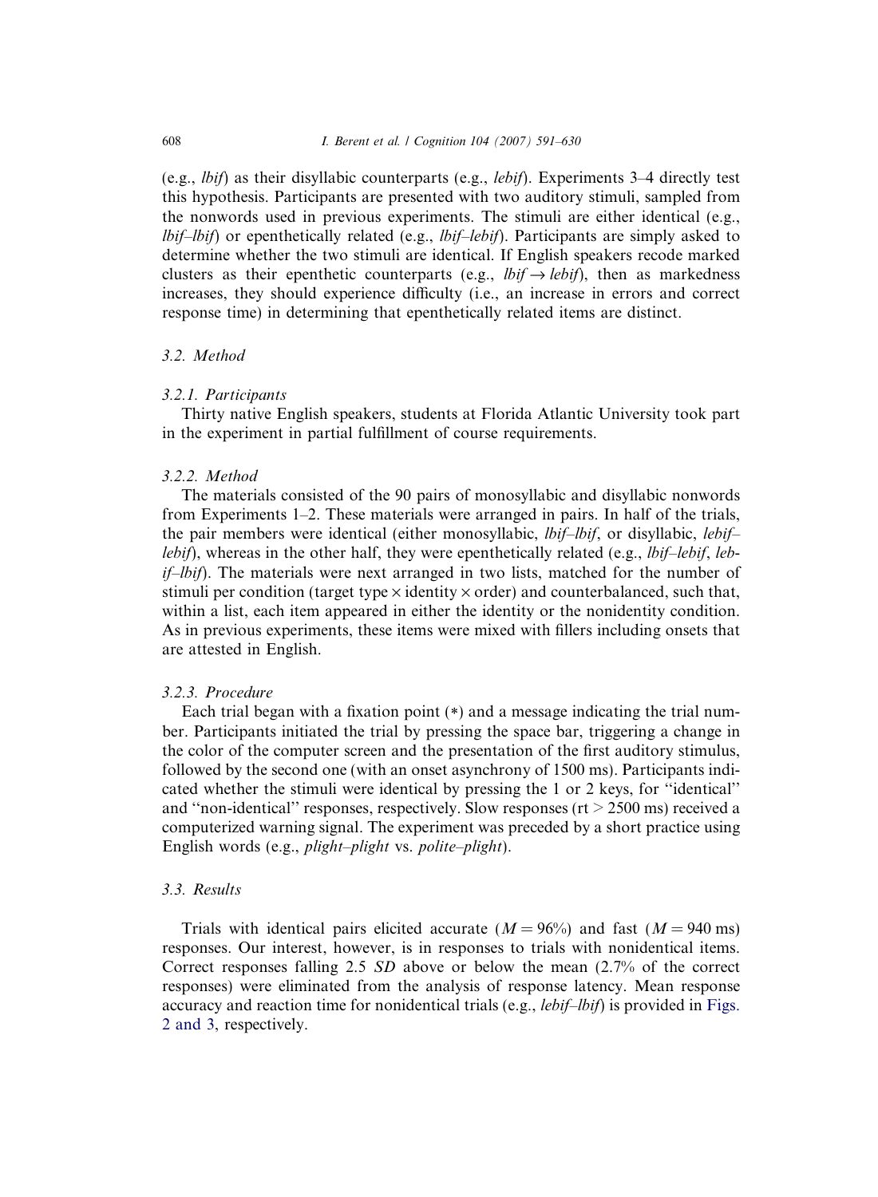(e.g., *lbif*) as their disyllabic counterparts (e.g., *lebif*). Experiments 3–4 directly test this hypothesis. Participants are presented with two auditory stimuli, sampled from the nonwords used in previous experiments. The stimuli are either identical (e.g., *lbif–lbif*) or epenthetically related (e.g., *lbif–lebif*). Participants are simply asked to determine whether the two stimuli are identical. If English speakers recode marked clusters as their epenthetic counterparts (e.g., *lbif* → *lebif*), then as markedness increases, they should experience difficulty (i.e., an increase in errors and correct response time) in determining that epenthetically related items are distinct.

### 3.2. Method

#### 3.2.1. Participants

Thirty native English speakers, students at Florida Atlantic University took part in the experiment in partial fulfillment of course requirements.

#### 3.2.2. Method

The materials consisted of the 90 pairs of monosyllabic and disyllabic nonwords from Experiments 1–2. These materials were arranged in pairs. In half of the trials, the pair members were identical (either monosyllabic, *lbif–lbif*, or disyllabic, *lebif–lebif*), whereas in the other half, they were epenthetically related (e.g., *lbif–lebif*, *lebif–lbif*). The materials were next arranged in two lists, matched for the number of stimuli per condition (target type × identity × order) and counterbalanced, such that, within a list, each item appeared in either the identity or the nonidentity condition. As in previous experiments, these items were mixed with fillers including onsets that are attested in English.

#### 3.2.3. Procedure

Each trial began with a fixation point (*) and a message indicating the trial number. Participants initiated the trial by pressing the space bar, triggering a change in the color of the computer screen and the presentation of the first auditory stimulus, followed by the second one (with an onset asynchrony of 1500 ms). Participants indicated whether the stimuli were identical by pressing the 1 or 2 keys, for "identical" and "non-identical" responses, respectively. Slow responses (rt > 2500 ms) received a computerized warning signal. The experiment was preceded by a short practice using English words (e.g., *plight–plight* vs. *polite–plight*).

### 3.3. Results

Trials with identical pairs elicited accurate ($M = 96\%$) and fast ($M = 940$ ms) responses. Our interest, however, is in responses to trials with nonidentical items. Correct responses falling 2.5 *SD* above or below the mean (2.7% of the correct responses) were eliminated from the analysis of response latency. Mean response accuracy and reaction time for nonidentical trials (e.g., *lebif–lbif*) is provided in Figs. 2 and 3, respectively.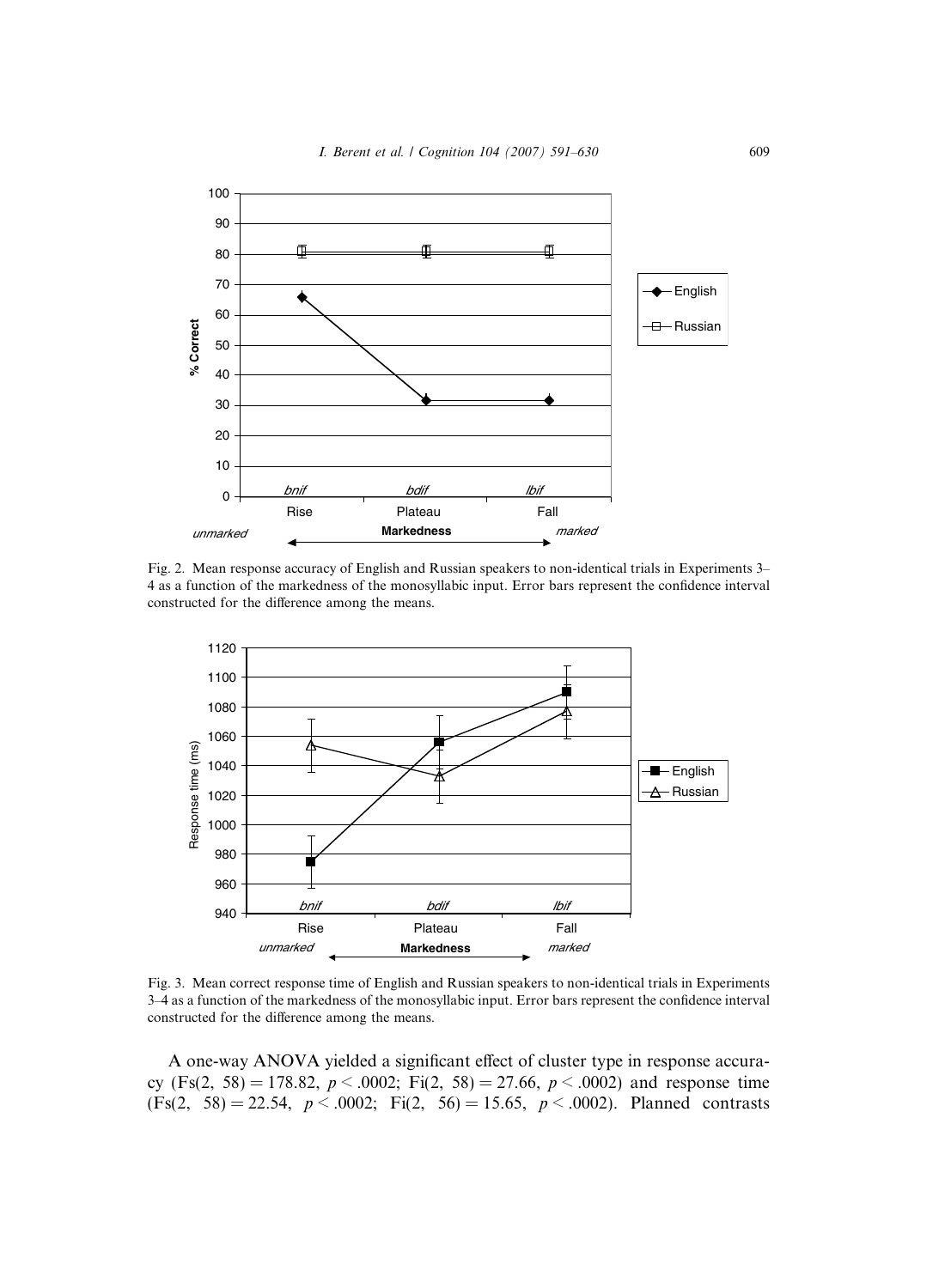Fig. 2. Mean response accuracy of English and Russian speakers to non-identical trials in Experiments 3–4 as a function of the markedness of the monosyllabic input. Error bars represent the confidence interval constructed for the difference among the means.

Fig. 3. Mean correct response time of English and Russian speakers to non-identical trials in Experiments 3–4 as a function of the markedness of the monosyllabic input. Error bars represent the confidence interval constructed for the difference among the means.

A one-way ANOVA yielded a significant effect of cluster type in response accuracy ($Fs(2, 58) = 178.82$, $p < .0002$; $Fi(2, 58) = 27.66$, $p < .0002$) and response time ($Fs(2, 58) = 22.54$, $p < .0002$; $Fi(2, 56) = 15.65$, $p < .0002$). Planned contrasts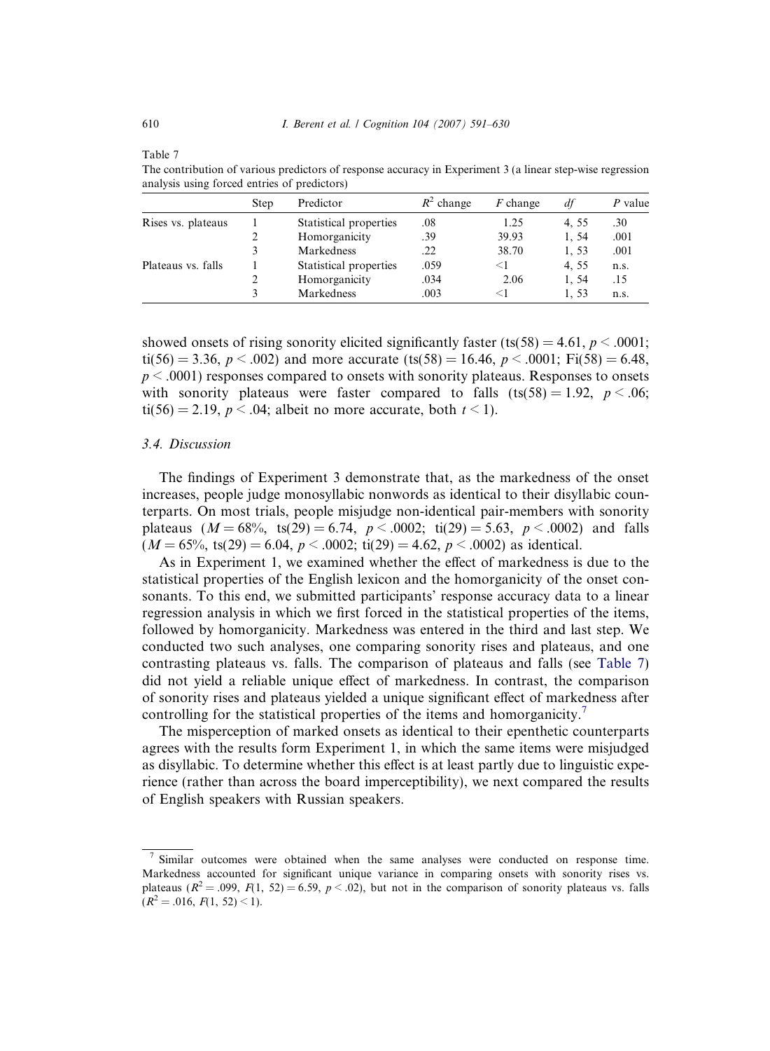Table 7
The contribution of various predictors of response accuracy in Experiment 3 (a linear step-wise regression analysis using forced entries of predictors)

| | Step | Predictor | $R^2$ change | $F$ change | $df$ | $P$ value |
|---|---|---|---|---|---|---|
| Rises vs. plateaus | 1 | Statistical properties | .08 | 1.25 | 4, 55 | .30 |
| | 2 | Homorganicity | .39 | 39.93 | 1, 54 | .001 |
| | 3 | Markedness | .22 | 38.70 | 1, 53 | .001 |
| Plateaus vs. falls | 1 | Statistical properties | .059 | <1 | 4, 55 | n.s. |
| | 2 | Homorganicity | .034 | 2.06 | 1, 54 | .15 |
| | 3 | Markedness | .003 | <1 | 1, 53 | n.s. |

showed onsets of rising sonority elicited significantly faster (ts(58) = 4.61, $p < .0001$; ti(56) = 3.36, $p < .002$) and more accurate (ts(58) = 16.46, $p < .0001$; Fi(58) = 6.48, $p < .0001$) responses compared to onsets with sonority plateaus. Responses to onsets with sonority plateaus were faster compared to falls (ts(58) = 1.92, $p < .06$; ti(56) = 2.19, $p < .04$; albeit no more accurate, both $t < 1$).

### 3.4. Discussion

The findings of Experiment 3 demonstrate that, as the markedness of the onset increases, people judge monosyllabic nonwords as identical to their disyllabic counterparts. On most trials, people misjudge non-identical pair-members with sonority plateaus ($M = 68\%$, ts(29) = 6.74, $p < .0002$; ti(29) = 5.63, $p < .0002$) and falls ($M = 65\%$, ts(29) = 6.04, $p < .0002$; ti(29) = 4.62, $p < .0002$) as identical.

As in Experiment 1, we examined whether the effect of markedness is due to the statistical properties of the English lexicon and the homorganicity of the onset consonants. To this end, we submitted participants' response accuracy data to a linear regression analysis in which we first forced in the statistical properties of the items, followed by homorganicity. Markedness was entered in the third and last step. We conducted two such analyses, one comparing sonority rises and plateaus, and one contrasting plateaus vs. falls. The comparison of plateaus and falls (see Table 7) did not yield a reliable unique effect of markedness. In contrast, the comparison of sonority rises and plateaus yielded a unique significant effect of markedness after controlling for the statistical properties of the items and homorganicity.[7]

The misperception of marked onsets as identical to their epenthetic counterparts agrees with the results form Experiment 1, in which the same items were misjudged as disyllabic. To determine whether this effect is at least partly due to linguistic experience (rather than across the board imperceptibility), we next compared the results of English speakers with Russian speakers.

[7] Similar outcomes were obtained when the same analyses were conducted on response time. Markedness accounted for significant unique variance in comparing onsets with sonority rises vs. plateaus ($R^2 = .099$, $F(1, 52) = 6.59$, $p < .02$), but not in the comparison of sonority plateaus vs. falls ($R^2 = .016$, $F(1, 52) < 1$).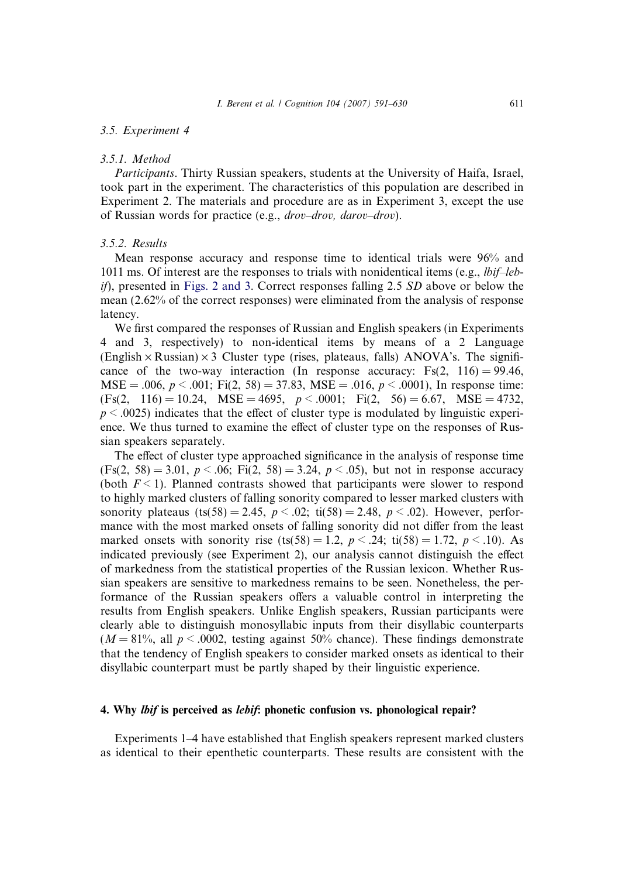### 3.5. Experiment 4

#### 3.5.1. Method

*Participants*. Thirty Russian speakers, students at the University of Haifa, Israel, took part in the experiment. The characteristics of this population are described in Experiment 2. The materials and procedure are as in Experiment 3, except the use of Russian words for practice (e.g., *drov–drov, darov–drov*).

#### 3.5.2. Results

Mean response accuracy and response time to identical trials were 96% and 1011 ms. Of interest are the responses to trials with nonidentical items (e.g., *lbif–lebif*), presented in Figs. 2 and 3. Correct responses falling 2.5 *SD* above or below the mean (2.62% of the correct responses) were eliminated from the analysis of response latency.

We first compared the responses of Russian and English speakers (in Experiments 4 and 3, respectively) to non-identical items by means of a 2 Language (English × Russian) × 3 Cluster type (rises, plateaus, falls) ANOVA's. The significance of the two-way interaction (In response accuracy: $Fs(2, 116) = 99.46$, $MSE = .006$, $p < .001$; $Fi(2, 58) = 37.83$, $MSE = .016$, $p < .0001$), In response time: ($Fs(2, 116) = 10.24$, $MSE = 4695$, $p < .0001$; $Fi(2, 56) = 6.67$, $MSE = 4732$, $p < .0025$) indicates that the effect of cluster type is modulated by linguistic experience. We thus turned to examine the effect of cluster type on the responses of Russian speakers separately.

The effect of cluster type approached significance in the analysis of response time ($Fs(2, 58) = 3.01$, $p < .06$; $Fi(2, 58) = 3.24$, $p < .05$), but not in response accuracy (both $F < 1$). Planned contrasts showed that participants were slower to respond to highly marked clusters of falling sonority compared to lesser marked clusters with sonority plateaus ($ts(58) = 2.45$, $p < .02$; $ti(58) = 2.48$, $p < .02$). However, performance with the most marked onsets of falling sonority did not differ from the least marked onsets with sonority rise ($ts(58) = 1.2$, $p < .24$; $ti(58) = 1.72$, $p < .10$). As indicated previously (see Experiment 2), our analysis cannot distinguish the effect of markedness from the statistical properties of the Russian lexicon. Whether Russian speakers are sensitive to markedness remains to be seen. Nonetheless, the performance of the Russian speakers offers a valuable control in interpreting the results from English speakers. Unlike English speakers, Russian participants were clearly able to distinguish monosyllabic inputs from their disyllabic counterparts ($M = 81\%$, all $p < .0002$, testing against 50% chance). These findings demonstrate that the tendency of English speakers to consider marked onsets as identical to their disyllabic counterpart must be partly shaped by their linguistic experience.

## 4. Why *lbif* is perceived as *lebif*: phonetic confusion vs. phonological repair?

Experiments 1–4 have established that English speakers represent marked clusters as identical to their epenthetic counterparts. These results are consistent with the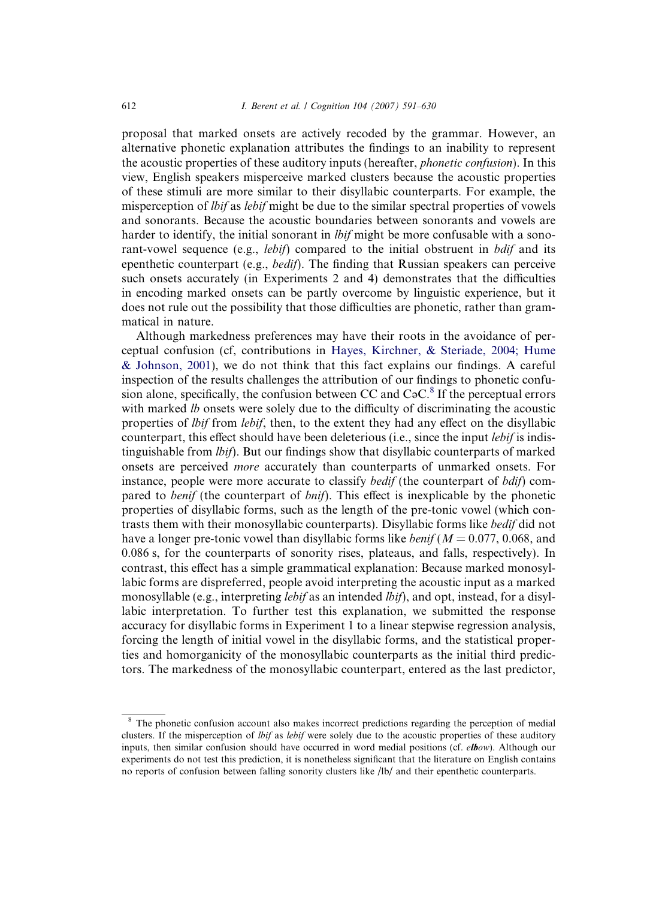proposal that marked onsets are actively recoded by the grammar. However, an alternative phonetic explanation attributes the findings to an inability to represent the acoustic properties of these auditory inputs (hereafter, *phonetic confusion*). In this view, English speakers misperceive marked clusters because the acoustic properties of these stimuli are more similar to their disyllabic counterparts. For example, the misperception of *lbif* as *lebif* might be due to the similar spectral properties of vowels and sonorants. Because the acoustic boundaries between sonorants and vowels are harder to identify, the initial sonorant in *lbif* might be more confusable with a sonorant-vowel sequence (e.g., *lebif*) compared to the initial obstruent in *bdif* and its epenthetic counterpart (e.g., *bedif*). The finding that Russian speakers can perceive such onsets accurately (in Experiments 2 and 4) demonstrates that the difficulties in encoding marked onsets can be partly overcome by linguistic experience, but it does not rule out the possibility that those difficulties are phonetic, rather than grammatical in nature.

Although markedness preferences may have their roots in the avoidance of perceptual confusion (cf, contributions in Hayes, Kirchner, & Steriade, 2004; Hume & Johnson, 2001), we do not think that this fact explains our findings. A careful inspection of the results challenges the attribution of our findings to phonetic confusion alone, specifically, the confusion between CC and CəC.[8] If the perceptual errors with marked *lb* onsets were solely due to the difficulty of discriminating the acoustic properties of *lbif* from *lebif*, then, to the extent they had any effect on the disyllabic counterpart, this effect should have been deleterious (i.e., since the input *lebif* is indistinguishable from *lbif*). But our findings show that disyllabic counterparts of marked onsets are perceived *more* accurately than counterparts of unmarked onsets. For instance, people were more accurate to classify *bedif* (the counterpart of *bdif*) compared to *benif* (the counterpart of *bnif*). This effect is inexplicable by the phonetic properties of disyllabic forms, such as the length of the pre-tonic vowel (which contrasts them with their monosyllabic counterparts). Disyllabic forms like *bedif* did not have a longer pre-tonic vowel than disyllabic forms like *benif* ($M = 0.077$, 0.068, and 0.086 s, for the counterparts of sonority rises, plateaus, and falls, respectively). In contrast, this effect has a simple grammatical explanation: Because marked monosyllabic forms are dispreferred, people avoid interpreting the acoustic input as a marked monosyllable (e.g., interpreting *lebif* as an intended *lbif*), and opt, instead, for a disyllabic interpretation. To further test this explanation, we submitted the response accuracy for disyllabic forms in Experiment 1 to a linear stepwise regression analysis, forcing the length of initial vowel in the disyllabic forms, and the statistical properties and homorganicity of the monosyllabic counterparts as the initial third predictors. The markedness of the monosyllabic counterpart, entered as the last predictor,

[8] The phonetic confusion account also makes incorrect predictions regarding the perception of medial clusters. If the misperception of *lbif* as *lebif* were solely due to the acoustic properties of these auditory inputs, then similar confusion should have occurred in word medial positions (cf. ***elb**ow*). Although our experiments do not test this prediction, it is nonetheless significant that the literature on English contains no reports of confusion between falling sonority clusters like /lb/ and their epenthetic counterparts.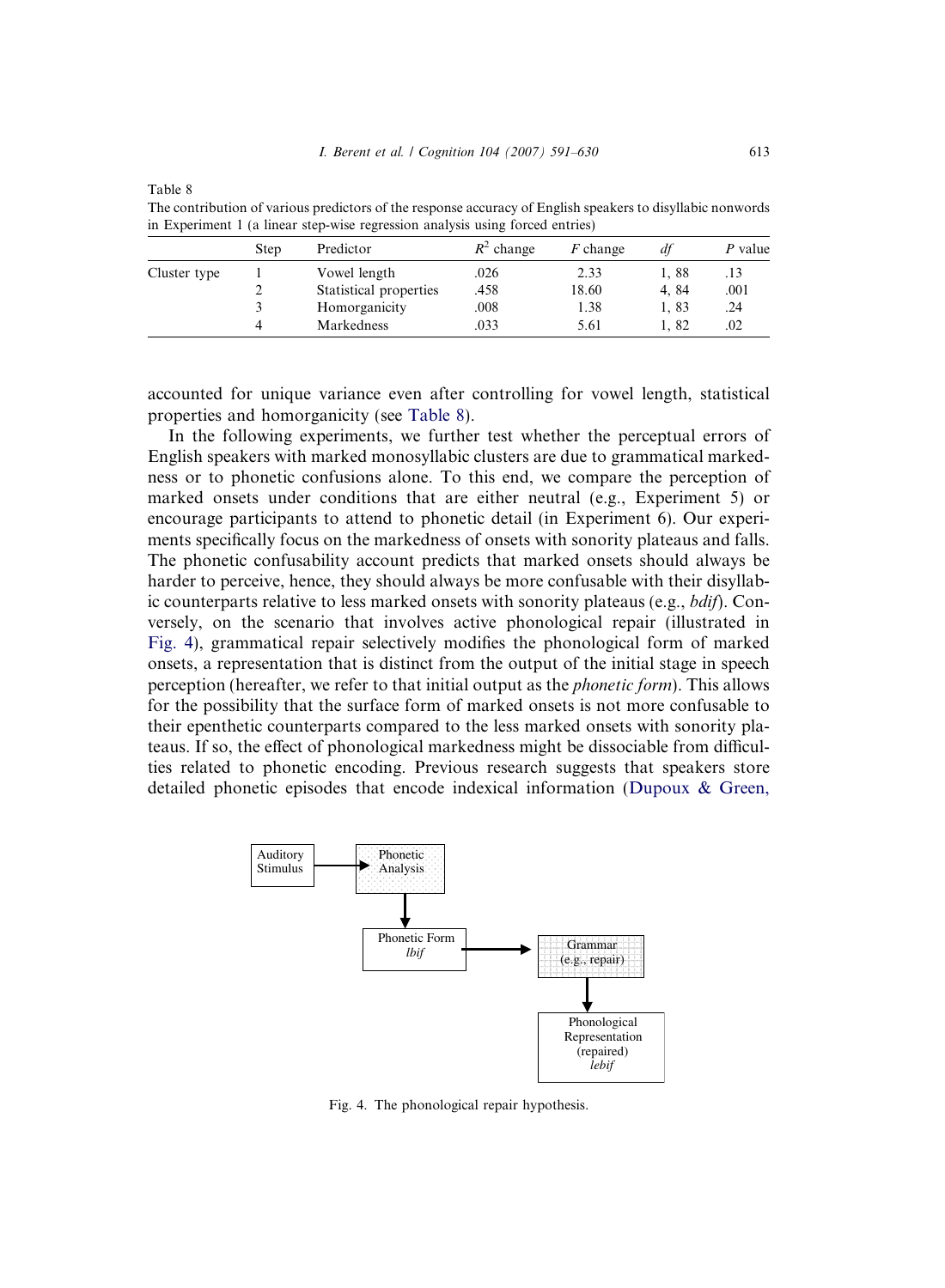Table 8
The contribution of various predictors of the response accuracy of English speakers to disyllabic nonwords in Experiment 1 (a linear step-wise regression analysis using forced entries)

| | Step | Predictor | $R^2$ change | *F* change | *df* | *P* value |
|---|---|---|---|---|---|---|
| Cluster type | 1 | Vowel length | .026 | 2.33 | 1, 88 | .13 |
| | 2 | Statistical properties | .458 | 18.60 | 4, 84 | .001 |
| | 3 | Homorganicity | .008 | 1.38 | 1, 83 | .24 |
| | 4 | Markedness | .033 | 5.61 | 1, 82 | .02 |

accounted for unique variance even after controlling for vowel length, statistical properties and homorganicity (see Table 8).

In the following experiments, we further test whether the perceptual errors of English speakers with marked monosyllabic clusters are due to grammatical markedness or to phonetic confusions alone. To this end, we compare the perception of marked onsets under conditions that are either neutral (e.g., Experiment 5) or encourage participants to attend to phonetic detail (in Experiment 6). Our experiments specifically focus on the markedness of onsets with sonority plateaus and falls. The phonetic confusability account predicts that marked onsets should always be harder to perceive, hence, they should always be more confusable with their disyllabic counterparts relative to less marked onsets with sonority plateaus (e.g., *bdif*). Conversely, on the scenario that involves active phonological repair (illustrated in Fig. 4), grammatical repair selectively modifies the phonological form of marked onsets, a representation that is distinct from the output of the initial stage in speech perception (hereafter, we refer to that initial output as the *phonetic form*). This allows for the possibility that the surface form of marked onsets is not more confusable to their epenthetic counterparts compared to the less marked onsets with sonority plateaus. If so, the effect of phonological markedness might be dissociable from difficulties related to phonetic encoding. Previous research suggests that speakers store detailed phonetic episodes that encode indexical information (Dupoux & Green,

Fig. 4. The phonological repair hypothesis.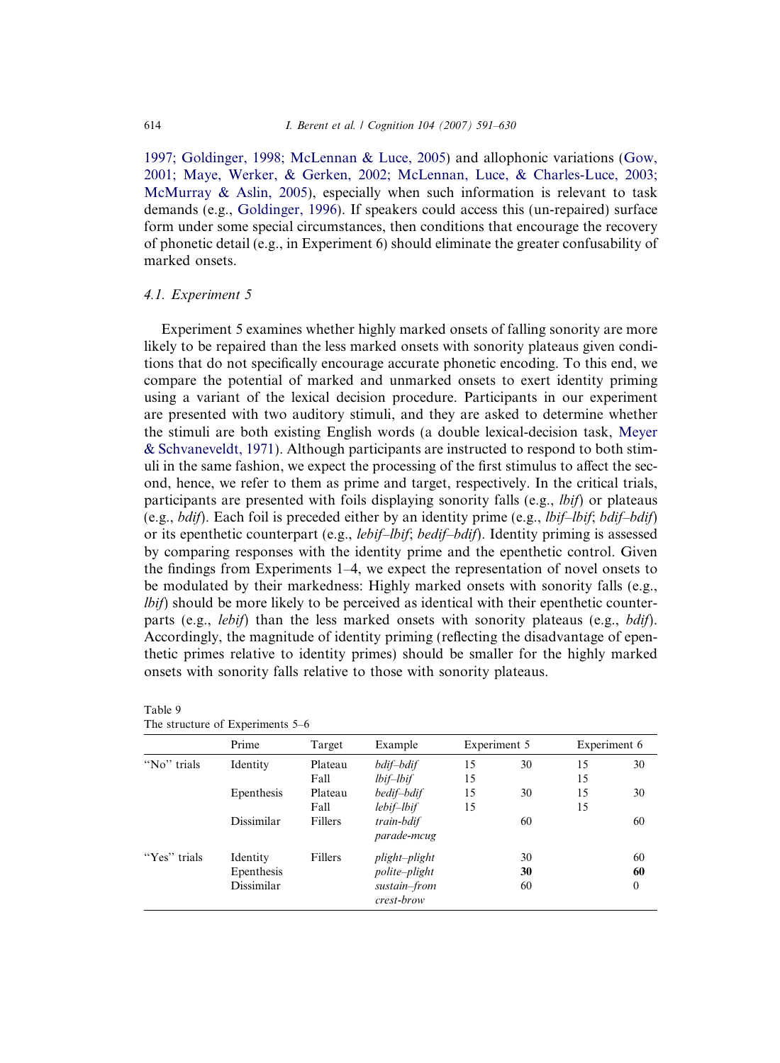1997; Goldinger, 1998; McLennan & Luce, 2005) and allophonic variations (Gow, 2001; Maye, Werker, & Gerken, 2002; McLennan, Luce, & Charles-Luce, 2003; McMurray & Aslin, 2005), especially when such information is relevant to task demands (e.g., Goldinger, 1996). If speakers could access this (un-repaired) surface form under some special circumstances, then conditions that encourage the recovery of phonetic detail (e.g., in Experiment 6) should eliminate the greater confusability of marked onsets.

### 4.1. Experiment 5

Experiment 5 examines whether highly marked onsets of falling sonority are more likely to be repaired than the less marked onsets with sonority plateaus given conditions that do not specifically encourage accurate phonetic encoding. To this end, we compare the potential of marked and unmarked onsets to exert identity priming using a variant of the lexical decision procedure. Participants in our experiment are presented with two auditory stimuli, and they are asked to determine whether the stimuli are both existing English words (a double lexical-decision task, Meyer & Schvaneveldt, 1971). Although participants are instructed to respond to both stimuli in the same fashion, we expect the processing of the first stimulus to affect the second, hence, we refer to them as prime and target, respectively. In the critical trials, participants are presented with foils displaying sonority falls (e.g., *lbif*) or plateaus (e.g., *bdif*). Each foil is preceded either by an identity prime (e.g., *lbif–lbif*; *bdif–bdif*) or its epenthetic counterpart (e.g., *lebif–lbif*; *bedif–bdif*). Identity priming is assessed by comparing responses with the identity prime and the epenthetic control. Given the findings from Experiments 1–4, we expect the representation of novel onsets to be modulated by their markedness: Highly marked onsets with sonority falls (e.g., *lbif*) should be more likely to be perceived as identical with their epenthetic counterparts (e.g., *lebif*) than the less marked onsets with sonority plateaus (e.g., *bdif*). Accordingly, the magnitude of identity priming (reflecting the disadvantage of epenthetic primes relative to identity primes) should be smaller for the highly marked onsets with sonority falls relative to those with sonority plateaus.

Table 9
The structure of Experiments 5–6

| | Prime | Target | Example | Experiment 5 | | Experiment 6 | |
|---|---|---|---|---|---|---|---|
| "No" trials | Identity | Plateau | *bdif–bdif* | 15 | 30 | 15 | 30 |
| | | Fall | *lbif–lbif* | 15 | | 15 | |
| | Epenthesis | Plateau | *bedif–bdif* | 15 | 30 | 15 | 30 |
| | | Fall | *lebif–lbif* | 15 | | 15 | |
| | Dissimilar | Fillers | *train-bdif* *parade-mcug* | | 60 | | 60 |
| "Yes" trials | Identity | Fillers | *plight–plight* | | 30 | | 60 |
| | Epenthesis | | *polite–plight* | | **30** | | **60** |
| | Dissimilar | | *sustain–from* *crest-brow* | | 60 | | 0 |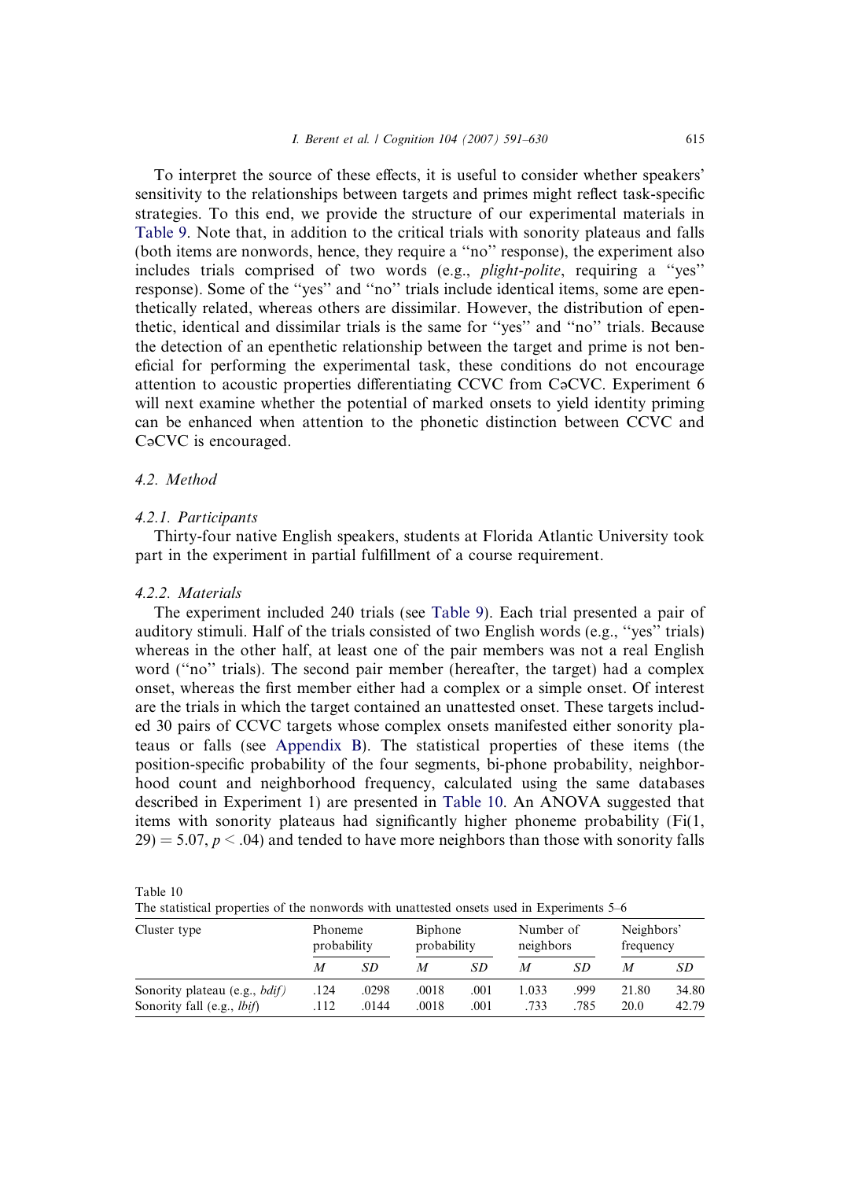To interpret the source of these effects, it is useful to consider whether speakers' sensitivity to the relationships between targets and primes might reflect task-specific strategies. To this end, we provide the structure of our experimental materials in Table 9. Note that, in addition to the critical trials with sonority plateaus and falls (both items are nonwords, hence, they require a ''no'' response), the experiment also includes trials comprised of two words (e.g., *plight-polite*, requiring a ''yes'' response). Some of the ''yes'' and ''no'' trials include identical items, some are epenthetically related, whereas others are dissimilar. However, the distribution of epenthetic, identical and dissimilar trials is the same for ''yes'' and ''no'' trials. Because the detection of an epenthetic relationship between the target and prime is not beneficial for performing the experimental task, these conditions do not encourage attention to acoustic properties differentiating CCVC from CəCVC. Experiment 6 will next examine whether the potential of marked onsets to yield identity priming can be enhanced when attention to the phonetic distinction between CCVC and CəCVC is encouraged.

### 4.2. Method

#### 4.2.1. Participants

Thirty-four native English speakers, students at Florida Atlantic University took part in the experiment in partial fulfillment of a course requirement.

#### 4.2.2. Materials

The experiment included 240 trials (see Table 9). Each trial presented a pair of auditory stimuli. Half of the trials consisted of two English words (e.g., ''yes'' trials) whereas in the other half, at least one of the pair members was not a real English word (''no'' trials). The second pair member (hereafter, the target) had a complex onset, whereas the first member either had a complex or a simple onset. Of interest are the trials in which the target contained an unattested onset. These targets included 30 pairs of CCVC targets whose complex onsets manifested either sonority plateaus or falls (see Appendix B). The statistical properties of these items (the position-specific probability of the four segments, bi-phone probability, neighborhood count and neighborhood frequency, calculated using the same databases described in Experiment 1) are presented in Table 10. An ANOVA suggested that items with sonority plateaus had significantly higher phoneme probability ($Fi(1, 29) = 5.07$, $p < .04$) and tended to have more neighbors than those with sonority falls

Table 10
The statistical properties of the nonwords with unattested onsets used in Experiments 5–6

| Cluster type | Phoneme probability | | Biphone probability | | Number of neighbors | | Neighbors' frequency | |
|---|---|---|---|---|---|---|---|---|
| | *M* | *SD* | *M* | *SD* | *M* | *SD* | *M* | *SD* |
| Sonority plateau (e.g., *bdif)* | .124 | .0298 | .0018 | .001 | 1.033 | .999 | 21.80 | 34.80 |
| Sonority fall (e.g., *lbif*) | .112 | .0144 | .0018 | .001 | .733 | .785 | 20.0 | 42.79 |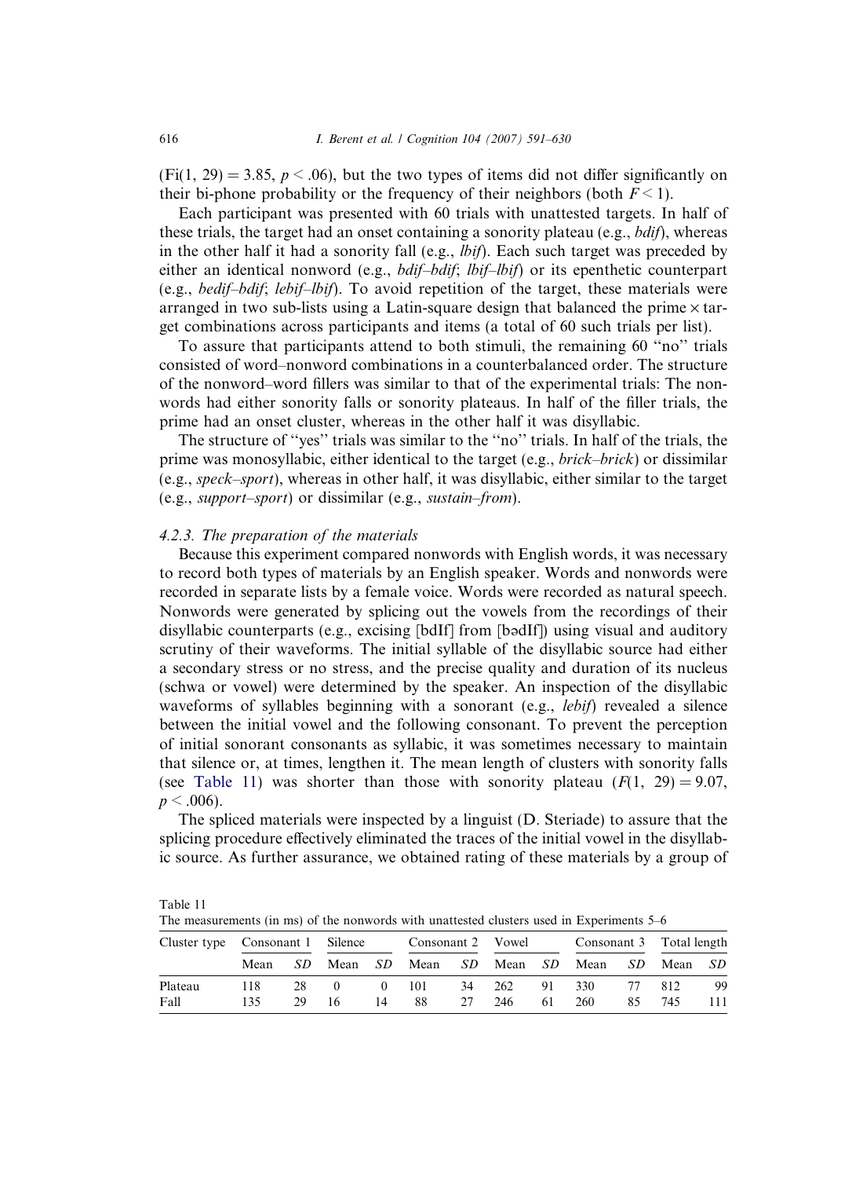($Fi(1, 29) = 3.85$, $p < .06$), but the two types of items did not differ significantly on their bi-phone probability or the frequency of their neighbors (both $F < 1$).

Each participant was presented with 60 trials with unattested targets. In half of these trials, the target had an onset containing a sonority plateau (e.g., *bdif*), whereas in the other half it had a sonority fall (e.g., *lbif*). Each such target was preceded by either an identical nonword (e.g., *bdif–bdif*; *lbif–lbif*) or its epenthetic counterpart (e.g., *bedif–bdif*; *lebif–lbif*). To avoid repetition of the target, these materials were arranged in two sub-lists using a Latin-square design that balanced the prime × target combinations across participants and items (a total of 60 such trials per list).

To assure that participants attend to both stimuli, the remaining 60 "no" trials consisted of word–nonword combinations in a counterbalanced order. The structure of the nonword–word fillers was similar to that of the experimental trials: The nonwords had either sonority falls or sonority plateaus. In half of the filler trials, the prime had an onset cluster, whereas in the other half it was disyllabic.

The structure of "yes" trials was similar to the "no" trials. In half of the trials, the prime was monosyllabic, either identical to the target (e.g., *brick–brick*) or dissimilar (e.g., *speck–sport*), whereas in other half, it was disyllabic, either similar to the target (e.g., *support–sport*) or dissimilar (e.g., *sustain–from*).

### 4.2.3. The preparation of the materials

Because this experiment compared nonwords with English words, it was necessary to record both types of materials by an English speaker. Words and nonwords were recorded in separate lists by a female voice. Words were recorded as natural speech. Nonwords were generated by splicing out the vowels from the recordings of their disyllabic counterparts (e.g., excising [bdIf] from [bədIf]) using visual and auditory scrutiny of their waveforms. The initial syllable of the disyllabic source had either a secondary stress or no stress, and the precise quality and duration of its nucleus (schwa or vowel) were determined by the speaker. An inspection of the disyllabic waveforms of syllables beginning with a sonorant (e.g., *lebif*) revealed a silence between the initial vowel and the following consonant. To prevent the perception of initial sonorant consonants as syllabic, it was sometimes necessary to maintain that silence or, at times, lengthen it. The mean length of clusters with sonority falls (see Table 11) was shorter than those with sonority plateau ($F(1, 29) = 9.07$, $p < .006$).

The spliced materials were inspected by a linguist (D. Steriade) to assure that the splicing procedure effectively eliminated the traces of the initial vowel in the disyllabic source. As further assurance, we obtained rating of these materials by a group of

Table 11
The measurements (in ms) of the nonwords with unattested clusters used in Experiments 5–6

| Cluster type | Consonant 1 | | Silence | | Consonant 2 | | Vowel | | Consonant 3 | | Total length | |
|---|---|---|---|---|---|---|---|---|---|---|---|---|
| | Mean | *SD* | Mean | *SD* | Mean | *SD* | Mean | *SD* | Mean | *SD* | Mean | *SD* |
| Plateau | 118 | 28 | 0 | 0 | 101 | 34 | 262 | 91 | 330 | 77 | 812 | 99 |
| Fall | 135 | 29 | 16 | 14 | 88 | 27 | 246 | 61 | 260 | 85 | 745 | 111 |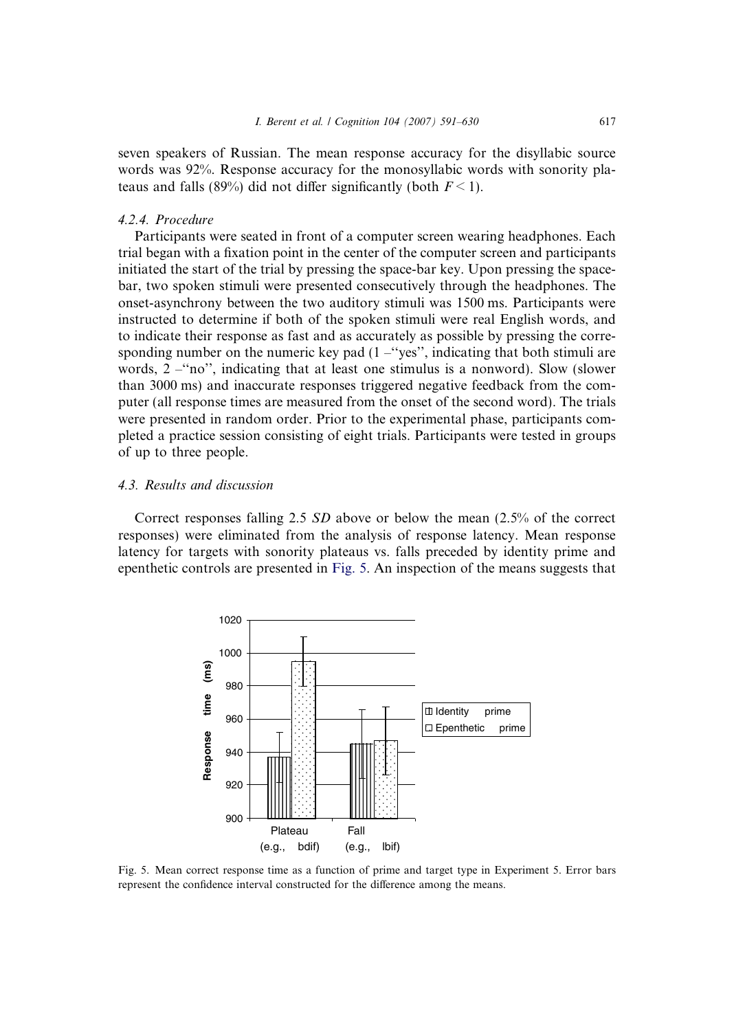seven speakers of Russian. The mean response accuracy for the disyllabic source words was 92%. Response accuracy for the monosyllabic words with sonority plateaus and falls (89%) did not differ significantly (both $F < 1$).

#### 4.2.4. Procedure

Participants were seated in front of a computer screen wearing headphones. Each trial began with a fixation point in the center of the computer screen and participants initiated the start of the trial by pressing the space-bar key. Upon pressing the space-bar, two spoken stimuli were presented consecutively through the headphones. The onset-asynchrony between the two auditory stimuli was 1500 ms. Participants were instructed to determine if both of the spoken stimuli were real English words, and to indicate their response as fast and as accurately as possible by pressing the corresponding number on the numeric key pad (1 –"yes", indicating that both stimuli are words, 2 –"no", indicating that at least one stimulus is a nonword). Slow (slower than 3000 ms) and inaccurate responses triggered negative feedback from the computer (all response times are measured from the onset of the second word). The trials were presented in random order. Prior to the experimental phase, participants completed a practice session consisting of eight trials. Participants were tested in groups of up to three people.

### 4.3. Results and discussion

Correct responses falling 2.5 *SD* above or below the mean (2.5% of the correct responses) were eliminated from the analysis of response latency. Mean response latency for targets with sonority plateaus vs. falls preceded by identity prime and epenthetic controls are presented in Fig. 5. An inspection of the means suggests that

Fig. 5. Mean correct response time as a function of prime and target type in Experiment 5. Error bars represent the confidence interval constructed for the difference among the means.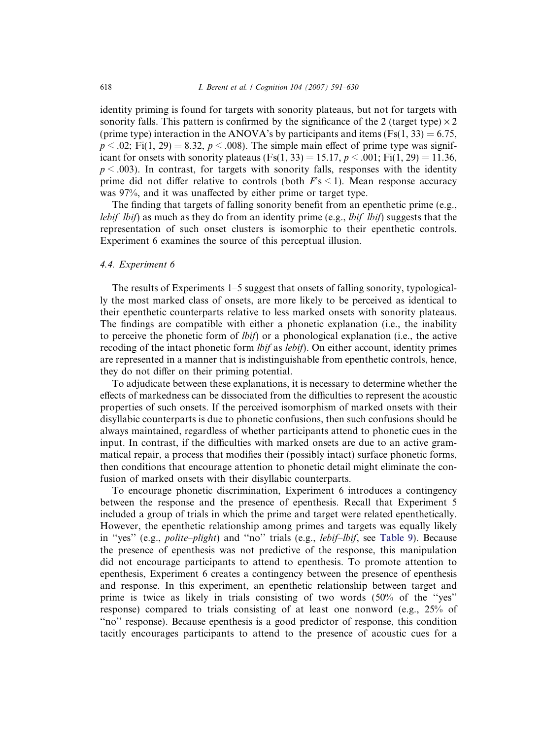identity priming is found for targets with sonority plateaus, but not for targets with sonority falls. This pattern is confirmed by the significance of the 2 (target type) × 2 (prime type) interaction in the ANOVA's by participants and items ($Fs(1, 33) = 6.75$, $p < .02$; $Fi(1, 29) = 8.32$, $p < .008$). The simple main effect of prime type was significant for onsets with sonority plateaus ($Fs(1, 33) = 15.17$, $p < .001$; $Fi(1, 29) = 11.36$, $p < .003$). In contrast, for targets with sonority falls, responses with the identity prime did not differ relative to controls (both $F$'s $< 1$). Mean response accuracy was 97%, and it was unaffected by either prime or target type.

The finding that targets of falling sonority benefit from an epenthetic prime (e.g., *lebif–lbif*) as much as they do from an identity prime (e.g., *lbif–lbif*) suggests that the representation of such onset clusters is isomorphic to their epenthetic controls. Experiment 6 examines the source of this perceptual illusion.

### 4.4. Experiment 6

The results of Experiments 1–5 suggest that onsets of falling sonority, typologically the most marked class of onsets, are more likely to be perceived as identical to their epenthetic counterparts relative to less marked onsets with sonority plateaus. The findings are compatible with either a phonetic explanation (i.e., the inability to perceive the phonetic form of *lbif*) or a phonological explanation (i.e., the active recoding of the intact phonetic form *lbif* as *lebif*). On either account, identity primes are represented in a manner that is indistinguishable from epenthetic controls, hence, they do not differ on their priming potential.

To adjudicate between these explanations, it is necessary to determine whether the effects of markedness can be dissociated from the difficulties to represent the acoustic properties of such onsets. If the perceived isomorphism of marked onsets with their disyllabic counterparts is due to phonetic confusions, then such confusions should be always maintained, regardless of whether participants attend to phonetic cues in the input. In contrast, if the difficulties with marked onsets are due to an active grammatical repair, a process that modifies their (possibly intact) surface phonetic forms, then conditions that encourage attention to phonetic detail might eliminate the confusion of marked onsets with their disyllabic counterparts.

To encourage phonetic discrimination, Experiment 6 introduces a contingency between the response and the presence of epenthesis. Recall that Experiment 5 included a group of trials in which the prime and target were related epenthetically. However, the epenthetic relationship among primes and targets was equally likely in "yes" (e.g., *polite–plight*) and "no" trials (e.g., *lebif–lbif*, see Table 9). Because the presence of epenthesis was not predictive of the response, this manipulation did not encourage participants to attend to epenthesis. To promote attention to epenthesis, Experiment 6 creates a contingency between the presence of epenthesis and response. In this experiment, an epenthetic relationship between target and prime is twice as likely in trials consisting of two words (50% of the "yes" response) compared to trials consisting of at least one nonword (e.g., 25% of "no" response). Because epenthesis is a good predictor of response, this condition tacitly encourages participants to attend to the presence of acoustic cues for a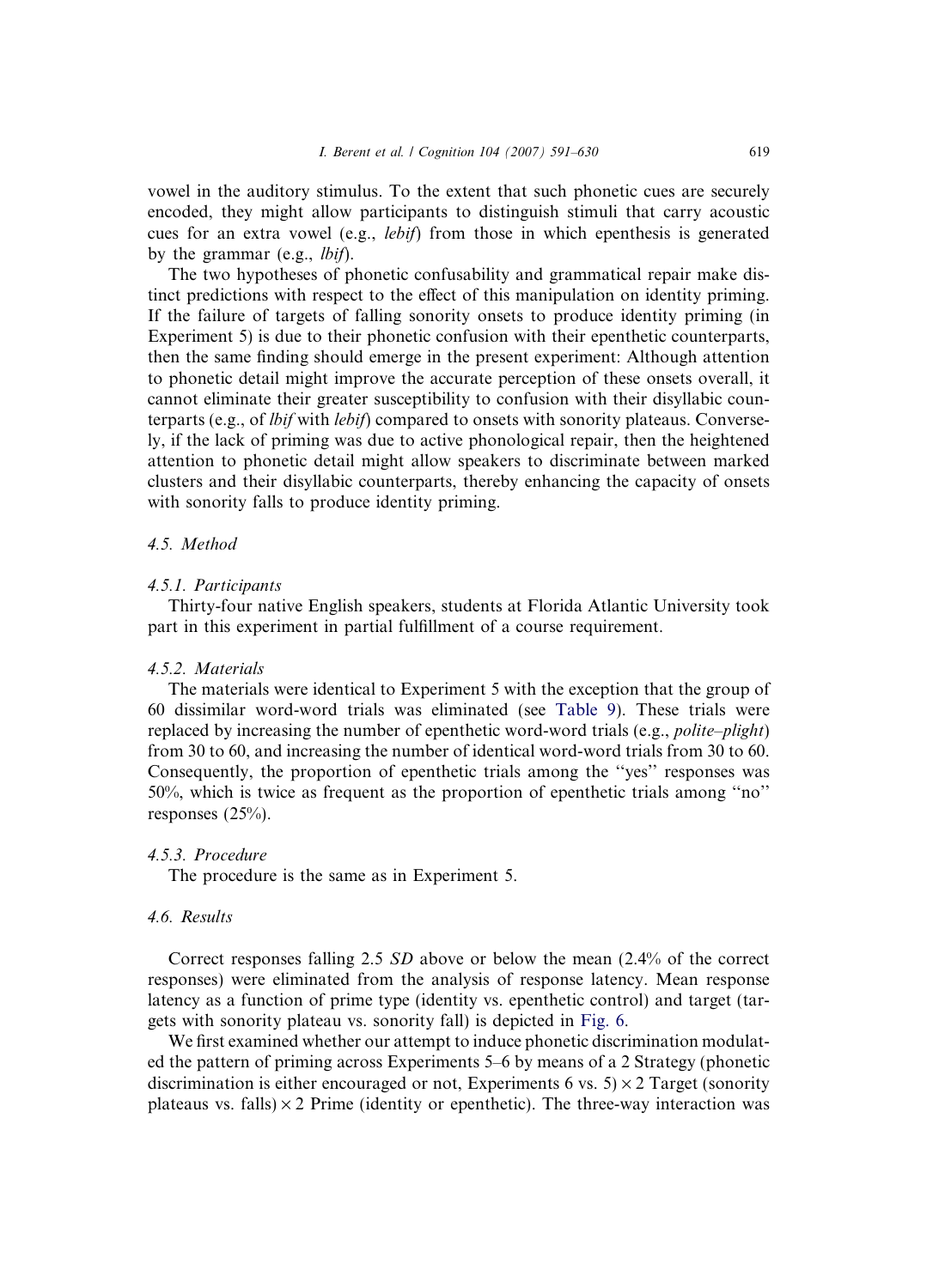vowel in the auditory stimulus. To the extent that such phonetic cues are securely encoded, they might allow participants to distinguish stimuli that carry acoustic cues for an extra vowel (e.g., *lebif*) from those in which epenthesis is generated by the grammar (e.g., *lbif*).

The two hypotheses of phonetic confusability and grammatical repair make distinct predictions with respect to the effect of this manipulation on identity priming. If the failure of targets of falling sonority onsets to produce identity priming (in Experiment 5) is due to their phonetic confusion with their epenthetic counterparts, then the same finding should emerge in the present experiment: Although attention to phonetic detail might improve the accurate perception of these onsets overall, it cannot eliminate their greater susceptibility to confusion with their disyllabic counterparts (e.g., of *lbif* with *lebif*) compared to onsets with sonority plateaus. Conversely, if the lack of priming was due to active phonological repair, then the heightened attention to phonetic detail might allow speakers to discriminate between marked clusters and their disyllabic counterparts, thereby enhancing the capacity of onsets with sonority falls to produce identity priming.

### 4.5. Method

#### 4.5.1. Participants

Thirty-four native English speakers, students at Florida Atlantic University took part in this experiment in partial fulfillment of a course requirement.

#### 4.5.2. Materials

The materials were identical to Experiment 5 with the exception that the group of 60 dissimilar word-word trials was eliminated (see Table 9). These trials were replaced by increasing the number of epenthetic word-word trials (e.g., *polite–plight*) from 30 to 60, and increasing the number of identical word-word trials from 30 to 60. Consequently, the proportion of epenthetic trials among the ''yes'' responses was 50%, which is twice as frequent as the proportion of epenthetic trials among ''no'' responses (25%).

#### 4.5.3. Procedure

The procedure is the same as in Experiment 5.

### 4.6. Results

Correct responses falling 2.5 *SD* above or below the mean (2.4% of the correct responses) were eliminated from the analysis of response latency. Mean response latency as a function of prime type (identity vs. epenthetic control) and target (targets with sonority plateau vs. sonority fall) is depicted in Fig. 6.

We first examined whether our attempt to induce phonetic discrimination modulated the pattern of priming across Experiments 5–6 by means of a 2 Strategy (phonetic discrimination is either encouraged or not, Experiments 6 vs. 5) $\times$ 2 Target (sonority plateaus vs. falls) $\times$ 2 Prime (identity or epenthetic). The three-way interaction was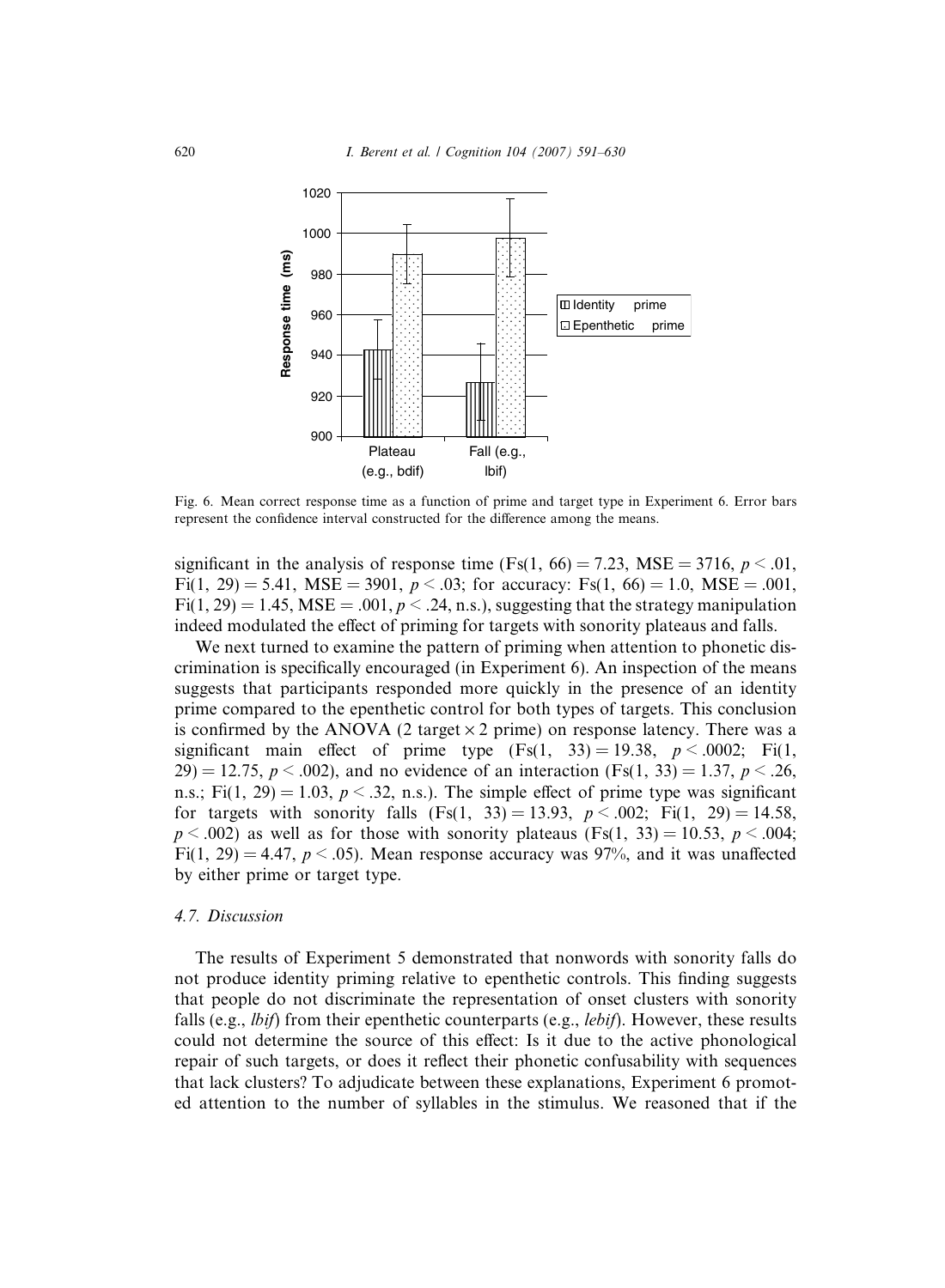Fig. 6. Mean correct response time as a function of prime and target type in Experiment 6. Error bars represent the confidence interval constructed for the difference among the means.

significant in the analysis of response time (Fs(1, 66) = 7.23, MSE = 3716, $p < .01$, Fi(1, 29) = 5.41, MSE = 3901, $p < .03$; for accuracy: Fs(1, 66) = 1.0, MSE = .001, Fi(1, 29) = 1.45, MSE = .001, $p < .24$, n.s.), suggesting that the strategy manipulation indeed modulated the effect of priming for targets with sonority plateaus and falls.

We next turned to examine the pattern of priming when attention to phonetic discrimination is specifically encouraged (in Experiment 6). An inspection of the means suggests that participants responded more quickly in the presence of an identity prime compared to the epenthetic control for both types of targets. This conclusion is confirmed by the ANOVA (2 target × 2 prime) on response latency. There was a significant main effect of prime type (Fs(1, 33) = 19.38, $p < .0002$; Fi(1, 29) = 12.75, $p < .002$), and no evidence of an interaction (Fs(1, 33) = 1.37, $p < .26$, n.s.; Fi(1, 29) = 1.03, $p < .32$, n.s.). The simple effect of prime type was significant for targets with sonority falls (Fs(1, 33) = 13.93, $p < .002$; Fi(1, 29) = 14.58, $p < .002$) as well as for those with sonority plateaus (Fs(1, 33) = 10.53, $p < .004$; Fi(1, 29) = 4.47, $p < .05$). Mean response accuracy was 97%, and it was unaffected by either prime or target type.

### 4.7. Discussion

The results of Experiment 5 demonstrated that nonwords with sonority falls do not produce identity priming relative to epenthetic controls. This finding suggests that people do not discriminate the representation of onset clusters with sonority falls (e.g., *lbif*) from their epenthetic counterparts (e.g., *lebif*). However, these results could not determine the source of this effect: Is it due to the active phonological repair of such targets, or does it reflect their phonetic confusability with sequences that lack clusters? To adjudicate between these explanations, Experiment 6 promoted attention to the number of syllables in the stimulus. We reasoned that if the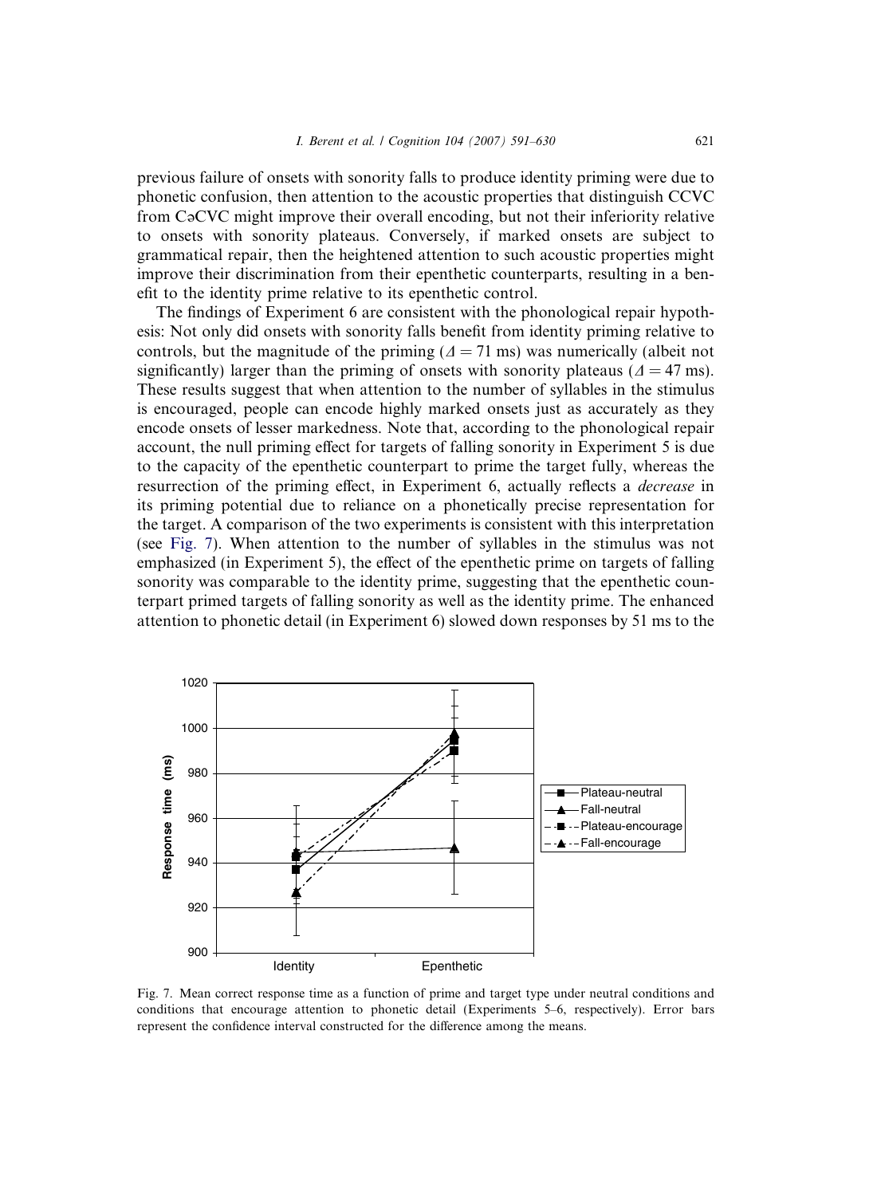previous failure of onsets with sonority falls to produce identity priming were due to phonetic confusion, then attention to the acoustic properties that distinguish CCVC from CəCVC might improve their overall encoding, but not their inferiority relative to onsets with sonority plateaus. Conversely, if marked onsets are subject to grammatical repair, then the heightened attention to such acoustic properties might improve their discrimination from their epenthetic counterparts, resulting in a benefit to the identity prime relative to its epenthetic control.

The findings of Experiment 6 are consistent with the phonological repair hypothesis: Not only did onsets with sonority falls benefit from identity priming relative to controls, but the magnitude of the priming ($\Delta = 71$ ms) was numerically (albeit not significantly) larger than the priming of onsets with sonority plateaus ($\Delta = 47$ ms). These results suggest that when attention to the number of syllables in the stimulus is encouraged, people can encode highly marked onsets just as accurately as they encode onsets of lesser markedness. Note that, according to the phonological repair account, the null priming effect for targets of falling sonority in Experiment 5 is due to the capacity of the epenthetic counterpart to prime the target fully, whereas the resurrection of the priming effect, in Experiment 6, actually reflects a *decrease* in its priming potential due to reliance on a phonetically precise representation for the target. A comparison of the two experiments is consistent with this interpretation (see Fig. 7). When attention to the number of syllables in the stimulus was not emphasized (in Experiment 5), the effect of the epenthetic prime on targets of falling sonority was comparable to the identity prime, suggesting that the epenthetic counterpart primed targets of falling sonority as well as the identity prime. The enhanced attention to phonetic detail (in Experiment 6) slowed down responses by 51 ms to the

Fig. 7. Mean correct response time as a function of prime and target type under neutral conditions and conditions that encourage attention to phonetic detail (Experiments 5–6, respectively). Error bars represent the confidence interval constructed for the difference among the means.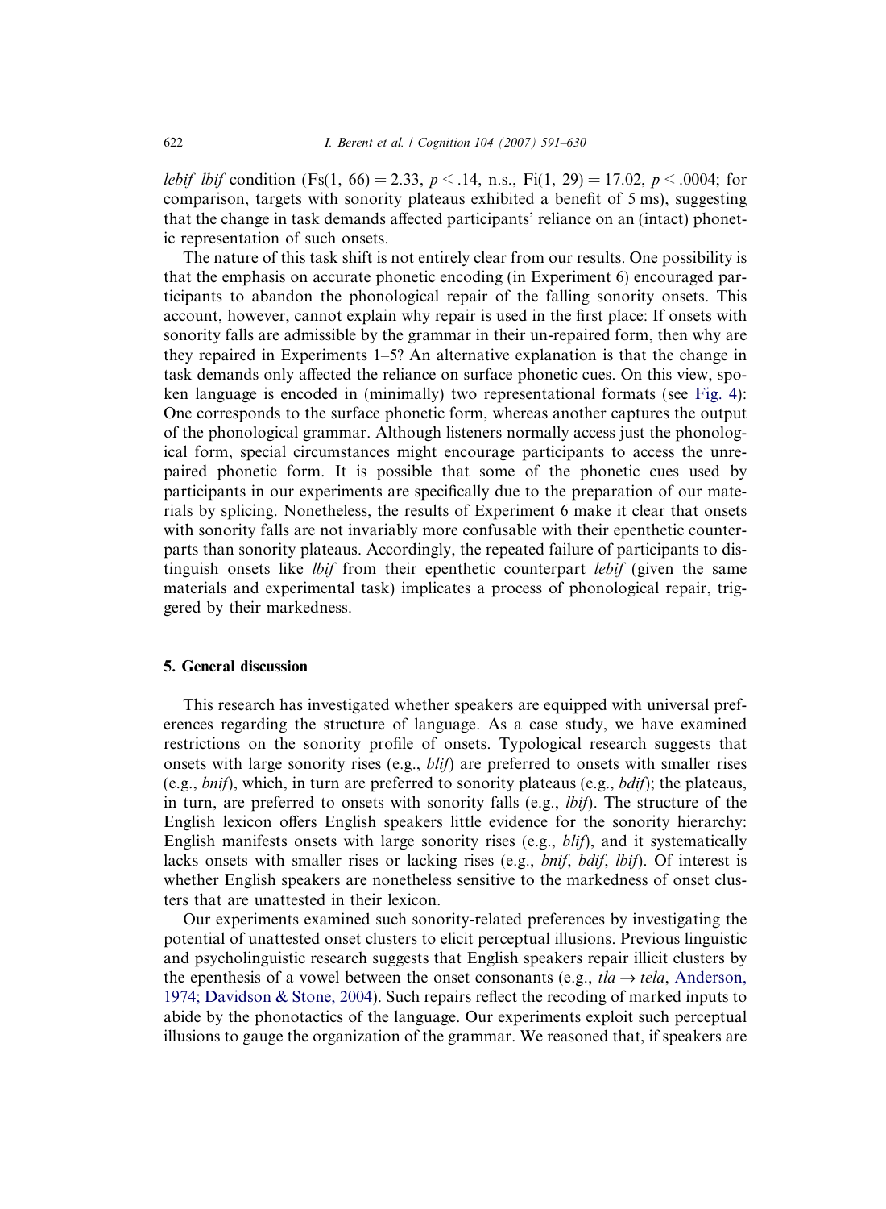*lebif–lbif* condition ($Fs(1, 66) = 2.33$, $p < .14$, n.s., $Fi(1, 29) = 17.02$, $p < .0004$; for comparison, targets with sonority plateaus exhibited a benefit of 5 ms), suggesting that the change in task demands affected participants' reliance on an (intact) phonetic representation of such onsets.

The nature of this task shift is not entirely clear from our results. One possibility is that the emphasis on accurate phonetic encoding (in Experiment 6) encouraged participants to abandon the phonological repair of the falling sonority onsets. This account, however, cannot explain why repair is used in the first place: If onsets with sonority falls are admissible by the grammar in their un-repaired form, then why are they repaired in Experiments 1–5? An alternative explanation is that the change in task demands only affected the reliance on surface phonetic cues. On this view, spoken language is encoded in (minimally) two representational formats (see Fig. 4): One corresponds to the surface phonetic form, whereas another captures the output of the phonological grammar. Although listeners normally access just the phonological form, special circumstances might encourage participants to access the unrepaired phonetic form. It is possible that some of the phonetic cues used by participants in our experiments are specifically due to the preparation of our materials by splicing. Nonetheless, the results of Experiment 6 make it clear that onsets with sonority falls are not invariably more confusable with their epenthetic counterparts than sonority plateaus. Accordingly, the repeated failure of participants to distinguish onsets like *lbif* from their epenthetic counterpart *lebif* (given the same materials and experimental task) implicates a process of phonological repair, triggered by their markedness.

## 5. General discussion

This research has investigated whether speakers are equipped with universal preferences regarding the structure of language. As a case study, we have examined restrictions on the sonority profile of onsets. Typological research suggests that onsets with large sonority rises (e.g., *blif*) are preferred to onsets with smaller rises (e.g., *bnif*), which, in turn are preferred to sonority plateaus (e.g., *bdif*); the plateaus, in turn, are preferred to onsets with sonority falls (e.g., *lbif*). The structure of the English lexicon offers English speakers little evidence for the sonority hierarchy: English manifests onsets with large sonority rises (e.g., *blif*), and it systematically lacks onsets with smaller rises or lacking rises (e.g., *bnif*, *bdif*, *lbif*). Of interest is whether English speakers are nonetheless sensitive to the markedness of onset clusters that are unattested in their lexicon.

Our experiments examined such sonority-related preferences by investigating the potential of unattested onset clusters to elicit perceptual illusions. Previous linguistic and psycholinguistic research suggests that English speakers repair illicit clusters by the epenthesis of a vowel between the onset consonants (e.g., *tla* → *tela*, Anderson, 1974; Davidson & Stone, 2004). Such repairs reflect the recoding of marked inputs to abide by the phonotactics of the language. Our experiments exploit such perceptual illusions to gauge the organization of the grammar. We reasoned that, if speakers are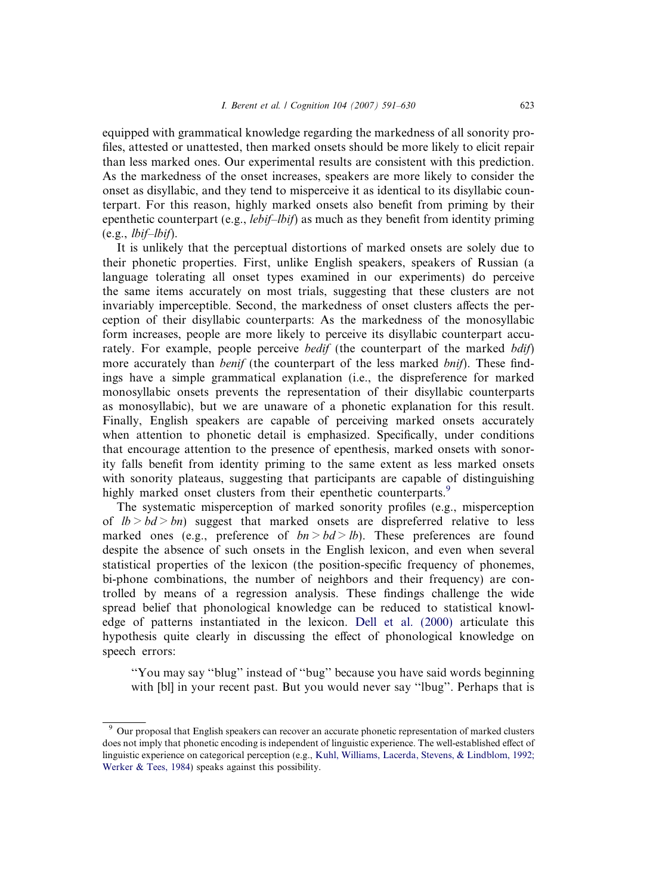equipped with grammatical knowledge regarding the markedness of all sonority profiles, attested or unattested, then marked onsets should be more likely to elicit repair than less marked ones. Our experimental results are consistent with this prediction. As the markedness of the onset increases, speakers are more likely to consider the onset as disyllabic, and they tend to misperceive it as identical to its disyllabic counterpart. For this reason, highly marked onsets also benefit from priming by their epenthetic counterpart (e.g., *lebif–lbif*) as much as they benefit from identity priming (e.g., *lbif–lbif*).

It is unlikely that the perceptual distortions of marked onsets are solely due to their phonetic properties. First, unlike English speakers, speakers of Russian (a language tolerating all onset types examined in our experiments) do perceive the same items accurately on most trials, suggesting that these clusters are not invariably imperceptible. Second, the markedness of onset clusters affects the perception of their disyllabic counterparts: As the markedness of the monosyllabic form increases, people are more likely to perceive its disyllabic counterpart accurately. For example, people perceive *bedif* (the counterpart of the marked *bdif*) more accurately than *benif* (the counterpart of the less marked *bnif*). These findings have a simple grammatical explanation (i.e., the dispreference for marked monosyllabic onsets prevents the representation of their disyllabic counterparts as monosyllabic), but we are unaware of a phonetic explanation for this result. Finally, English speakers are capable of perceiving marked onsets accurately when attention to phonetic detail is emphasized. Specifically, under conditions that encourage attention to the presence of epenthesis, marked onsets with sonority falls benefit from identity priming to the same extent as less marked onsets with sonority plateaus, suggesting that participants are capable of distinguishing highly marked onset clusters from their epenthetic counterparts.[9]

The systematic misperception of marked sonority profiles (e.g., misperception of *lb* > *bd* > *bn*) suggest that marked onsets are dispreferred relative to less marked ones (e.g., preference of *bn* > *bd* > *lb*). These preferences are found despite the absence of such onsets in the English lexicon, and even when several statistical properties of the lexicon (the position-specific frequency of phonemes, bi-phone combinations, the number of neighbors and their frequency) are controlled by means of a regression analysis. These findings challenge the wide spread belief that phonological knowledge can be reduced to statistical knowledge of patterns instantiated in the lexicon. Dell et al. (2000) articulate this hypothesis quite clearly in discussing the effect of phonological knowledge on speech errors:

> "You may say "blug" instead of "bug" because you have said words beginning with [bl] in your recent past. But you would never say "lbug". Perhaps that is

---

[9] Our proposal that English speakers can recover an accurate phonetic representation of marked clusters does not imply that phonetic encoding is independent of linguistic experience. The well-established effect of linguistic experience on categorical perception (e.g., Kuhl, Williams, Lacerda, Stevens, & Lindblom, 1992; Werker & Tees, 1984) speaks against this possibility.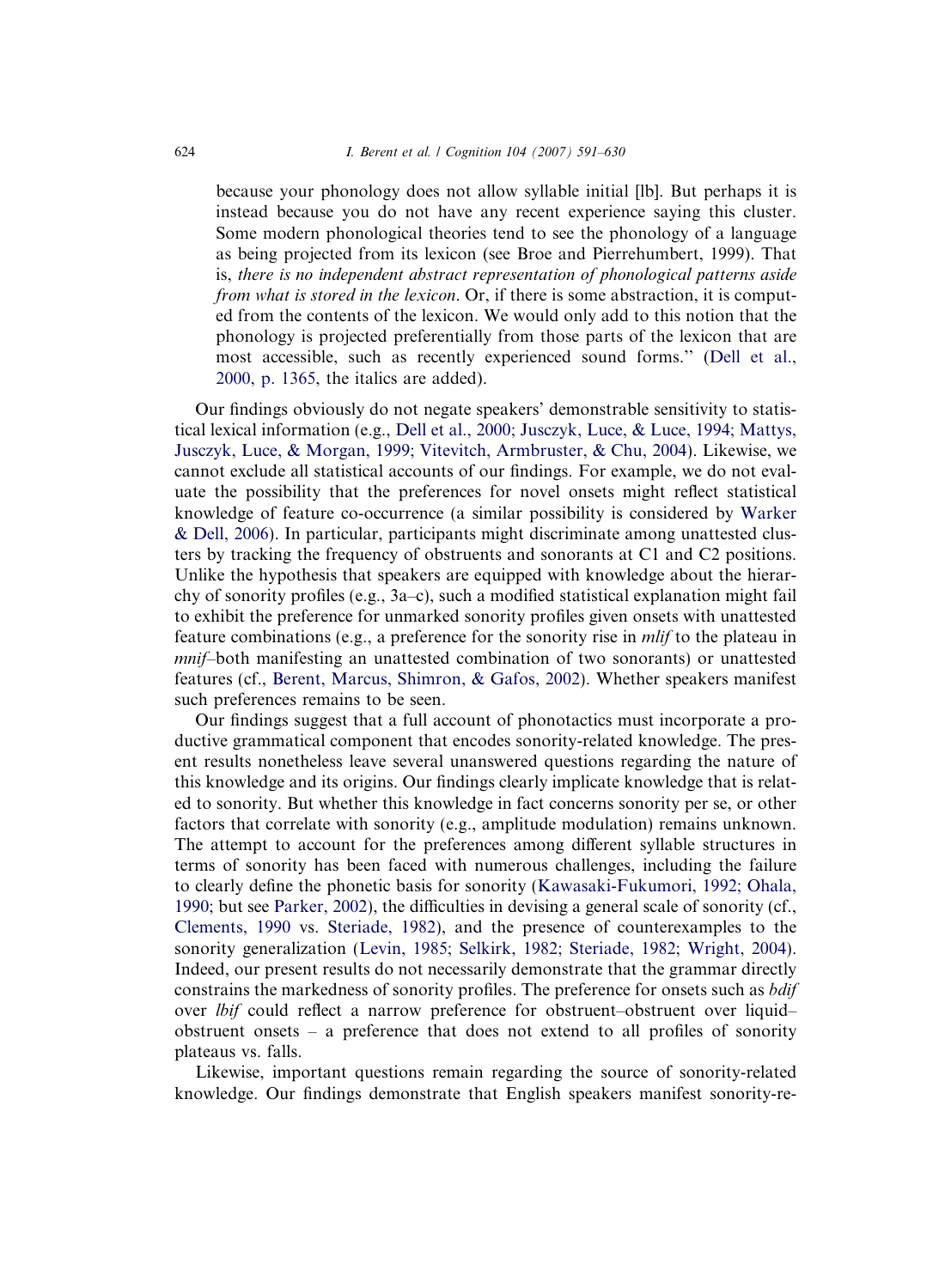because your phonology does not allow syllable initial [lb]. But perhaps it is instead because you do not have any recent experience saying this cluster. Some modern phonological theories tend to see the phonology of a language as being projected from its lexicon (see Broe and Pierrehumbert, 1999). That is, *there is no independent abstract representation of phonological patterns aside from what is stored in the lexicon*. Or, if there is some abstraction, it is computed from the contents of the lexicon. We would only add to this notion that the phonology is projected preferentially from those parts of the lexicon that are most accessible, such as recently experienced sound forms." (Dell et al., 2000, p. 1365, the italics are added).

Our findings obviously do not negate speakers' demonstrable sensitivity to statistical lexical information (e.g., Dell et al., 2000; Jusczyk, Luce, & Luce, 1994; Mattys, Jusczyk, Luce, & Morgan, 1999; Vitevitch, Armbruster, & Chu, 2004). Likewise, we cannot exclude all statistical accounts of our findings. For example, we do not evaluate the possibility that the preferences for novel onsets might reflect statistical knowledge of feature co-occurrence (a similar possibility is considered by Warker & Dell, 2006). In particular, participants might discriminate among unattested clusters by tracking the frequency of obstruents and sonorants at C1 and C2 positions. Unlike the hypothesis that speakers are equipped with knowledge about the hierarchy of sonority profiles (e.g., 3a–c), such a modified statistical explanation might fail to exhibit the preference for unmarked sonority profiles given onsets with unattested feature combinations (e.g., a preference for the sonority rise in *mlif* to the plateau in *mnif*–both manifesting an unattested combination of two sonorants) or unattested features (cf., Berent, Marcus, Shimron, & Gafos, 2002). Whether speakers manifest such preferences remains to be seen.

Our findings suggest that a full account of phonotactics must incorporate a productive grammatical component that encodes sonority-related knowledge. The present results nonetheless leave several unanswered questions regarding the nature of this knowledge and its origins. Our findings clearly implicate knowledge that is related to sonority. But whether this knowledge in fact concerns sonority per se, or other factors that correlate with sonority (e.g., amplitude modulation) remains unknown. The attempt to account for the preferences among different syllable structures in terms of sonority has been faced with numerous challenges, including the failure to clearly define the phonetic basis for sonority (Kawasaki-Fukumori, 1992; Ohala, 1990; but see Parker, 2002), the difficulties in devising a general scale of sonority (cf., Clements, 1990 vs. Steriade, 1982), and the presence of counterexamples to the sonority generalization (Levin, 1985; Selkirk, 1982; Steriade, 1982; Wright, 2004). Indeed, our present results do not necessarily demonstrate that the grammar directly constrains the markedness of sonority profiles. The preference for onsets such as *bdif* over *lbif* could reflect a narrow preference for obstruent–obstruent over liquid–obstruent onsets – a preference that does not extend to all profiles of sonority plateaus vs. falls.

Likewise, important questions remain regarding the source of sonority-related knowledge. Our findings demonstrate that English speakers manifest sonority-re-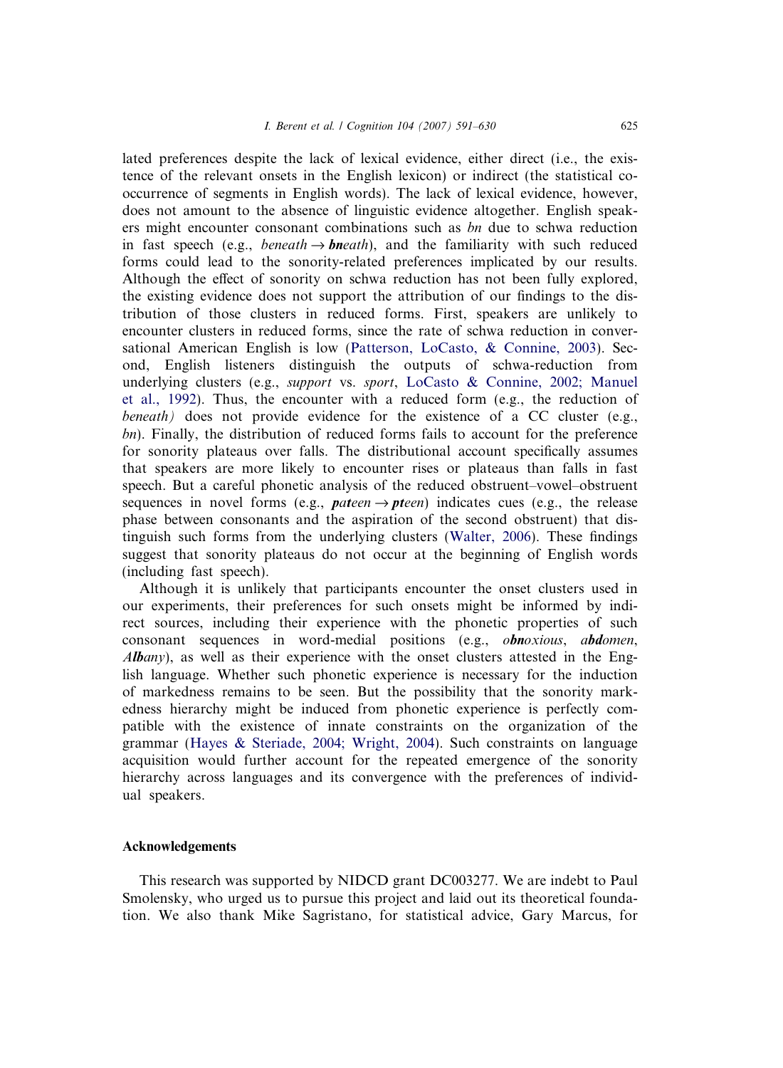lated preferences despite the lack of lexical evidence, either direct (i.e., the existence of the relevant onsets in the English lexicon) or indirect (the statistical co-occurrence of segments in English words). The lack of lexical evidence, however, does not amount to the absence of linguistic evidence altogether. English speakers might encounter consonant combinations such as *bn* due to schwa reduction in fast speech (e.g., *beneath* → ***bn****eath*), and the familiarity with such reduced forms could lead to the sonority-related preferences implicated by our results. Although the effect of sonority on schwa reduction has not been fully explored, the existing evidence does not support the attribution of our findings to the distribution of those clusters in reduced forms. First, speakers are unlikely to encounter clusters in reduced forms, since the rate of schwa reduction in conversational American English is low (Patterson, LoCasto, & Connine, 2003). Second, English listeners distinguish the outputs of schwa-reduction from underlying clusters (e.g., *support* vs. *sport*, LoCasto & Connine, 2002; Manuel et al., 1992). Thus, the encounter with a reduced form (e.g., the reduction of *beneath)* does not provide evidence for the existence of a CC cluster (e.g., *bn*). Finally, the distribution of reduced forms fails to account for the preference for sonority plateaus over falls. The distributional account specifically assumes that speakers are more likely to encounter rises or plateaus than falls in fast speech. But a careful phonetic analysis of the reduced obstruent–vowel–obstruent sequences in novel forms (e.g., ***pat****een* → ***pt****een*) indicates cues (e.g., the release phase between consonants and the aspiration of the second obstruent) that distinguish such forms from the underlying clusters (Walter, 2006). These findings suggest that sonority plateaus do not occur at the beginning of English words (including fast speech).

Although it is unlikely that participants encounter the onset clusters used in our experiments, their preferences for such onsets might be informed by indirect sources, including their experience with the phonetic properties of such consonant sequences in word-medial positions (e.g., *o****bn****oxious*, *a****bd****omen*, ***Alb****any*), as well as their experience with the onset clusters attested in the English language. Whether such phonetic experience is necessary for the induction of markedness remains to be seen. But the possibility that the sonority markedness hierarchy might be induced from phonetic experience is perfectly compatible with the existence of innate constraints on the organization of the grammar (Hayes & Steriade, 2004; Wright, 2004). Such constraints on language acquisition would further account for the repeated emergence of the sonority hierarchy across languages and its convergence with the preferences of individual speakers.

## Acknowledgements

This research was supported by NIDCD grant DC003277. We are indebt to Paul Smolensky, who urged us to pursue this project and laid out its theoretical foundation. We also thank Mike Sagristano, for statistical advice, Gary Marcus, for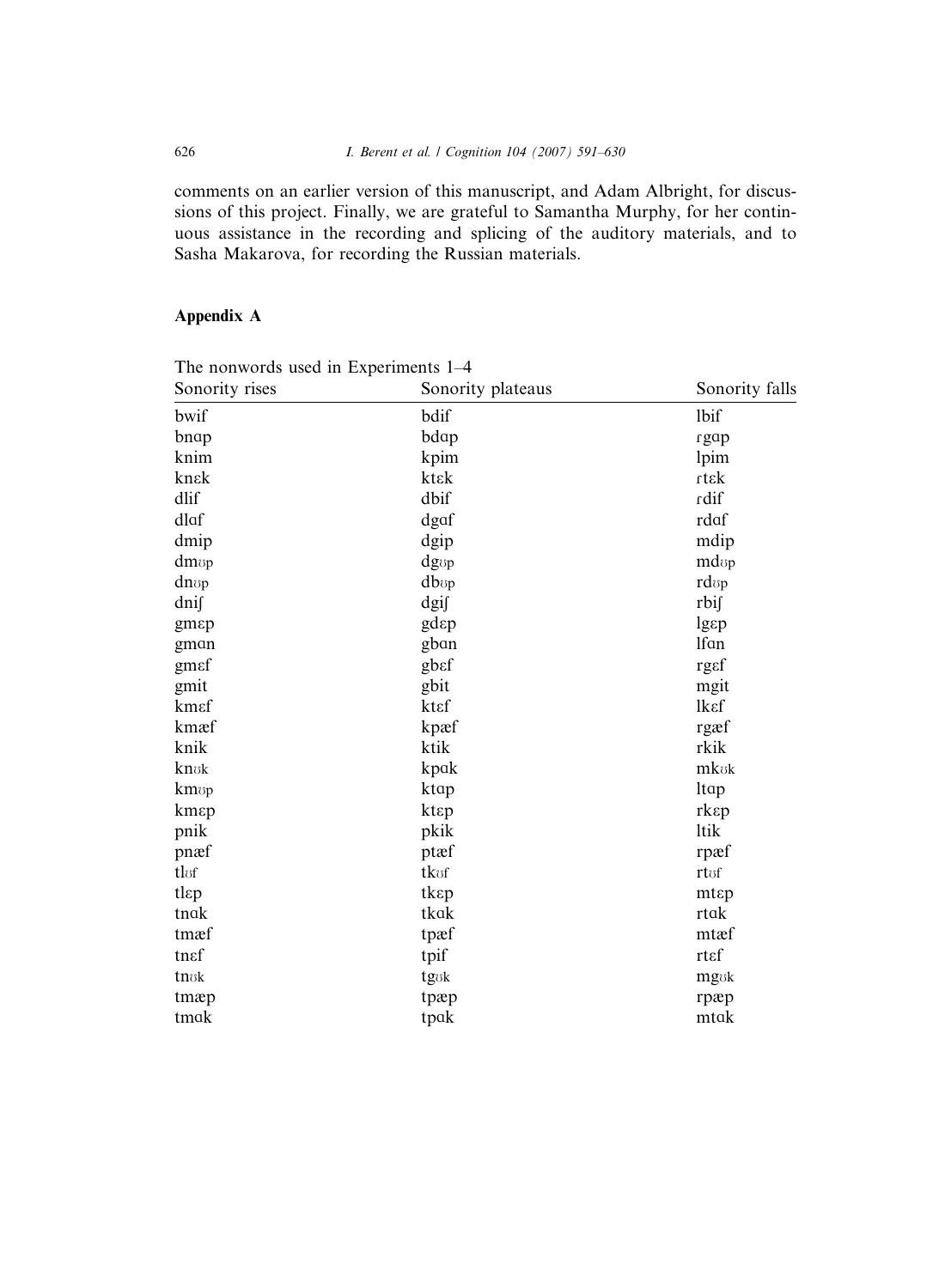comments on an earlier version of this manuscript, and Adam Albright, for discussions of this project. Finally, we are grateful to Samantha Murphy, for her continuous assistance in the recording and splicing of the auditory materials, and to Sasha Makarova, for recording the Russian materials.

## Appendix A

The nonwords used in Experiments 1–4

| Sonority rises | Sonority plateaus | Sonority falls |
|---|---|---|
| bwif | bdif | lbif |
| bnɑp | bdɑp | ɾgɑp |
| knim | kpim | lpim |
| knɛk | ktɛk | ɾtɛk |
| dlif | dbif | ɾdif |
| dlɑf | dgɑf | rdɑf |
| dmip | dgip | mdip |
| dmʊp | dgʊp | mdʊp |
| dnʊp | dbʊp | rdʊp |
| dniʃ | dgiʃ | rbiʃ |
| gmɛp | gdɛp | lgɛp |
| gmɑn | gbɑn | lfɑn |
| gmɛf | gbɛf | rgɛf |
| gmit | gbit | mgit |
| kmɛf | ktɛf | lkɛf |
| kmæf | kpæf | rgæf |
| knik | ktik | rkik |
| knʊk | kpɑk | mkʊk |
| kmʊp | ktɑp | ltɑp |
| kmɛp | ktɛp | rkɛp |
| pnik | pkik | ltik |
| pnæf | ptæf | rpæf |
| tlʊf | tkʊf | rtʊf |
| tlɛp | tkɛp | mtɛp |
| tnɑk | tkɑk | rtɑk |
| tmæf | tpæf | mtæf |
| tnɛf | tpif | rtɛf |
| tnʊk | tgʊk | mgʊk |
| tmæp | tpæp | rpæp |
| tmɑk | tpɑk | mtɑk |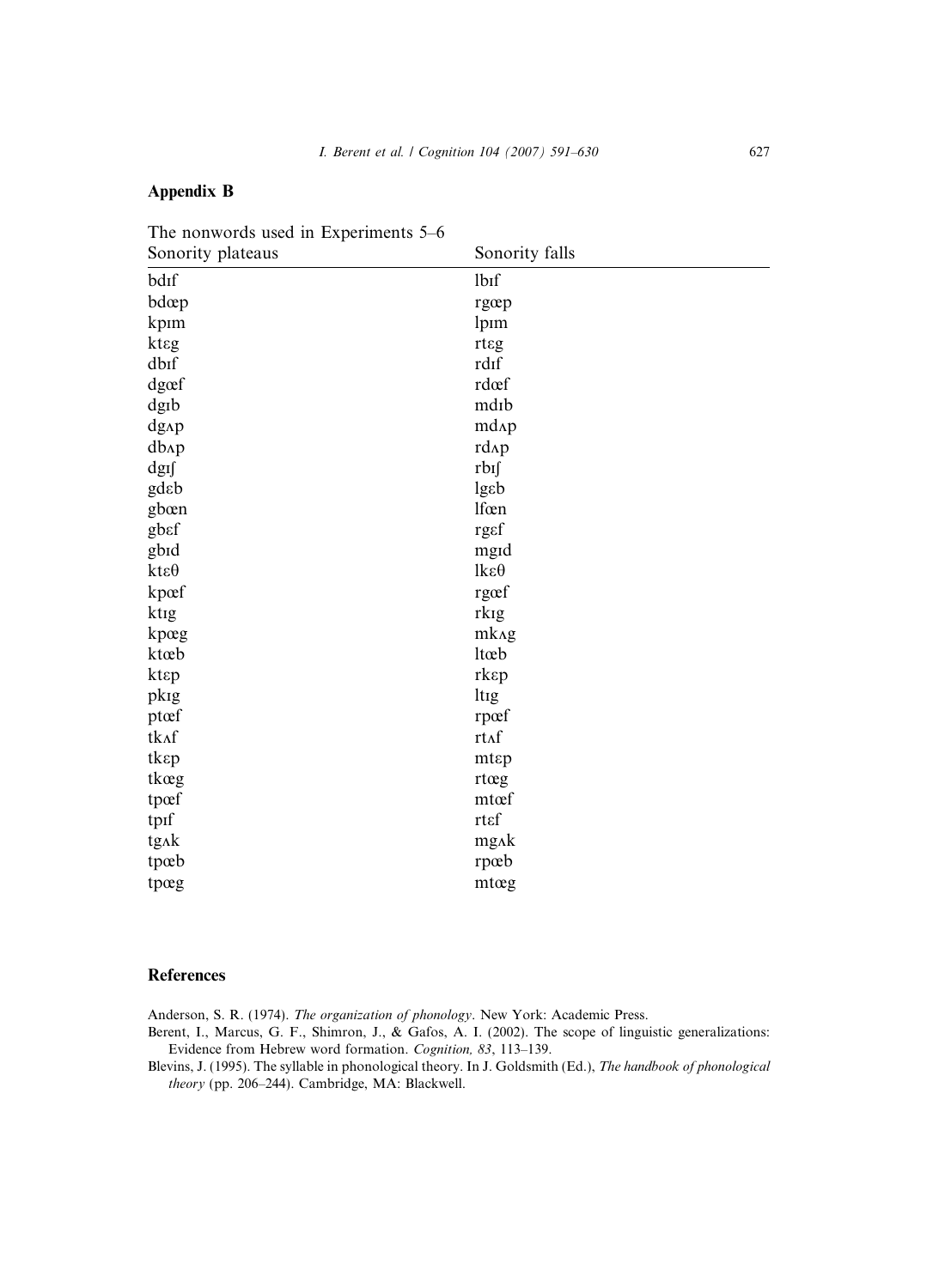## Appendix B

The nonwords used in Experiments 5–6

| Sonority plateaus | Sonority falls |
|---|---|
| bdɪf | lbɪf |
| bdæp | rgæp |
| kpɪm | lpɪm |
| ktɛg | rtɛg |
| dbɪf | rdɪf |
| dgæf | rdæf |
| dgɪb | mdɪb |
| dgʌp | mdʌp |
| dbʌp | rdʌp |
| dgɪʃ | rbɪʃ |
| gdɛb | lgɛb |
| gbæn | lfæn |
| gbɛf | rgɛf |
| gbɪd | mgɪd |
| ktɛθ | lkɛθ |
| kpæf | rgæf |
| ktɪg | rkɪg |
| kpæg | mkʌg |
| ktæb | ltæb |
| ktɛp | rkɛp |
| pkɪg | ltɪg |
| ptæf | rpæf |
| tkʌf | rtʌf |
| tkɛp | mtɛp |
| tkæg | rtæg |
| tpæf | mtæf |
| tpɪf | rtɛf |
| tgʌk | mgʌk |
| tpæb | rpæb |
| tpæg | mtæg |

## References

Anderson, S. R. (1974). *The organization of phonology*. New York: Academic Press.

Berent, I., Marcus, G. F., Shimron, J., & Gafos, A. I. (2002). The scope of linguistic generalizations: Evidence from Hebrew word formation. *Cognition, 83*, 113–139.

Blevins, J. (1995). The syllable in phonological theory. In J. Goldsmith (Ed.), *The handbook of phonological theory* (pp. 206–244). Cambridge, MA: Blackwell.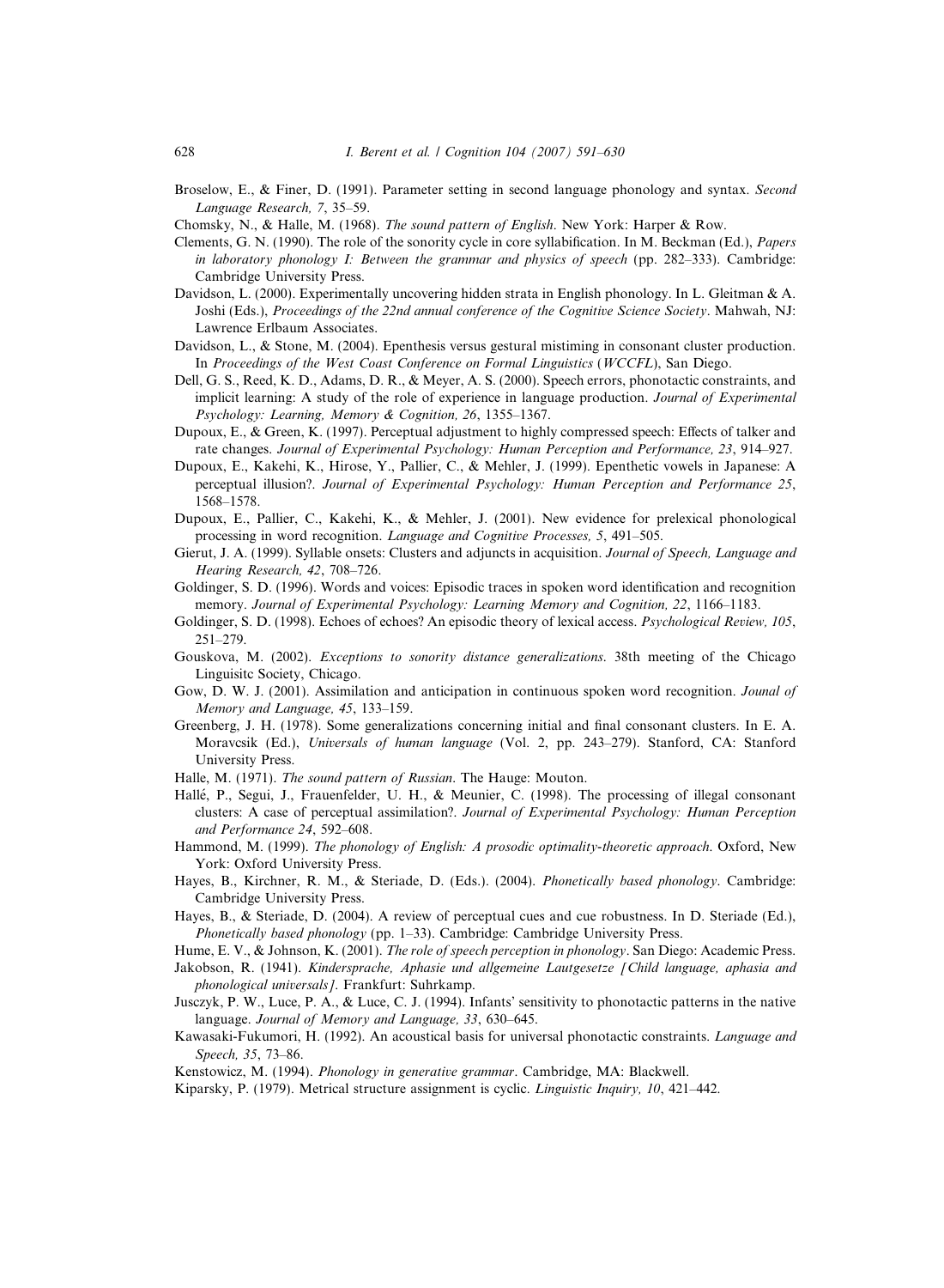Broselow, E., & Finer, D. (1991). Parameter setting in second language phonology and syntax. *Second Language Research, 7*, 35–59.

Chomsky, N., & Halle, M. (1968). *The sound pattern of English*. New York: Harper & Row.

Clements, G. N. (1990). The role of the sonority cycle in core syllabification. In M. Beckman (Ed.), *Papers in laboratory phonology I: Between the grammar and physics of speech* (pp. 282–333). Cambridge: Cambridge University Press.

Davidson, L. (2000). Experimentally uncovering hidden strata in English phonology. In L. Gleitman & A. Joshi (Eds.), *Proceedings of the 22nd annual conference of the Cognitive Science Society*. Mahwah, NJ: Lawrence Erlbaum Associates.

Davidson, L., & Stone, M. (2004). Epenthesis versus gestural mistiming in consonant cluster production. In *Proceedings of the West Coast Conference on Formal Linguistics* (*WCCFL*), San Diego.

Dell, G. S., Reed, K. D., Adams, D. R., & Meyer, A. S. (2000). Speech errors, phonotactic constraints, and implicit learning: A study of the role of experience in language production. *Journal of Experimental Psychology: Learning, Memory & Cognition, 26*, 1355–1367.

Dupoux, E., & Green, K. (1997). Perceptual adjustment to highly compressed speech: Effects of talker and rate changes. *Journal of Experimental Psychology: Human Perception and Performance, 23*, 914–927.

Dupoux, E., Kakehi, K., Hirose, Y., Pallier, C., & Mehler, J. (1999). Epenthetic vowels in Japanese: A perceptual illusion?. *Journal of Experimental Psychology: Human Perception and Performance 25*, 1568–1578.

Dupoux, E., Pallier, C., Kakehi, K., & Mehler, J. (2001). New evidence for prelexical phonological processing in word recognition. *Language and Cognitive Processes, 5*, 491–505.

Gierut, J. A. (1999). Syllable onsets: Clusters and adjuncts in acquisition. *Journal of Speech, Language and Hearing Research, 42*, 708–726.

Goldinger, S. D. (1996). Words and voices: Episodic traces in spoken word identification and recognition memory. *Journal of Experimental Psychology: Learning Memory and Cognition, 22*, 1166–1183.

Goldinger, S. D. (1998). Echoes of echoes? An episodic theory of lexical access. *Psychological Review, 105*, 251–279.

Gouskova, M. (2002). *Exceptions to sonority distance generalizations*. 38th meeting of the Chicago Linguisitc Society, Chicago.

Gow, D. W. J. (2001). Assimilation and anticipation in continuous spoken word recognition. *Jounal of Memory and Language, 45*, 133–159.

Greenberg, J. H. (1978). Some generalizations concerning initial and final consonant clusters. In E. A. Moravcsik (Ed.), *Universals of human language* (Vol. 2, pp. 243–279). Stanford, CA: Stanford University Press.

Halle, M. (1971). *The sound pattern of Russian*. The Hauge: Mouton.

Hallé, P., Segui, J., Frauenfelder, U. H., & Meunier, C. (1998). The processing of illegal consonant clusters: A case of perceptual assimilation?. *Journal of Experimental Psychology: Human Perception and Performance 24*, 592–608.

Hammond, M. (1999). *The phonology of English: A prosodic optimality-theoretic approach*. Oxford, New York: Oxford University Press.

Hayes, B., Kirchner, R. M., & Steriade, D. (Eds.). (2004). *Phonetically based phonology*. Cambridge: Cambridge University Press.

Hayes, B., & Steriade, D. (2004). A review of perceptual cues and cue robustness. In D. Steriade (Ed.), *Phonetically based phonology* (pp. 1–33). Cambridge: Cambridge University Press.

Hume, E. V., & Johnson, K. (2001). *The role of speech perception in phonology*. San Diego: Academic Press.

Jakobson, R. (1941). *Kindersprache, Aphasie und allgemeine Lautgesetze [Child language, aphasia and phonological universals]*. Frankfurt: Suhrkamp.

Jusczyk, P. W., Luce, P. A., & Luce, C. J. (1994). Infants' sensitivity to phonotactic patterns in the native language. *Journal of Memory and Language, 33*, 630–645.

Kawasaki-Fukumori, H. (1992). An acoustical basis for universal phonotactic constraints. *Language and Speech, 35*, 73–86.

Kenstowicz, M. (1994). *Phonology in generative grammar*. Cambridge, MA: Blackwell.

Kiparsky, P. (1979). Metrical structure assignment is cyclic. *Linguistic Inquiry, 10*, 421–442.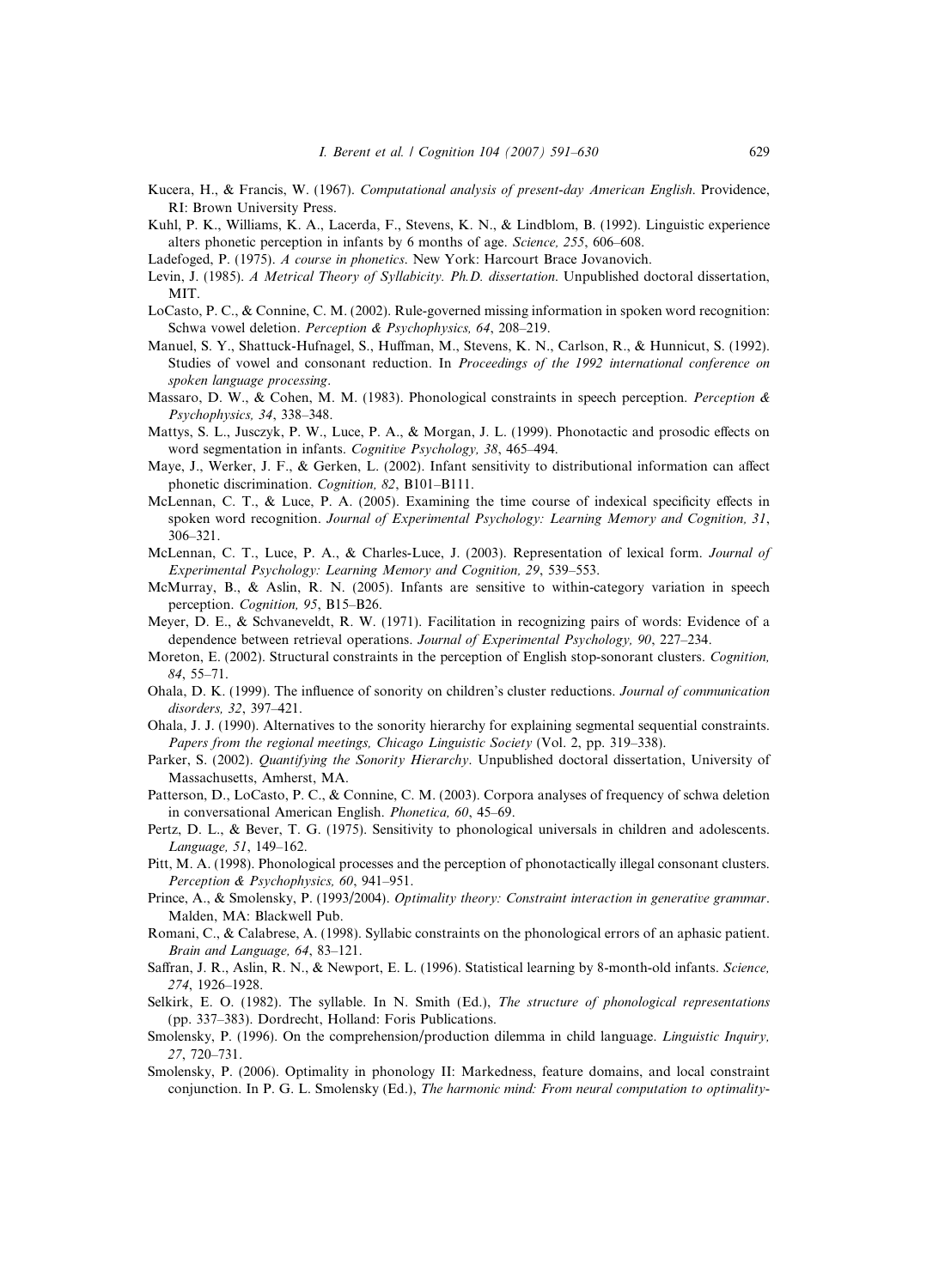Kucera, H., & Francis, W. (1967). *Computational analysis of present-day American English*. Providence, RI: Brown University Press.

Kuhl, P. K., Williams, K. A., Lacerda, F., Stevens, K. N., & Lindblom, B. (1992). Linguistic experience alters phonetic perception in infants by 6 months of age. *Science, 255*, 606–608.

Ladefoged, P. (1975). *A course in phonetics*. New York: Harcourt Brace Jovanovich.

Levin, J. (1985). *A Metrical Theory of Syllabicity. Ph.D. dissertation*. Unpublished doctoral dissertation, MIT.

LoCasto, P. C., & Connine, C. M. (2002). Rule-governed missing information in spoken word recognition: Schwa vowel deletion. *Perception & Psychophysics, 64*, 208–219.

Manuel, S. Y., Shattuck-Hufnagel, S., Huffman, M., Stevens, K. N., Carlson, R., & Hunnicut, S. (1992). Studies of vowel and consonant reduction. In *Proceedings of the 1992 international conference on spoken language processing*.

Massaro, D. W., & Cohen, M. M. (1983). Phonological constraints in speech perception. *Perception & Psychophysics, 34*, 338–348.

Mattys, S. L., Jusczyk, P. W., Luce, P. A., & Morgan, J. L. (1999). Phonotactic and prosodic effects on word segmentation in infants. *Cognitive Psychology, 38*, 465–494.

Maye, J., Werker, J. F., & Gerken, L. (2002). Infant sensitivity to distributional information can affect phonetic discrimination. *Cognition, 82*, B101–B111.

McLennan, C. T., & Luce, P. A. (2005). Examining the time course of indexical specificity effects in spoken word recognition. *Journal of Experimental Psychology: Learning Memory and Cognition, 31*, 306–321.

McLennan, C. T., Luce, P. A., & Charles-Luce, J. (2003). Representation of lexical form. *Journal of Experimental Psychology: Learning Memory and Cognition, 29*, 539–553.

McMurray, B., & Aslin, R. N. (2005). Infants are sensitive to within-category variation in speech perception. *Cognition, 95*, B15–B26.

Meyer, D. E., & Schvaneveldt, R. W. (1971). Facilitation in recognizing pairs of words: Evidence of a dependence between retrieval operations. *Journal of Experimental Psychology, 90*, 227–234.

Moreton, E. (2002). Structural constraints in the perception of English stop-sonorant clusters. *Cognition, 84*, 55–71.

Ohala, D. K. (1999). The influence of sonority on children's cluster reductions. *Journal of communication disorders, 32*, 397–421.

Ohala, J. J. (1990). Alternatives to the sonority hierarchy for explaining segmental sequential constraints. *Papers from the regional meetings, Chicago Linguistic Society* (Vol. 2, pp. 319–338).

Parker, S. (2002). *Quantifying the Sonority Hierarchy*. Unpublished doctoral dissertation, University of Massachusetts, Amherst, MA.

Patterson, D., LoCasto, P. C., & Connine, C. M. (2003). Corpora analyses of frequency of schwa deletion in conversational American English. *Phonetica, 60*, 45–69.

Pertz, D. L., & Bever, T. G. (1975). Sensitivity to phonological universals in children and adolescents. *Language, 51*, 149–162.

Pitt, M. A. (1998). Phonological processes and the perception of phonotactically illegal consonant clusters. *Perception & Psychophysics, 60*, 941–951.

Prince, A., & Smolensky, P. (1993/2004). *Optimality theory: Constraint interaction in generative grammar*. Malden, MA: Blackwell Pub.

Romani, C., & Calabrese, A. (1998). Syllabic constraints on the phonological errors of an aphasic patient. *Brain and Language, 64*, 83–121.

Saffran, J. R., Aslin, R. N., & Newport, E. L. (1996). Statistical learning by 8-month-old infants. *Science, 274*, 1926–1928.

Selkirk, E. O. (1982). The syllable. In N. Smith (Ed.), *The structure of phonological representations* (pp. 337–383). Dordrecht, Holland: Foris Publications.

Smolensky, P. (1996). On the comprehension/production dilemma in child language. *Linguistic Inquiry, 27*, 720–731.

Smolensky, P. (2006). Optimality in phonology II: Markedness, feature domains, and local constraint conjunction. In P. G. L. Smolensky (Ed.), *The harmonic mind: From neural computation to optimality-*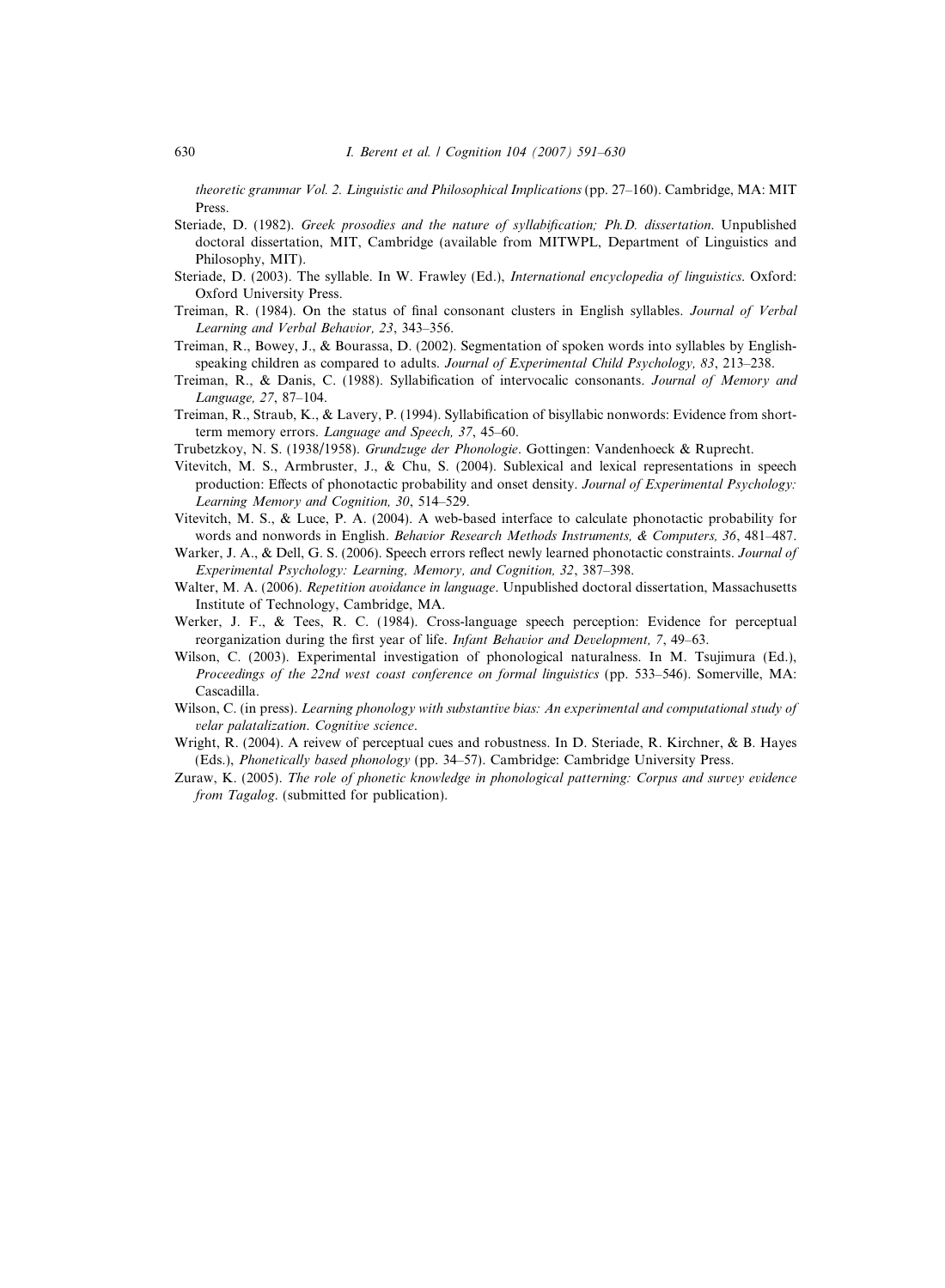*theoretic grammar Vol. 2. Linguistic and Philosophical Implications* (pp. 27–160). Cambridge, MA: MIT Press.

Steriade, D. (1982). *Greek prosodies and the nature of syllabification; Ph.D. dissertation*. Unpublished doctoral dissertation, MIT, Cambridge (available from MITWPL, Department of Linguistics and Philosophy, MIT).

Steriade, D. (2003). The syllable. In W. Frawley (Ed.), *International encyclopedia of linguistics*. Oxford: Oxford University Press.

Treiman, R. (1984). On the status of final consonant clusters in English syllables. *Journal of Verbal Learning and Verbal Behavior, 23*, 343–356.

Treiman, R., Bowey, J., & Bourassa, D. (2002). Segmentation of spoken words into syllables by English-speaking children as compared to adults. *Journal of Experimental Child Psychology, 83*, 213–238.

Treiman, R., & Danis, C. (1988). Syllabification of intervocalic consonants. *Journal of Memory and Language, 27*, 87–104.

Treiman, R., Straub, K., & Lavery, P. (1994). Syllabification of bisyllabic nonwords: Evidence from short-term memory errors. *Language and Speech, 37*, 45–60.

Trubetzkoy, N. S. (1938/1958). *Grundzuge der Phonologie*. Gottingen: Vandenhoeck & Ruprecht.

Vitevitch, M. S., Armbruster, J., & Chu, S. (2004). Sublexical and lexical representations in speech production: Effects of phonotactic probability and onset density. *Journal of Experimental Psychology: Learning Memory and Cognition, 30*, 514–529.

Vitevitch, M. S., & Luce, P. A. (2004). A web-based interface to calculate phonotactic probability for words and nonwords in English. *Behavior Research Methods Instruments, & Computers, 36*, 481–487.

Warker, J. A., & Dell, G. S. (2006). Speech errors reflect newly learned phonotactic constraints. *Journal of Experimental Psychology: Learning, Memory, and Cognition, 32*, 387–398.

Walter, M. A. (2006). *Repetition avoidance in language*. Unpublished doctoral dissertation, Massachusetts Institute of Technology, Cambridge, MA.

Werker, J. F., & Tees, R. C. (1984). Cross-language speech perception: Evidence for perceptual reorganization during the first year of life. *Infant Behavior and Development, 7*, 49–63.

Wilson, C. (2003). Experimental investigation of phonological naturalness. In M. Tsujimura (Ed.), *Proceedings of the 22nd west coast conference on formal linguistics* (pp. 533–546). Somerville, MA: Cascadilla.

Wilson, C. (in press). *Learning phonology with substantive bias: An experimental and computational study of velar palatalization*. *Cognitive science*.

Wright, R. (2004). A reivew of perceptual cues and robustness. In D. Steriade, R. Kirchner, & B. Hayes (Eds.), *Phonetically based phonology* (pp. 34–57). Cambridge: Cambridge University Press.

Zuraw, K. (2005). *The role of phonetic knowledge in phonological patterning: Corpus and survey evidence from Tagalog*. (submitted for publication).